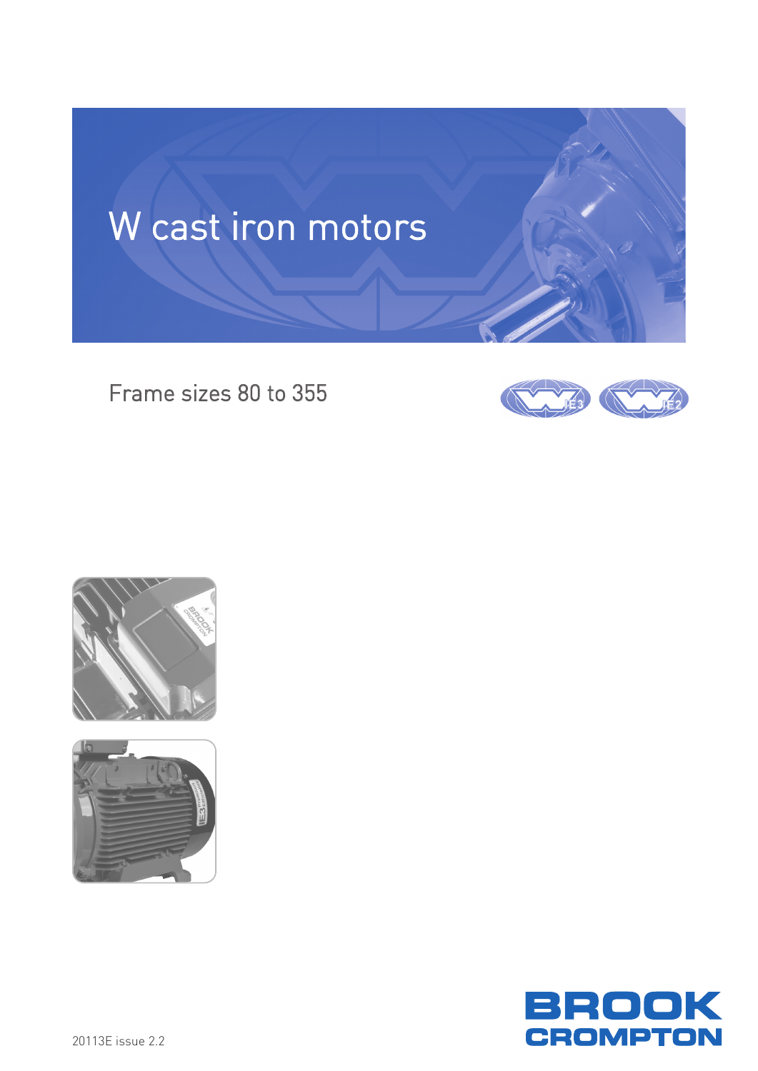# W cast iron motors

## Frame sizes 80 to 355

IE3 IE2

BROOK CROMPTON

20113E issue 2.2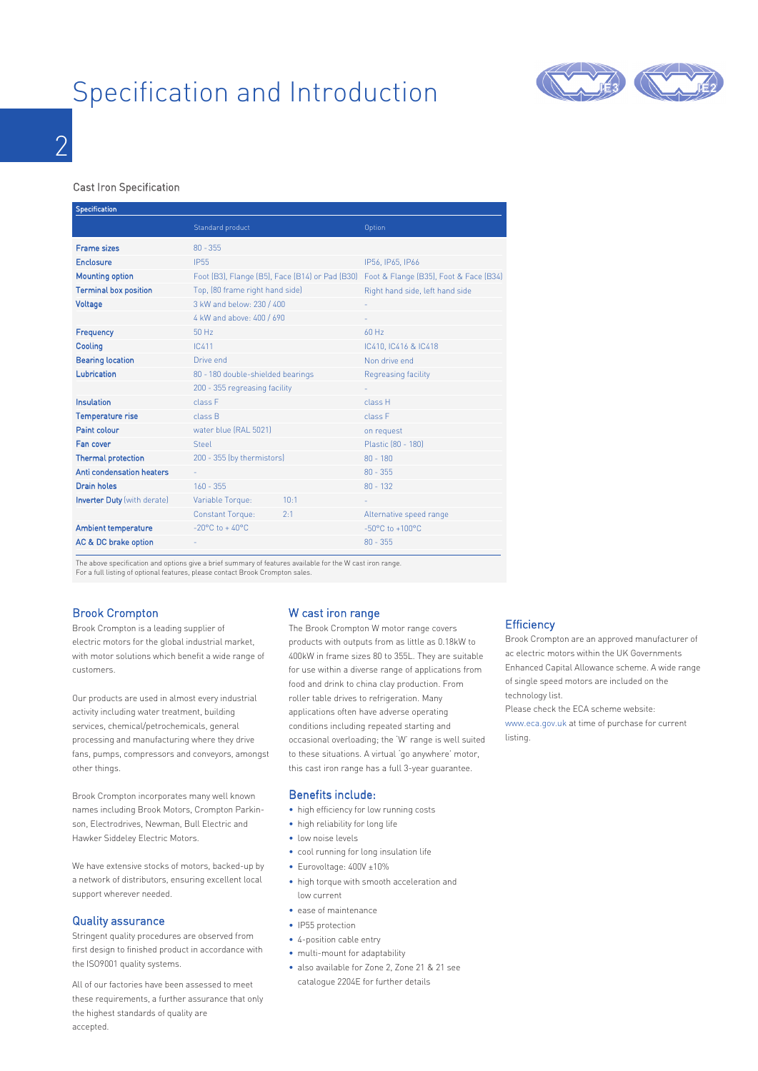# Specification and Introduction

## Cast Iron Specification

| Specification | Standard product | Option |
|---|---|---|
| Frame sizes | 80 - 355 | |
| Enclosure | IP55 | IP56, IP65, IP66 |
| Mounting option | Foot (B3), Flange (B5), Face (B14) or Pad (B30) | Foot & Flange (B35), Foot & Face (B34) |
| Terminal box position | Top, (80 frame right hand side) | Right hand side, left hand side |
| Voltage | 3 kW and below: 230 / 400 | - |
| | 4 kW and above: 400 / 690 | - |
| Frequency | 50 Hz | 60 Hz |
| Cooling | IC411 | IC410, IC416 & IC418 |
| Bearing location | Drive end | Non drive end |
| Lubrication | 80 - 180 double-shielded bearings | Regreasing facility |
| | 200 - 355 regreasing facility | - |
| Insulation | class F | class H |
| Temperature rise | class B | class F |
| Paint colour | water blue (RAL 5021) | on request |
| Fan cover | Steel | Plastic (80 - 180) |
| Thermal protection | 200 - 355 (by thermistors) | 80 - 180 |
| Anti condensation heaters | - | 80 - 355 |
| Drain holes | 160 - 355 | 80 - 132 |
| Inverter Duty (with derate) | Variable Torque: 10:1 | - |
| | Constant Torque: 2:1 | Alternative speed range |
| Ambient temperature | -20°C to + 40°C | -50°C to +100°C |
| AC & DC brake option | - | 80 - 355 |

The above specification and options give a brief summary of features available for the W cast iron range.
For a full listing of optional features, please contact Brook Crompton sales.

## Brook Crompton

Brook Crompton is a leading supplier of electric motors for the global industrial market, with motor solutions which benefit a wide range of customers.

Our products are used in almost every industrial activity including water treatment, building services, chemical/petrochemicals, general processing and manufacturing where they drive fans, pumps, compressors and conveyors, amongst other things.

Brook Crompton incorporates many well known names including Brook Motors, Crompton Parkinson, Electrodrives, Newman, Bull Electric and Hawker Siddeley Electric Motors.

We have extensive stocks of motors, backed-up by a network of distributors, ensuring excellent local support wherever needed.

## Quality assurance

Stringent quality procedures are observed from first design to finished product in accordance with the ISO9001 quality systems.

All of our factories have been assessed to meet these requirements, a further assurance that only the highest standards of quality are accepted.

## W cast iron range

The Brook Crompton W motor range covers products with outputs from as little as 0.18kW to 400kW in frame sizes 80 to 355L. They are suitable for use within a diverse range of applications from food and drink to china clay production. From roller table drives to refrigeration. Many applications often have adverse operating conditions including repeated starting and occasional overloading; the 'W' range is well suited to these situations. A virtual 'go anywhere' motor, this cast iron range has a full 3-year guarantee.

## Benefits include:

- high efficiency for low running costs
- high reliability for long life
- low noise levels
- cool running for long insulation life
- Eurovoltage: 400V ±10%
- high torque with smooth acceleration and low current
- ease of maintenance
- IP55 protection
- 4-position cable entry
- multi-mount for adaptability
- also available for Zone 2, Zone 21 & 21 see catalogue 2204E for further details

## Efficiency

Brook Crompton are an approved manufacturer of ac electric motors within the UK Governments Enhanced Capital Allowance scheme. A wide range of single speed motors are included on the technology list.
Please check the ECA scheme website: www.eca.gov.uk at time of purchase for current listing.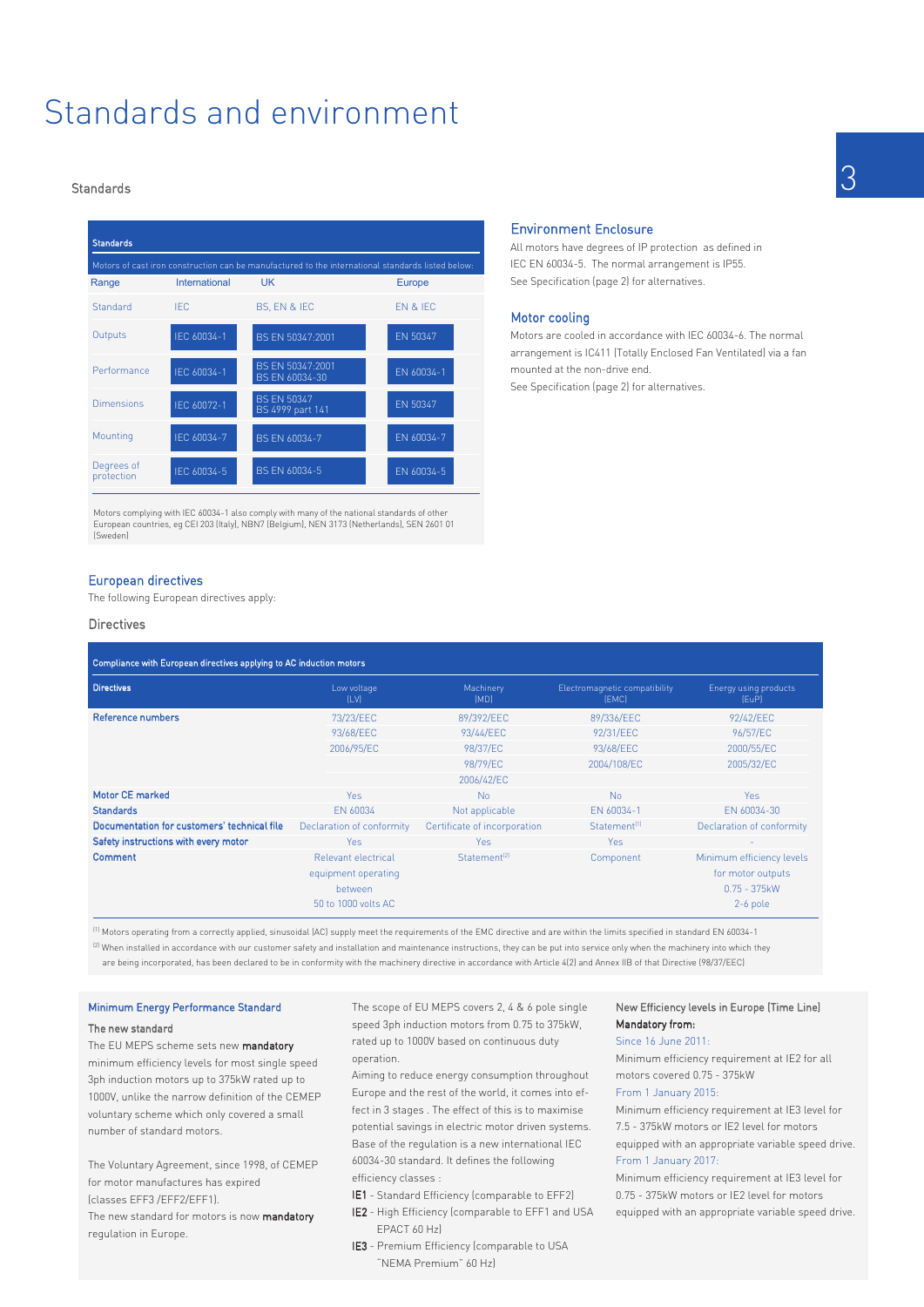# Standards and environment

## Standards

| Standards | | | |
|---|---|---|---|
| Motors of cast iron construction can be manufactured to the international standards listed below: | | | |
| **Range** | **International** | **UK** | **Europe** |
| Standard | IEC | BS, EN & IEC | EN & IEC |
| Outputs | IEC 60034-1 | BS EN 50347:2001 | EN 50347 |
| Performance | IEC 60034-1 | BS EN 50347:2001 BS EN 60034-30 | EN 60034-1 |
| Dimensions | IEC 60072-1 | BS EN 50347 BS 4999 part 141 | EN 50347 |
| Mounting | IEC 60034-7 | BS EN 60034-7 | EN 60034-7 |
| Degrees of protection | IEC 60034-5 | BS EN 60034-5 | EN 60034-5 |

Motors complying with IEC 60034-1 also comply with many of the national standards of other European countries, eg CEI 203 (Italy), NBN7 (Belgium), NEN 3173 (Netherlands), SEN 2601 01 (Sweden)

### Environment Enclosure

All motors have degrees of IP protection as defined in IEC EN 60034-5. The normal arrangement is IP55. See Specification (page 2) for alternatives.

### Motor cooling

Motors are cooled in accordance with IEC 60034-6. The normal arrangement is IC411 (Totally Enclosed Fan Ventilated) via a fan mounted at the non-drive end.
See Specification (page 2) for alternatives.

## European directives

The following European directives apply:

### Directives

| Compliance with European directives applying to AC induction motors | | | | |
|---|---|---|---|---|
| **Directives** | Low voltage (LV) | Machinery (MD) | Electromagnetic compatibility (EMC) | Energy using products (EuP) |
| **Reference numbers** | 73/23/EEC<br>93/68/EEC<br>2006/95/EC | 89/392/EEC<br>93/44/EEC<br>98/37/EC<br>98/79/EC<br>2006/42/EC | 89/336/EEC<br>92/31/EEC<br>93/68/EEC<br>2004/108/EC | 92/42/EEC<br>96/57/EC<br>2000/55/EC<br>2005/32/EC |
| **Motor CE marked** | Yes | No | No | Yes |
| **Standards** | EN 60034 | Not applicable | EN 60034-1 | EN 60034-30 |
| **Documentation for customers' technical file** | Declaration of conformity | Certificate of incorporation | Statement[1] | Declaration of conformity |
| **Safety instructions with every motor** | Yes | Yes | Yes | - |
| **Comment** | Relevant electrical equipment operating between 50 to 1000 volts AC | Statement[2] | Component | Minimum efficiency levels for motor outputs 0.75 - 375kW 2-6 pole |

[1] Motors operating from a correctly applied, sinusoidal (AC) supply meet the requirements of the EMC directive and are within the limits specified in standard EN 60034-1

[2] When installed in accordance with our customer safety and installation and maintenance instructions, they can be put into service only when the machinery into which they are being incorporated, has been declared to be in conformity with the machinery directive in accordance with Article 4(2) and Annex IIB of that Directive (98/37/EEC)

### Minimum Energy Performance Standard

**The new standard**

The EU MEPS scheme sets new **mandatory** minimum efficiency levels for most single speed 3ph induction motors up to 375kW rated up to 1000V, unlike the narrow definition of the CEMEP voluntary scheme which only covered a small number of standard motors.

The Voluntary Agreement, since 1998, of CEMEP for motor manufactures has expired (classes EFF3 /EFF2/EFF1).
The new standard for motors is now **mandatory** regulation in Europe.

The scope of EU MEPS covers 2, 4 & 6 pole single speed 3ph induction motors from 0.75 to 375kW, rated up to 1000V based on continuous duty operation.
Aiming to reduce energy consumption throughout Europe and the rest of the world, it comes into effect in 3 stages . The effect of this is to maximise potential savings in electric motor driven systems.
Base of the regulation is a new international IEC 60034-30 standard. It defines the following efficiency classes :

- **IE1** - Standard Efficiency (comparable to EFF2)
- **IE2** - High Efficiency (comparable to EFF1 and USA EPACT 60 Hz)
- **IE3** - Premium Efficiency (comparable to USA "NEMA Premium" 60 Hz)

**New Efficiency levels in Europe (Time Line)**
**Mandatory from:**

Since 16 June 2011:
Minimum efficiency requirement at IE2 for all motors covered 0.75 - 375kW

From 1 January 2015:
Minimum efficiency requirement at IE3 level for 7.5 - 375kW motors or IE2 level for motors equipped with an appropriate variable speed drive.

From 1 January 2017:
Minimum efficiency requirement at IE3 level for 0.75 - 375kW motors or IE2 level for motors equipped with an appropriate variable speed drive.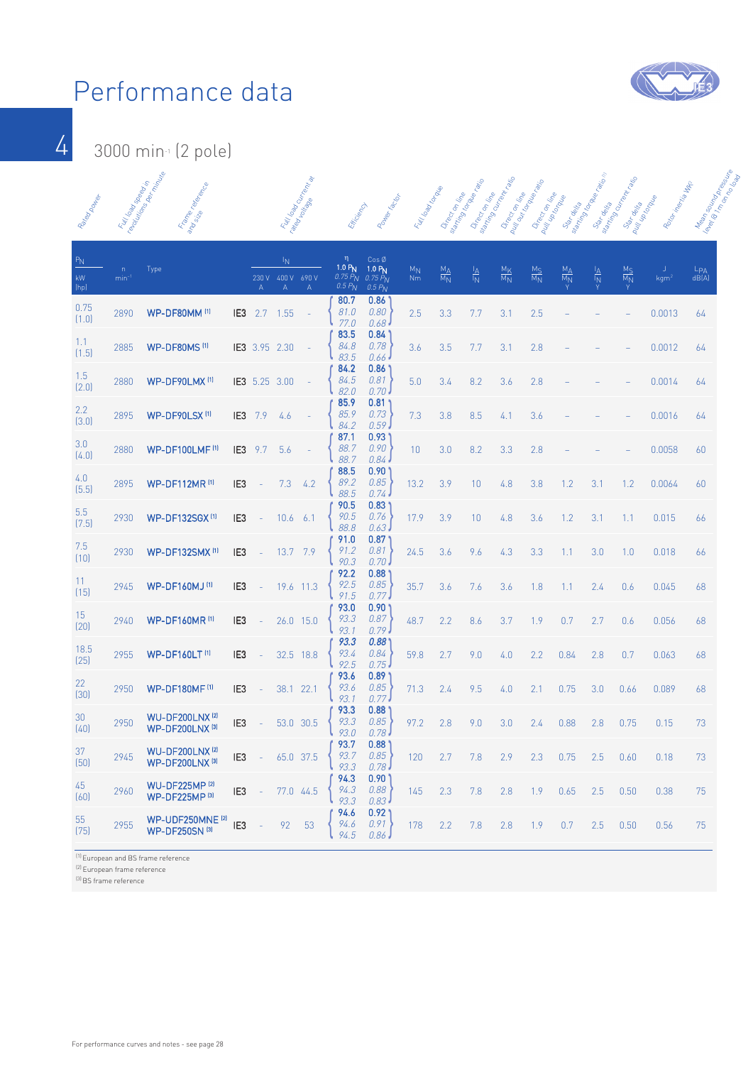# Performance data

## 3000 min-1 (2 pole)

| Rated power $P_N$ kW [hp] | Full load speed in revolutions per minute n min-1 | Frame reference and size Type | | Full load current at rated voltage $I_N$ 230 V A | $I_N$ 400 V A | $I_N$ 690 V A | Efficiency η 1.0 $P_N$ / 0.75 $P_N$ / 0.5 $P_N$ | Power factor Cos Ø 1.0 $P_N$ / 0.75 $P_N$ / 0.5 $P_N$ | Full load torque $M_N$ Nm | Direct on line starting torque ratio $M_A/M_N$ | Direct on line starting current ratio $I_A/I_N$ | Direct on line pull out torque ratio $M_K/M_N$ | Direct on line pull up torque $M_S/M_N$ | Star delta starting torque ratio [1] $M_A/M_N$ Y | Star delta starting current ratio $I_A/I_N$ Y | Star delta pull up torque $M_S/M_N$ Y | Rotor inertia WK² J kgm² | Mean sound pressure level @ 1m on no load $L_{PA}$ dB(A) |
|---|---|---|---|---|---|---|---|---|---|---|---|---|---|---|---|---|---|---|
| 0.75 (1.0) | 2890 | WP-DF80MM [1] | IE3 | 2.7 | 1.55 | – | 80.7 / 81.0 / 77.0 | 0.86 / 0.80 / 0.68 | 2.5 | 3.3 | 7.7 | 3.1 | 2.5 | – | – | – | 0.0013 | 64 |
| 1.1 (1.5) | 2885 | WP-DF80MS [1] | IE3 | 3.95 | 2.30 | – | 83.5 / 84.8 / 83.5 | 0.84 / 0.78 / 0.66 | 3.6 | 3.5 | 7.7 | 3.1 | 2.8 | – | – | – | 0.0012 | 64 |
| 1.5 (2.0) | 2880 | WP-DF90LMX [1] | IE3 | 5.25 | 3.00 | – | 84.2 / 84.5 / 82.0 | 0.86 / 0.81 / 0.70 | 5.0 | 3.4 | 8.2 | 3.6 | 2.8 | – | – | – | 0.0014 | 64 |
| 2.2 (3.0) | 2895 | WP-DF90LSX [1] | IE3 | 7.9 | 4.6 | – | 85.9 / 85.9 / 84.2 | 0.81 / 0.73 / 0.59 | 7.3 | 3.8 | 8.5 | 4.1 | 3.6 | – | – | – | 0.0016 | 64 |
| 3.0 (4.0) | 2880 | WP-DF100LMF [1] | IE3 | 9.7 | 5.6 | – | 87.1 / 88.7 / 88.7 | 0.93 / 0.90 / 0.84 | 10 | 3.0 | 8.2 | 3.3 | 2.8 | – | – | – | 0.0058 | 60 |
| 4.0 (5.5) | 2895 | WP-DF112MR [1] | IE3 | – | 7.3 | 4.2 | 88.5 / 89.2 / 88.5 | 0.90 / 0.85 / 0.74 | 13.2 | 3.9 | 10 | 4.8 | 3.8 | 1.2 | 3.1 | 1.2 | 0.0064 | 60 |
| 5.5 (7.5) | 2930 | WP-DF132SGX [1] | IE3 | – | 10.6 | 6.1 | 90.5 / 90.5 / 88.8 | 0.83 / 0.76 / 0.63 | 17.9 | 3.9 | 10 | 4.8 | 3.6 | 1.2 | 3.1 | 1.1 | 0.015 | 66 |
| 7.5 (10) | 2930 | WP-DF132SMX [1] | IE3 | – | 13.7 | 7.9 | 91.0 / 91.2 / 90.3 | 0.87 / 0.81 / 0.70 | 24.5 | 3.6 | 9.6 | 4.3 | 3.3 | 1.1 | 3.0 | 1.0 | 0.018 | 66 |
| 11 (15) | 2945 | WP-DF160MJ [1] | IE3 | – | 19.6 | 11.3 | 92.2 / 92.5 / 91.5 | 0.88 / 0.85 / 0.77 | 35.7 | 3.6 | 7.6 | 3.6 | 1.8 | 1.1 | 2.4 | 0.6 | 0.045 | 68 |
| 15 (20) | 2940 | WP-DF160MR [1] | IE3 | – | 26.0 | 15.0 | 93.0 / 93.3 / 93.1 | 0.90 / 0.87 / 0.79 | 48.7 | 2.2 | 8.6 | 3.7 | 1.9 | 0.7 | 2.7 | 0.6 | 0.056 | 68 |
| 18.5 (25) | 2955 | WP-DF160LT [1] | IE3 | – | 32.5 | 18.8 | 93.3 / 93.4 / 92.5 | 0.88 / 0.84 / 0.75 | 59.8 | 2.7 | 9.0 | 4.0 | 2.2 | 0.84 | 2.8 | 0.7 | 0.063 | 68 |
| 22 (30) | 2950 | WP-DF180MF [1] | IE3 | – | 38.1 | 22.1 | 93.6 / 93.6 / 93.1 | 0.89 / 0.85 / 0.77 | 71.3 | 2.4 | 9.5 | 4.0 | 2.1 | 0.75 | 3.0 | 0.66 | 0.089 | 68 |
| 30 (40) | 2950 | WU-DF200LNX [2] WP-DF200LNX [3] | IE3 | – | 53.0 | 30.5 | 93.3 / 93.3 / 93.0 | 0.88 / 0.85 / 0.78 | 97.2 | 2.8 | 9.0 | 3.0 | 2.4 | 0.88 | 2.8 | 0.75 | 0.15 | 73 |
| 37 (50) | 2945 | WU-DF200LNX [2] WP-DF200LNX [3] | IE3 | – | 65.0 | 37.5 | 93.7 / 93.7 / 93.3 | 0.88 / 0.85 / 0.78 | 120 | 2.7 | 7.8 | 2.9 | 2.3 | 0.75 | 2.5 | 0.60 | 0.18 | 73 |
| 45 (60) | 2960 | WU-DF225MP [2] WP-DF225MP [3] | IE3 | – | 77.0 | 44.5 | 94.3 / 94.3 / 93.3 | 0.90 / 0.88 / 0.83 | 145 | 2.3 | 7.8 | 2.8 | 1.9 | 0.65 | 2.5 | 0.50 | 0.38 | 75 |
| 55 (75) | 2955 | WP-UDF250MNE [2] WP-DF250SN [3] | IE3 | – | 92 | 53 | 94.6 / 94.6 / 94.5 | 0.92 / 0.91 / 0.86 | 178 | 2.2 | 7.8 | 2.8 | 1.9 | 0.7 | 2.5 | 0.50 | 0.56 | 75 |

[1] European and BS frame reference
[2] European frame reference
[3] BS frame reference

For performance curves and notes - see page 28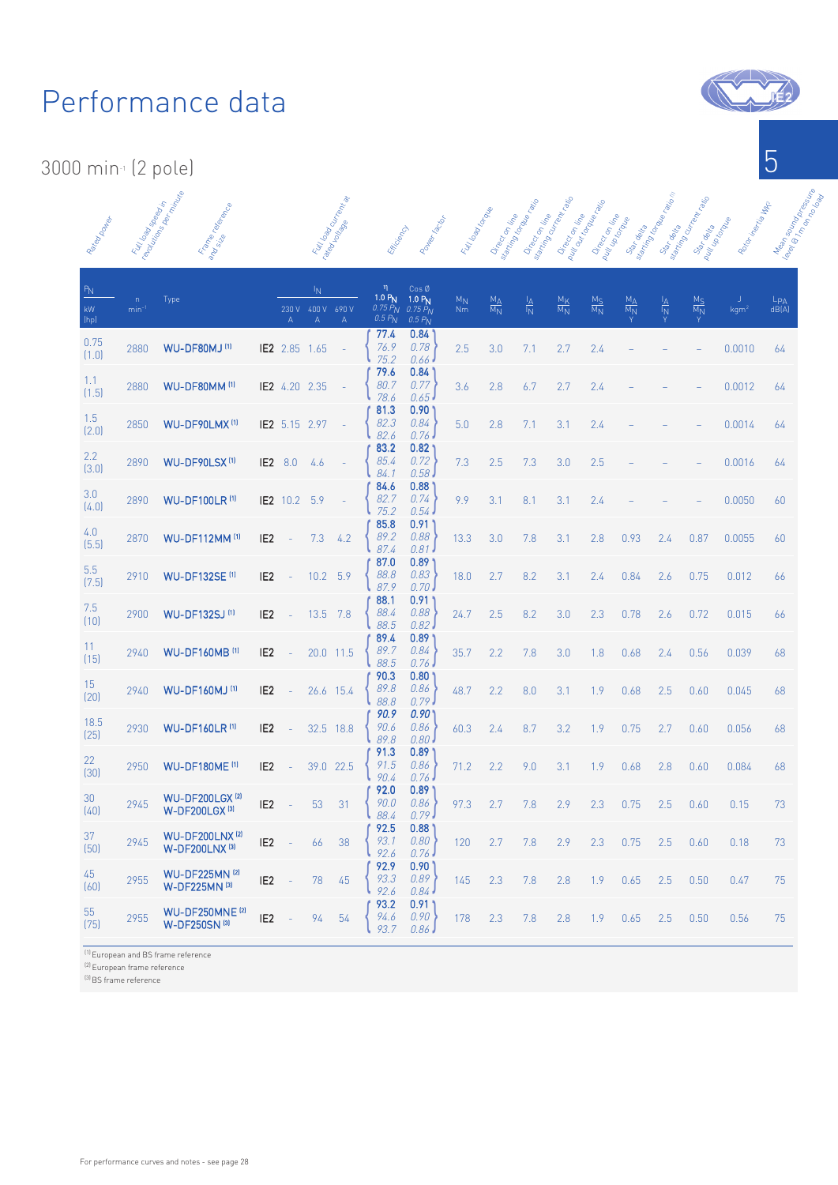# Performance data

## 3000 min-1 (2 pole)

| Rated power | Full load speed in revolutions per minute | Frame reference and size | | Full load current at rated voltage | | | Efficiency | Power factor | Full load torque | Direct on line starting torque ratio | Direct on line starting current ratio | Direct on line pull out torque ratio | Direct on line pull up torque | Star delta starting torque ratio [1] | Star delta starting current ratio | Star delta pull up torque | Rotor inertia WK² | Mean sound pressure level @ 1m on no load |
|---|---|---|---|---|---|---|---|---|---|---|---|---|---|---|---|---|---|---|
| $P_N$ kW [hp] | n $min^{-1}$ | Type | | $I_N$ 230 V A | 400 V A | 690 V A | η 1.0 $P_N$ / 0.75 $P_N$ / 0.5 $P_N$ | Cos Ø 1.0 $P_N$ / 0.75 $P_N$ / 0.5 $P_N$ | $M_N$ Nm | $\frac{M_A}{M_N}$ | $\frac{I_A}{I_N}$ | $\frac{M_K}{M_N}$ | $\frac{M_S}{M_N}$ | $\frac{M_A}{M_N}$ Y | $\frac{I_A}{I_N}$ Y | $\frac{M_S}{M_N}$ Y | J $kgm^2$ | $L_{PA}$ dB(A) |
| 0.75 [1.0] | 2880 | WU-DF80MJ [1] | IE2 | 2.85 | 1.65 | – | 77.4 / 76.9 / 75.2 | 0.84 / 0.78 / 0.66 | 2.5 | 3.0 | 7.1 | 2.7 | 2.4 | – | – | – | 0.0010 | 64 |
| 1.1 [1.5] | 2880 | WU-DF80MM [1] | IE2 | 4.20 | 2.35 | – | 79.6 / 80.7 / 78.6 | 0.84 / 0.77 / 0.65 | 3.6 | 2.8 | 6.7 | 2.7 | 2.4 | – | – | – | 0.0012 | 64 |
| 1.5 [2.0] | 2850 | WU-DF90LMX [1] | IE2 | 5.15 | 2.97 | – | 81.3 / 82.3 / 82.6 | 0.90 / 0.84 / 0.76 | 5.0 | 2.8 | 7.1 | 3.1 | 2.4 | – | – | – | 0.0014 | 64 |
| 2.2 [3.0] | 2890 | WU-DF90LSX [1] | IE2 | 8.0 | 4.6 | – | 83.2 / 85.4 / 84.1 | 0.82 / 0.72 / 0.58 | 7.3 | 2.5 | 7.3 | 3.0 | 2.5 | – | – | – | 0.0016 | 64 |
| 3.0 [4.0] | 2890 | WU-DF100LR [1] | IE2 | 10.2 | 5.9 | – | 84.6 / 82.7 / 75.2 | 0.88 / 0.74 / 0.54 | 9.9 | 3.1 | 8.1 | 3.1 | 2.4 | – | – | – | 0.0050 | 60 |
| 4.0 [5.5] | 2870 | WU-DF112MM [1] | IE2 | – | 7.3 | 4.2 | 85.8 / 89.2 / 87.4 | 0.91 / 0.88 / 0.81 | 13.3 | 3.0 | 7.8 | 3.1 | 2.8 | 0.93 | 2.4 | 0.87 | 0.0055 | 60 |
| 5.5 [7.5] | 2910 | WU-DF132SE [1] | IE2 | – | 10.2 | 5.9 | 87.0 / 88.8 / 87.9 | 0.89 / 0.83 / 0.70 | 18.0 | 2.7 | 8.2 | 3.1 | 2.4 | 0.84 | 2.6 | 0.75 | 0.012 | 66 |
| 7.5 [10] | 2900 | WU-DF132SJ [1] | IE2 | – | 13.5 | 7.8 | 88.1 / 88.4 / 88.5 | 0.91 / 0.88 / 0.82 | 24.7 | 2.5 | 8.2 | 3.0 | 2.3 | 0.78 | 2.6 | 0.72 | 0.015 | 66 |
| 11 [15] | 2940 | WU-DF160MB [1] | IE2 | – | 20.0 | 11.5 | 89.4 / 89.7 / 88.5 | 0.89 / 0.84 / 0.76 | 35.7 | 2.2 | 7.8 | 3.0 | 1.8 | 0.68 | 2.4 | 0.56 | 0.039 | 68 |
| 15 [20] | 2940 | WU-DF160MJ [1] | IE2 | – | 26.6 | 15.4 | 90.3 / 89.8 / 88.8 | 0.80 / 0.86 / 0.79 | 48.7 | 2.2 | 8.0 | 3.1 | 1.9 | 0.68 | 2.5 | 0.60 | 0.045 | 68 |
| 18.5 [25] | 2930 | WU-DF160LR [1] | IE2 | – | 32.5 | 18.8 | 90.9 / 90.6 / 89.8 | 0.90 / 0.86 / 0.80 | 60.3 | 2.4 | 8.7 | 3.2 | 1.9 | 0.75 | 2.7 | 0.60 | 0.056 | 68 |
| 22 [30] | 2950 | WU-DF180ME [1] | IE2 | – | 39.0 | 22.5 | 91.3 / 91.5 / 90.4 | 0.89 / 0.86 / 0.76 | 71.2 | 2.2 | 9.0 | 3.1 | 1.9 | 0.68 | 2.8 | 0.60 | 0.084 | 68 |
| 30 [40] | 2945 | WU-DF200LGX [2] W-DF200LGX [3] | IE2 | – | 53 | 31 | 92.0 / 90.0 / 88.4 | 0.89 / 0.86 / 0.79 | 97.3 | 2.7 | 7.8 | 2.9 | 2.3 | 0.75 | 2.5 | 0.60 | 0.15 | 73 |
| 37 [50] | 2945 | WU-DF200LNX [2] W-DF200LNX [3] | IE2 | – | 66 | 38 | 92.5 / 93.1 / 92.6 | 0.88 / 0.80 / 0.76 | 120 | 2.7 | 7.8 | 2.9 | 2.3 | 0.75 | 2.5 | 0.60 | 0.18 | 73 |
| 45 [60] | 2955 | WU-DF225MN [2] W-DF225MN [3] | IE2 | – | 78 | 45 | 92.9 / 93.3 / 92.6 | 0.90 / 0.89 / 0.84 | 145 | 2.3 | 7.8 | 2.8 | 1.9 | 0.65 | 2.5 | 0.50 | 0.47 | 75 |
| 55 [75] | 2955 | WU-DF250MNE [2] W-DF250SN [3] | IE2 | – | 94 | 54 | 93.2 / 94.6 / 93.7 | 0.91 / 0.90 / 0.86 | 178 | 2.3 | 7.8 | 2.8 | 1.9 | 0.65 | 2.5 | 0.50 | 0.56 | 75 |

[1] European and BS frame reference
[2] European frame reference
[3] BS frame reference

For performance curves and notes - see page 28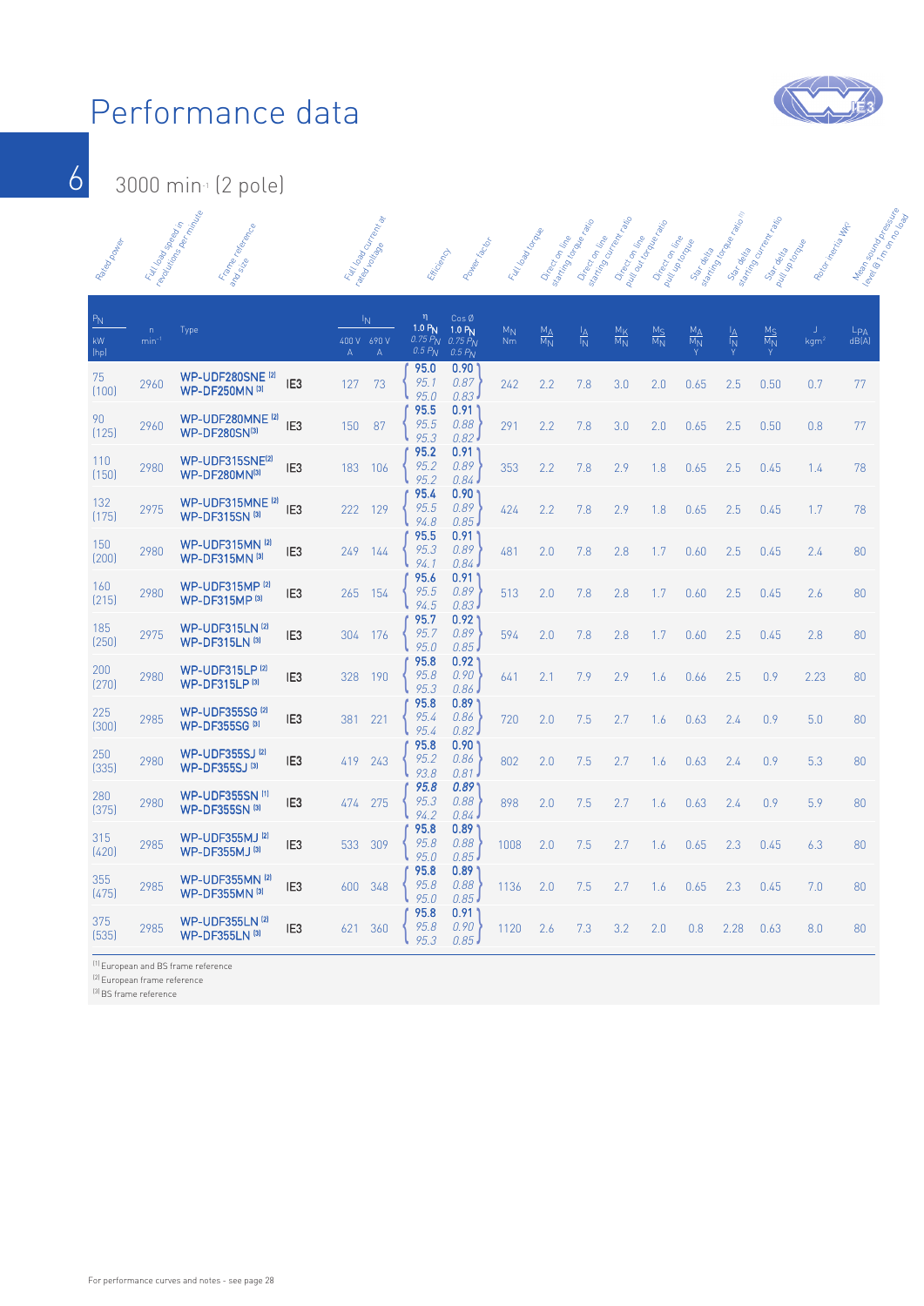# Performance data

## 3000 min-1 (2 pole)

| Rated power $P_N$ kW (hp) | Full load speed in revolutions per minute n min-1 | Frame reference and size Type | | Full load current at rated voltage $I_N$ 400 V A | $I_N$ 690 V A | Efficiency η 1.0 $P_N$ / 0.75 $P_N$ / 0.5 $P_N$ | Power factor Cos Ø 1.0 $P_N$ / 0.75 $P_N$ / 0.5 $P_N$ | Full load torque $M_N$ Nm | Direct on line starting torque ratio $M_A/M_N$ | Direct on line starting current ratio $I_A/I_N$ | Direct on line pull out torque ratio $M_K/M_N$ | Direct on line pull up torque $M_S/M_N$ | Star delta starting torque ratio [1] $M_A/M_N$ Y | Star delta starting current ratio $I_A/I_N$ Y | Star delta pull up torque $M_S/M_N$ Y | Rotor inertia WK² J kgm² | Mean sound pressure level @ 1m on no load $L_{PA}$ dB(A) |
|---|---|---|---|---|---|---|---|---|---|---|---|---|---|---|---|---|---|
| 75 (100) | 2960 | WP-UDF280SNE [2] WP-DF250MN [3] | IE3 | 127 | 73 | 95.0 / 95.1 / 95.0 | 0.90 / 0.87 / 0.83 | 242 | 2.2 | 7.8 | 3.0 | 2.0 | 0.65 | 2.5 | 0.50 | 0.7 | 77 |
| 90 (125) | 2960 | WP-UDF280MNE [2] WP-DF280SN[3] | IE3 | 150 | 87 | 95.5 / 95.5 / 95.3 | 0.91 / 0.88 / 0.82 | 291 | 2.2 | 7.8 | 3.0 | 2.0 | 0.65 | 2.5 | 0.50 | 0.8 | 77 |
| 110 (150) | 2980 | WP-UDF315SNE[2] WP-DF280MN[3] | IE3 | 183 | 106 | 95.2 / 95.2 / 95.2 | 0.91 / 0.89 / 0.84 | 353 | 2.2 | 7.8 | 2.9 | 1.8 | 0.65 | 2.5 | 0.45 | 1.4 | 78 |
| 132 (175) | 2975 | WP-UDF315MNE [2] WP-DF315SN [3] | IE3 | 222 | 129 | 95.4 / 95.5 / 94.8 | 0.90 / 0.89 / 0.85 | 424 | 2.2 | 7.8 | 2.9 | 1.8 | 0.65 | 2.5 | 0.45 | 1.7 | 78 |
| 150 (200) | 2980 | WP-UDF315MN [2] WP-DF315MN [3] | IE3 | 249 | 144 | 95.5 / 95.3 / 94.1 | 0.91 / 0.89 / 0.84 | 481 | 2.0 | 7.8 | 2.8 | 1.7 | 0.60 | 2.5 | 0.45 | 2.4 | 80 |
| 160 (215) | 2980 | WP-UDF315MP [2] WP-DF315MP [3] | IE3 | 265 | 154 | 95.6 / 95.5 / 94.5 | 0.91 / 0.89 / 0.83 | 513 | 2.0 | 7.8 | 2.8 | 1.7 | 0.60 | 2.5 | 0.45 | 2.6 | 80 |
| 185 (250) | 2975 | WP-UDF315LN [2] WP-DF315LN [3] | IE3 | 304 | 176 | 95.7 / 95.7 / 95.0 | 0.92 / 0.89 / 0.85 | 594 | 2.0 | 7.8 | 2.8 | 1.7 | 0.60 | 2.5 | 0.45 | 2.8 | 80 |
| 200 (270) | 2980 | WP-UDF315LP [2] WP-DF315LP [3] | IE3 | 328 | 190 | 95.8 / 95.8 / 95.3 | 0.92 / 0.90 / 0.86 | 641 | 2.1 | 7.9 | 2.9 | 1.6 | 0.66 | 2.5 | 0.9 | 2.23 | 80 |
| 225 (300) | 2985 | WP-UDF355SG [2] WP-DF355SG [3] | IE3 | 381 | 221 | 95.8 / 95.4 / 95.4 | 0.89 / 0.86 / 0.82 | 720 | 2.0 | 7.5 | 2.7 | 1.6 | 0.63 | 2.4 | 0.9 | 5.0 | 80 |
| 250 (335) | 2980 | WP-UDF355SJ [2] WP-DF355SJ [3] | IE3 | 419 | 243 | 95.8 / 95.2 / 93.8 | 0.90 / 0.86 / 0.81 | 802 | 2.0 | 7.5 | 2.7 | 1.6 | 0.63 | 2.4 | 0.9 | 5.3 | 80 |
| 280 (375) | 2980 | WP-UDF355SN [1] WP-DF355SN [3] | IE3 | 474 | 275 | 95.8 / 95.3 / 94.2 | 0.89 / 0.88 / 0.84 | 898 | 2.0 | 7.5 | 2.7 | 1.6 | 0.63 | 2.4 | 0.9 | 5.9 | 80 |
| 315 (420) | 2985 | WP-UDF355MJ [2] WP-DF355MJ [3] | IE3 | 533 | 309 | 95.8 / 95.8 / 95.0 | 0.89 / 0.88 / 0.85 | 1008 | 2.0 | 7.5 | 2.7 | 1.6 | 0.65 | 2.3 | 0.45 | 6.3 | 80 |
| 355 (475) | 2985 | WP-UDF355MN [2] WP-DF355MN [3] | IE3 | 600 | 348 | 95.8 / 95.8 / 95.0 | 0.89 / 0.88 / 0.85 | 1136 | 2.0 | 7.5 | 2.7 | 1.6 | 0.65 | 2.3 | 0.45 | 7.0 | 80 |
| 375 (535) | 2985 | WP-UDF355LN [2] WP-DF355LN [3] | IE3 | 621 | 360 | 95.8 / 95.8 / 95.3 | 0.91 / 0.90 / 0.85 | 1120 | 2.6 | 7.3 | 3.2 | 2.0 | 0.8 | 2.28 | 0.63 | 8.0 | 80 |

[1] European and BS frame reference
[2] European frame reference
[3] BS frame reference

For performance curves and notes - see page 28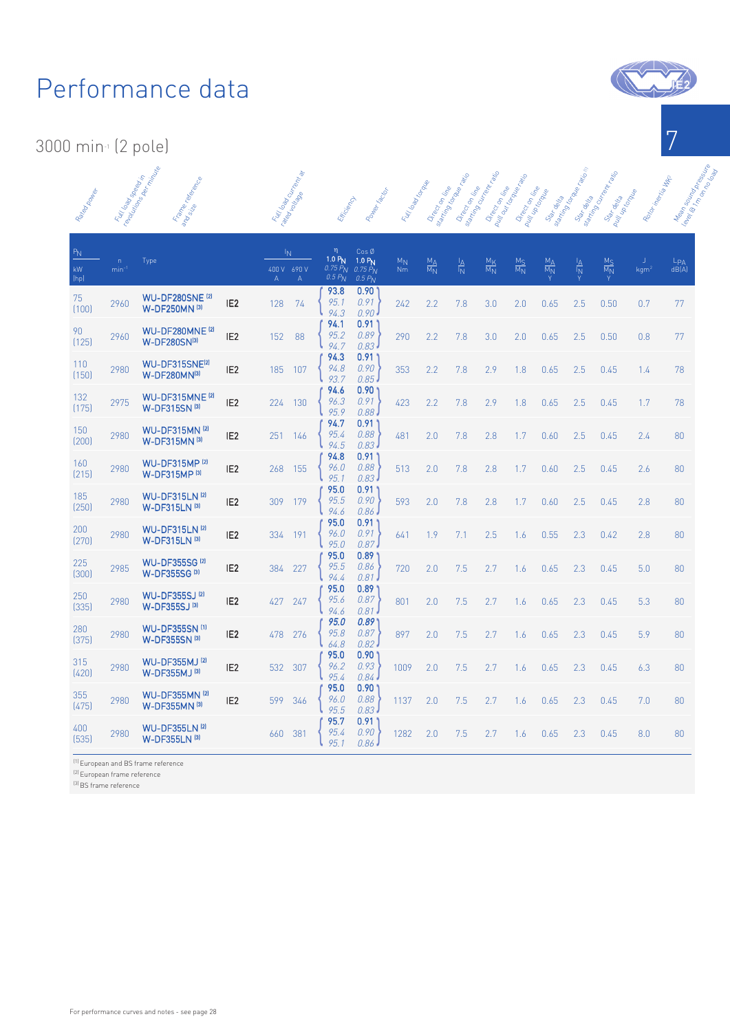# Performance data

## 3000 min⁻¹ (2 pole)

| Rated power $P_N$ kW (hp) | Full load speed in revolutions per minute n min⁻¹ | Frame reference and size Type | | Full load current at rated voltage $I_N$ 400 V A | $I_N$ 690 V A | Efficiency η 1.0 $P_N$ / 0.75 $P_N$ / 0.5 $P_N$ | Power factor Cos Ø 1.0 $P_N$ / 0.75 $P_N$ / 0.5 $P_N$ | Full load torque $M_N$ Nm | Direct on line starting torque ratio $\frac{M_A}{M_N}$ | Direct on line starting current ratio $\frac{I_A}{I_N}$ | Direct on line pull out torque ratio $\frac{M_K}{M_N}$ | Direct on line pull up torque $\frac{M_S}{M_N}$ | Star delta starting torque ratio $\frac{M_A}{M_N}$ Y | Star delta starting current ratio $\frac{I_A}{I_N}$ Y | Star delta pull up torque $\frac{M_S}{M_N}$ Y | Rotor inertia $J$ kgm² | Mean sound pressure level @ 1m on no load $L_{PA}$ dB(A) |
|---|---|---|---|---|---|---|---|---|---|---|---|---|---|---|---|---|---|
| 75 (100) | 2960 | WU-DF280SNE [2] W-DF250MN [3] | IE2 | 128 | 74 | 93.8 / 95.1 / 94.3 | 0.90 / 0.91 / 0.90 | 242 | 2.2 | 7.8 | 3.0 | 2.0 | 0.65 | 2.5 | 0.50 | 0.7 | 77 |
| 90 (125) | 2960 | WU-DF280MNE [2] W-DF280SN [3] | IE2 | 152 | 88 | 94.1 / 95.2 / 94.7 | 0.91 / 0.89 / 0.83 | 290 | 2.2 | 7.8 | 3.0 | 2.0 | 0.65 | 2.5 | 0.50 | 0.8 | 77 |
| 110 (150) | 2980 | WU-DF315SNE [2] W-DF280MN [3] | IE2 | 185 | 107 | 94.3 / 94.8 / 93.7 | 0.91 / 0.90 / 0.85 | 353 | 2.2 | 7.8 | 2.9 | 1.8 | 0.65 | 2.5 | 0.45 | 1.4 | 78 |
| 132 (175) | 2975 | WU-DF315MNE [2] W-DF315SN [3] | IE2 | 224 | 130 | 94.6 / 96.3 / 95.9 | 0.90 / 0.91 / 0.88 | 423 | 2.2 | 7.8 | 2.9 | 1.8 | 0.65 | 2.5 | 0.45 | 1.7 | 78 |
| 150 (200) | 2980 | WU-DF315MN [2] W-DF315MN [3] | IE2 | 251 | 146 | 94.7 / 95.4 / 94.5 | 0.91 / 0.88 / 0.83 | 481 | 2.0 | 7.8 | 2.8 | 1.7 | 0.60 | 2.5 | 0.45 | 2.4 | 80 |
| 160 (215) | 2980 | WU-DF315MP [2] W-DF315MP [3] | IE2 | 268 | 155 | 94.8 / 96.0 / 95.1 | 0.91 / 0.88 / 0.83 | 513 | 2.0 | 7.8 | 2.8 | 1.7 | 0.60 | 2.5 | 0.45 | 2.6 | 80 |
| 185 (250) | 2980 | WU-DF315LN [2] W-DF315LN [3] | IE2 | 309 | 179 | 95.0 / 95.5 / 94.6 | 0.91 / 0.90 / 0.86 | 593 | 2.0 | 7.8 | 2.8 | 1.7 | 0.60 | 2.5 | 0.45 | 2.8 | 80 |
| 200 (270) | 2980 | WU-DF315LN [2] W-DF315LN [3] | IE2 | 334 | 191 | 95.0 / 96.0 / 95.0 | 0.91 / 0.91 / 0.87 | 641 | 1.9 | 7.1 | 2.5 | 1.6 | 0.55 | 2.3 | 0.42 | 2.8 | 80 |
| 225 (300) | 2985 | WU-DF355SG [2] W-DF355SG [3] | IE2 | 384 | 227 | 95.0 / 95.5 / 94.4 | 0.89 / 0.86 / 0.81 | 720 | 2.0 | 7.5 | 2.7 | 1.6 | 0.65 | 2.3 | 0.45 | 5.0 | 80 |
| 250 (335) | 2980 | WU-DF355SJ [2] W-DF355SJ [3] | IE2 | 427 | 247 | 95.0 / 95.6 / 94.6 | 0.89 / 0.87 / 0.81 | 801 | 2.0 | 7.5 | 2.7 | 1.6 | 0.65 | 2.3 | 0.45 | 5.3 | 80 |
| 280 (375) | 2980 | WU-DF355SN [1] W-DF355SN [3] | IE2 | 478 | 276 | 95.0 / 95.8 / 64.8 | 0.89 / 0.87 / 0.82 | 897 | 2.0 | 7.5 | 2.7 | 1.6 | 0.65 | 2.3 | 0.45 | 5.9 | 80 |
| 315 (420) | 2980 | WU-DF355MJ [2] W-DF355MJ [3] | IE2 | 532 | 307 | 95.0 / 96.2 / 95.4 | 0.90 / 0.93 / 0.84 | 1009 | 2.0 | 7.5 | 2.7 | 1.6 | 0.65 | 2.3 | 0.45 | 6.3 | 80 |
| 355 (475) | 2980 | WU-DF355MN [2] W-DF355MN [3] | IE2 | 599 | 346 | 95.0 / 96.0 / 95.5 | 0.90 / 0.88 / 0.83 | 1137 | 2.0 | 7.5 | 2.7 | 1.6 | 0.65 | 2.3 | 0.45 | 7.0 | 80 |
| 400 (535) | 2980 | WU-DF355LN [2] W-DF355LN [3] | | 660 | 381 | 95.7 / 95.4 / 95.1 | 0.91 / 0.90 / 0.86 | 1282 | 2.0 | 7.5 | 2.7 | 1.6 | 0.65 | 2.3 | 0.45 | 8.0 | 80 |

[1] European and BS frame reference
[2] European frame reference
[3] BS frame reference

For performance curves and notes - see page 28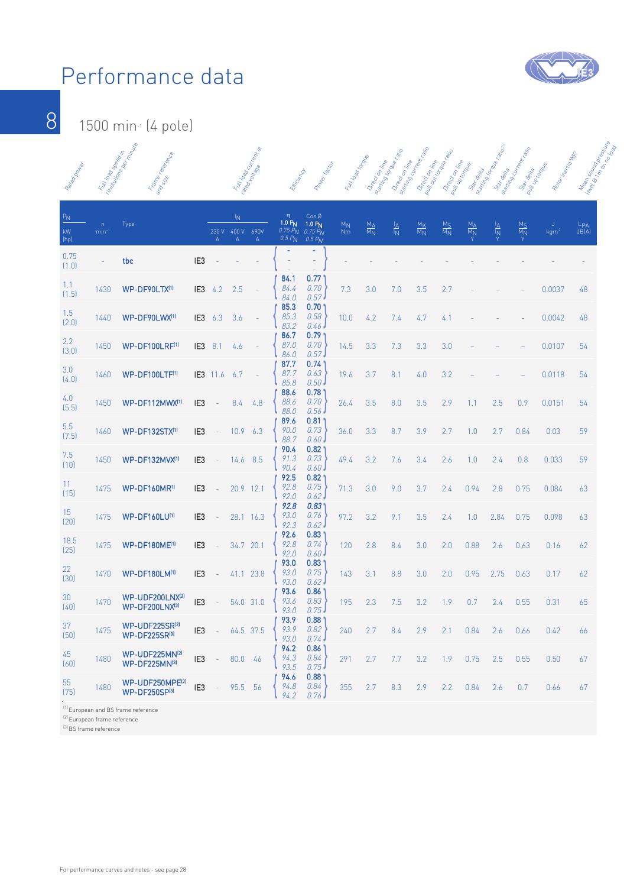# Performance data

## 1500 min-1 (4 pole)

| Rated power $P_N$ kW [hp] | Full load speed in revolutions per minute n min-1 | Frame reference and size Type | | Full load current at rated voltage $I_N$ 230 V A | $I_N$ 400 V A | $I_N$ 690V A | Efficiency η 1.0 $P_N$ / 0.75 $P_N$ / 0.5 $P_N$ | Power factor Cos Ø 1.0 $P_N$ / 0.75 $P_N$ / 0.5 $P_N$ | Full load torque $M_N$ Nm | Direct on line starting torque ratio $M_A/M_N$ | Direct on line starting current ratio $I_A/I_N$ | Direct on line pull out torque ratio $M_K/M_N$ | Direct on line pull up torque $M_S/M_N$ | Star delta starting torque ratio (1) $M_A/M_N$ Y | Star delta starting current ratio $I_A/I_N$ Y | Star delta pull up torque $M_S/M_N$ Y | Rotor inertia WK² J kgm² | Mean sound pressure level @ 1m on no load $L_{PA}$ dB(A) |
|---|---|---|---|---|---|---|---|---|---|---|---|---|---|---|---|---|---|---|
| 0.75 (1.0) | - | tbc | IE3 | - | - | - | - / - / - | - / - / - | - | - | - | - | - | - | - | - | - | - |
| 1.1 (1.5) | 1430 | WP-DF90LTX[1] | IE3 | 4.2 | 2.5 | - | 84.1 / 84.4 / 84.0 | 0.77 / 0.70 / 0.57 | 7.3 | 3.0 | 7.0 | 3.5 | 2.7 | - | - | - | 0.0037 | 48 |
| 1.5 (2.0) | 1440 | WP-DF90LWX[1] | IE3 | 6.3 | 3.6 | - | 85.3 / 85.3 / 83.2 | 0.70 / 0.58 / 0.46 | 10.0 | 4.2 | 7.4 | 4.7 | 4.1 | - | - | - | 0.0042 | 48 |
| 2.2 (3.0) | 1450 | WP-DF100LRF[1] | IE3 | 8.1 | 4.6 | - | 86.7 / 87.0 / 86.0 | 0.79 / 0.70 / 0.57 | 14.5 | 3.3 | 7.3 | 3.3 | 3.0 | - | - | - | 0.0107 | 54 |
| 3.0 (4.0) | 1460 | WP-DF100LTF[1] | IE3 | 11.6 | 6.7 | - | 87.7 / 87.7 / 85.8 | 0.74 / 0.63 / 0.50 | 19.6 | 3.7 | 8.1 | 4.0 | 3.2 | - | - | - | 0.0118 | 54 |
| 4.0 (5.5) | 1450 | WP-DF112MWX[1] | IE3 | - | 8.4 | 4.8 | 88.6 / 88.6 / 88.0 | 0.78 / 0.70 / 0.56 | 26.4 | 3.5 | 8.0 | 3.5 | 2.9 | 1.1 | 2.5 | 0.9 | 0.0151 | 54 |
| 5.5 (7.5) | 1460 | WP-DF132STX[1] | IE3 | - | 10.9 | 6.3 | 89.6 / 90.0 / 88.7 | 0.81 / 0.73 / 0.60 | 36.0 | 3.3 | 8.7 | 3.9 | 2.7 | 1.0 | 2.7 | 0.84 | 0.03 | 59 |
| 7.5 (10) | 1450 | WP-DF132MVX[1] | IE3 | - | 14.6 | 8.5 | 90.4 / 91.3 / 90.4 | 0.82 / 0.73 / 0.60 | 49.4 | 3.2 | 7.6 | 3.4 | 2.6 | 1.0 | 2.4 | 0.8 | 0.033 | 59 |
| 11 (15) | 1475 | WP-DF160MR[1] | IE3 | - | 20.9 | 12.1 | 92.5 / 92.8 / 92.0 | 0.82 / 0.75 / 0.62 | 71.3 | 3.0 | 9.0 | 3.7 | 2.4 | 0.94 | 2.8 | 0.75 | 0.084 | 63 |
| 15 (20) | 1475 | WP-DF160LU[1] | IE3 | - | 28.1 | 16.3 | 92.8 / 93.0 / 92.3 | 0.83 / 0.76 / 0.62 | 97.2 | 3.2 | 9.1 | 3.5 | 2.4 | 1.0 | 2.84 | 0.75 | 0.098 | 63 |
| 18.5 (25) | 1475 | WP-DF180ME[1] | IE3 | - | 34.7 | 20.1 | 92.6 / 92.8 / 92.0 | 0.83 / 0.74 / 0.60 | 120 | 2.8 | 8.4 | 3.0 | 2.0 | 0.88 | 2.6 | 0.63 | 0.16 | 62 |
| 22 (30) | 1470 | WP-DF180LM[1] | IE3 | - | 41.1 | 23.8 | 93.0 / 93.0 / 93.0 | 0.83 / 0.75 / 0.62 | 143 | 3.1 | 8.8 | 3.0 | 2.0 | 0.95 | 2.75 | 0.63 | 0.17 | 62 |
| 30 (40) | 1470 | WP-UDF200LNX[2] WP-DF200LNX[3] | IE3 | - | 54.0 | 31.0 | 93.6 / 93.6 / 93.0 | 0.86 / 0.83 / 0.75 | 195 | 2.3 | 7.5 | 3.2 | 1.9 | 0.7 | 2.4 | 0.55 | 0.31 | 65 |
| 37 (50) | 1475 | WP-UDF225SR[2] WP-DF225SR[3] | IE3 | - | 64.5 | 37.5 | 93.9 / 93.9 / 93.0 | 0.88 / 0.82 / 0.74 | 240 | 2.7 | 8.4 | 2.9 | 2.1 | 0.84 | 2.6 | 0.66 | 0.42 | 66 |
| 45 (60) | 1480 | WP-UDF225MN[2] WP-DF225MN[3] | IE3 | - | 80.0 | 46 | 94.2 / 94.3 / 93.5 | 0.86 / 0.84 / 0.75 | 291 | 2.7 | 7.7 | 3.2 | 1.9 | 0.75 | 2.5 | 0.55 | 0.50 | 67 |
| 55 (75) | 1480 | WP-UDF250MPE[2] WP-DF250SP[3] | IE3 | - | 95.5 | 56 | 94.6 / 94.8 / 94.2 | 0.88 / 0.84 / 0.76 | 355 | 2.7 | 8.3 | 2.9 | 2.2 | 0.84 | 2.6 | 0.7 | 0.66 | 67 |

[1] European and BS frame reference
[2] European frame reference
[3] BS frame reference

For performance curves and notes - see page 28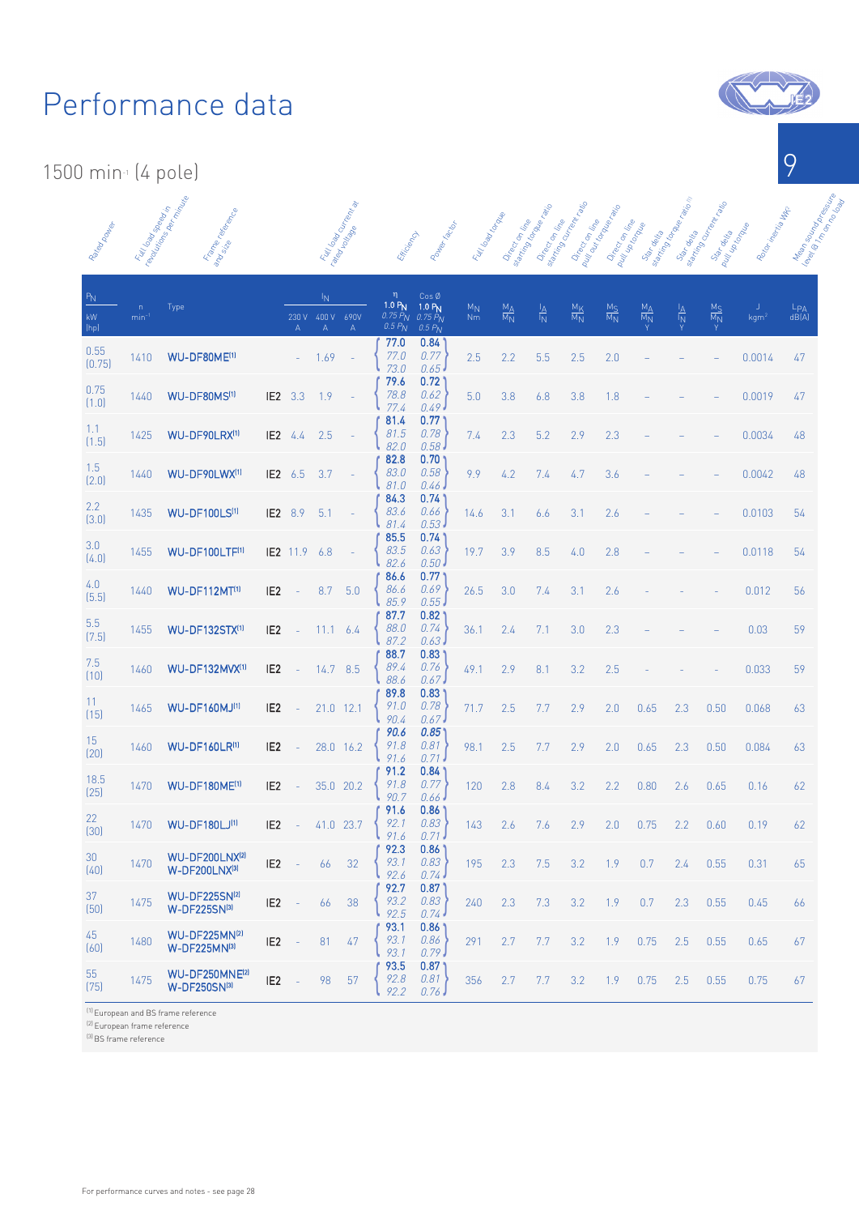# Performance data

## 1500 min⁻¹ (4 pole)

| Rated power $P_N$ kW (hp) | Full load speed in revolutions per minute n min⁻¹ | Frame reference and size Type | | Full load current at rated voltage $I_N$ 230 V A | $I_N$ 400 V A | $I_N$ 690V A | Efficiency η 1.0 $P_N$ / 0.75 $P_N$ / 0.5 $P_N$ | Power factor Cos Ø 1.0 $P_N$ / 0.75 $P_N$ / 0.5 $P_N$ | Full load torque $M_N$ Nm | Direct on line starting torque ratio $\frac{M_A}{M_N}$ | Direct on line starting current ratio $\frac{I_A}{I_N}$ | Direct on line pull out torque ratio $\frac{M_K}{M_N}$ | Direct on line pull up torque $\frac{M_S}{M_N}$ | Star delta starting torque ratio $\frac{M_A}{M_N}$ Y | Star delta starting current ratio $\frac{I_A}{I_N}$ Y | Star delta pull up torque $\frac{M_S}{M_N}$ Y | Rotor inertia J kgm² | Mean sound pressure level @ 1m on no load $L_{PA}$ dB(A) |
|---|---|---|---|---|---|---|---|---|---|---|---|---|---|---|---|---|---|---|
| 0.55 (0.75) | 1410 | WU-DF80ME[1] | | - | 1.69 | - | 77.0 / 77.0 / 73.0 | 0.84 / 0.77 / 0.65 | 2.5 | 2.2 | 5.5 | 2.5 | 2.0 | – | – | – | 0.0014 | 47 |
| 0.75 (1.0) | 1440 | WU-DF80MS[1] | IE2 | 3.3 | 1.9 | - | 79.6 / 78.8 / 77.4 | 0.72 / 0.62 / 0.49 | 5.0 | 3.8 | 6.8 | 3.8 | 1.8 | – | – | – | 0.0019 | 47 |
| 1.1 (1.5) | 1425 | WU-DF90LRX[1] | IE2 | 4.4 | 2.5 | - | 81.4 / 81.5 / 82.0 | 0.77 / 0.78 / 0.58 | 7.4 | 2.3 | 5.2 | 2.9 | 2.3 | – | – | – | 0.0034 | 48 |
| 1.5 (2.0) | 1440 | WU-DF90LWX[1] | IE2 | 6.5 | 3.7 | - | 82.8 / 83.0 / 81.0 | 0.70 / 0.58 / 0.46 | 9.9 | 4.2 | 7.4 | 4.7 | 3.6 | – | – | – | 0.0042 | 48 |
| 2.2 (3.0) | 1435 | WU-DF100LS[1] | IE2 | 8.9 | 5.1 | - | 84.3 / 83.6 / 81.4 | 0.74 / 0.66 / 0.53 | 14.6 | 3.1 | 6.6 | 3.1 | 2.6 | – | – | – | 0.0103 | 54 |
| 3.0 (4.0) | 1455 | WU-DF100LTF[1] | IE2 | 11.9 | 6.8 | - | 85.5 / 83.5 / 82.6 | 0.74 / 0.63 / 0.50 | 19.7 | 3.9 | 8.5 | 4.0 | 2.8 | – | – | – | 0.0118 | 54 |
| 4.0 (5.5) | 1440 | WU-DF112MT[1] | IE2 | - | 8.7 | 5.0 | 86.6 / 86.6 / 85.9 | 0.77 / 0.69 / 0.55 | 26.5 | 3.0 | 7.4 | 3.1 | 2.6 | – | – | – | 0.012 | 56 |
| 5.5 (7.5) | 1455 | WU-DF132STX[1] | IE2 | - | 11.1 | 6.4 | 87.7 / 88.0 / 87.2 | 0.82 / 0.74 / 0.63 | 36.1 | 2.4 | 7.1 | 3.0 | 2.3 | – | – | – | 0.03 | 59 |
| 7.5 (10) | 1460 | WU-DF132MVX[1] | IE2 | - | 14.7 | 8.5 | 88.7 / 89.4 / 88.6 | 0.83 / 0.76 / 0.67 | 49.1 | 2.9 | 8.1 | 3.2 | 2.5 | – | – | – | 0.033 | 59 |
| 11 (15) | 1465 | WU-DF160MJ[1] | IE2 | - | 21.0 | 12.1 | 89.8 / 91.0 / 90.4 | 0.83 / 0.78 / 0.67 | 71.7 | 2.5 | 7.7 | 2.9 | 2.0 | 0.65 | 2.3 | 0.50 | 0.068 | 63 |
| 15 (20) | 1460 | WU-DF160LR[1] | IE2 | - | 28.0 | 16.2 | 90.6 / 91.8 / 91.6 | 0.85 / 0.81 / 0.71 | 98.1 | 2.5 | 7.7 | 2.9 | 2.0 | 0.65 | 2.3 | 0.50 | 0.084 | 63 |
| 18.5 (25) | 1470 | WU-DF180ME[1] | IE2 | - | 35.0 | 20.2 | 91.2 / 91.8 / 90.7 | 0.84 / 0.77 / 0.66 | 120 | 2.8 | 8.4 | 3.2 | 2.2 | 0.80 | 2.6 | 0.65 | 0.16 | 62 |
| 22 (30) | 1470 | WU-DF180LJ[1] | IE2 | - | 41.0 | 23.7 | 91.6 / 92.1 / 91.6 | 0.86 / 0.83 / 0.71 | 143 | 2.6 | 7.6 | 2.9 | 2.0 | 0.75 | 2.2 | 0.60 | 0.19 | 62 |
| 30 (40) | 1470 | WU-DF200LNX[2] W-DF200LNX[3] | IE2 | - | 66 | 32 | 92.3 / 93.1 / 92.6 | 0.86 / 0.83 / 0.74 | 195 | 2.3 | 7.5 | 3.2 | 1.9 | 0.7 | 2.4 | 0.55 | 0.31 | 65 |
| 37 (50) | 1475 | WU-DF225SN[2] W-DF225SN[3] | IE2 | - | 66 | 38 | 92.7 / 93.2 / 92.5 | 0.87 / 0.83 / 0.74 | 240 | 2.3 | 7.3 | 3.2 | 1.9 | 0.7 | 2.3 | 0.55 | 0.45 | 66 |
| 45 (60) | 1480 | WU-DF225MN[2] W-DF225MN[3] | IE2 | - | 81 | 47 | 93.1 / 93.1 / 93.1 | 0.86 / 0.86 / 0.79 | 291 | 2.7 | 7.7 | 3.2 | 1.9 | 0.75 | 2.5 | 0.55 | 0.65 | 67 |
| 55 (75) | 1475 | WU-DF250MNE[2] W-DF250SN[3] | IE2 | - | 98 | 57 | 93.5 / 92.8 / 92.2 | 0.87 / 0.81 / 0.76 | 356 | 2.7 | 7.7 | 3.2 | 1.9 | 0.75 | 2.5 | 0.55 | 0.75 | 67 |

[1] European and BS frame reference
[2] European frame reference
[3] BS frame reference

For performance curves and notes - see page 28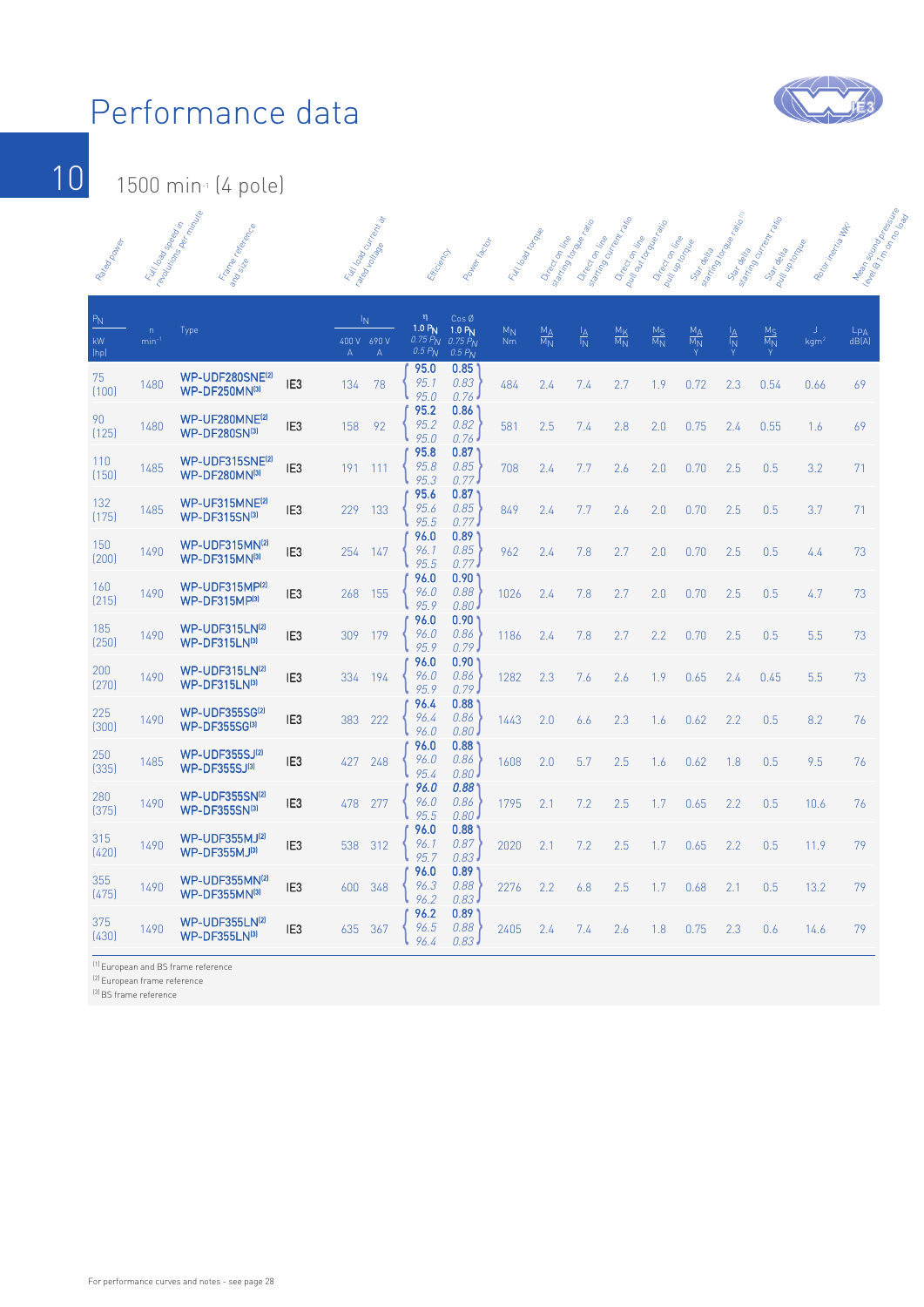# Performance data

## 1500 min⁻¹ (4 pole)

| Rated power $P_N$ kW [hp] | Full load speed in revolutions per minute n min⁻¹ | Frame reference and size Type | | Full load current at rated voltage $I_N$ 400 V A | $I_N$ 690 V A | Efficiency η 1.0 $P_N$ / 0.75 $P_N$ / 0.5 $P_N$ | Power factor Cos Ø 1.0 $P_N$ / 0.75 $P_N$ / 0.5 $P_N$ | Full load torque $M_N$ Nm | Direct on line starting torque ratio $\frac{M_A}{M_N}$ | Direct on line starting current ratio $\frac{I_A}{I_N}$ | Direct on line pull out torque ratio $\frac{M_K}{M_N}$ | Direct on line pull up torque $\frac{M_S}{M_N}$ | Star delta starting torque ratio [1] $\frac{M_A}{M_N}$ Y | Star delta starting current ratio $\frac{I_A}{I_N}$ Y | Star delta pull up torque $\frac{M_S}{M_N}$ Y | Rotor inertia WK² J kgm² | Mean sound pressure level @ 1m on no load $L_{PA}$ dB(A) |
|---|---|---|---|---|---|---|---|---|---|---|---|---|---|---|---|---|---|
| 75 (100) | 1480 | WP-UDF280SNE[2] WP-DF250MN[3] | IE3 | 134 | 78 | 95.0 / 95.1 / 95.0 | 0.85 / 0.83 / 0.76 | 484 | 2.4 | 7.4 | 2.7 | 1.9 | 0.72 | 2.3 | 0.54 | 0.66 | 69 |
| 90 (125) | 1480 | WP-UF280MNE[2] WP-DF280SN[3] | IE3 | 158 | 92 | 95.2 / 95.2 / 95.0 | 0.86 / 0.82 / 0.76 | 581 | 2.5 | 7.4 | 2.8 | 2.0 | 0.75 | 2.4 | 0.55 | 1.6 | 69 |
| 110 (150) | 1485 | WP-UDF315SNE[2] WP-DF280MN[3] | IE3 | 191 | 111 | 95.8 / 95.8 / 95.3 | 0.87 / 0.85 / 0.77 | 708 | 2.4 | 7.7 | 2.6 | 2.0 | 0.70 | 2.5 | 0.5 | 3.2 | 71 |
| 132 (175) | 1485 | WP-UF315MNE[2] WP-DF315SN[3] | IE3 | 229 | 133 | 95.6 / 95.6 / 95.5 | 0.87 / 0.85 / 0.77 | 849 | 2.4 | 7.7 | 2.6 | 2.0 | 0.70 | 2.5 | 0.5 | 3.7 | 71 |
| 150 (200) | 1490 | WP-UDF315MN[2] WP-DF315MN[3] | IE3 | 254 | 147 | 96.0 / 96.1 / 95.5 | 0.89 / 0.85 / 0.77 | 962 | 2.4 | 7.8 | 2.7 | 2.0 | 0.70 | 2.5 | 0.5 | 4.4 | 73 |
| 160 (215) | 1490 | WP-UDF315MP[2] WP-DF315MP[3] | IE3 | 268 | 155 | 96.0 / 96.0 / 95.9 | 0.90 / 0.88 / 0.80 | 1026 | 2.4 | 7.8 | 2.7 | 2.0 | 0.70 | 2.5 | 0.5 | 4.7 | 73 |
| 185 (250) | 1490 | WP-UDF315LN[2] WP-DF315LN[3] | IE3 | 309 | 179 | 96.0 / 96.0 / 95.9 | 0.90 / 0.86 / 0.79 | 1186 | 2.4 | 7.8 | 2.7 | 2.2 | 0.70 | 2.5 | 0.5 | 5.5 | 73 |
| 200 (270) | 1490 | WP-UDF315LN[2] WP-DF315LN[3] | IE3 | 334 | 194 | 96.0 / 96.0 / 95.9 | 0.90 / 0.86 / 0.79 | 1282 | 2.3 | 7.6 | 2.6 | 1.9 | 0.65 | 2.4 | 0.45 | 5.5 | 73 |
| 225 (300) | 1490 | WP-UDF355SG[2] WP-DF355SG[3] | IE3 | 383 | 222 | 96.4 / 96.4 / 96.0 | 0.88 / 0.86 / 0.80 | 1443 | 2.0 | 6.6 | 2.3 | 1.6 | 0.62 | 2.2 | 0.5 | 8.2 | 76 |
| 250 (335) | 1485 | WP-UDF355SJ[2] WP-DF355SJ[3] | IE3 | 427 | 248 | 96.0 / 96.0 / 95.4 | 0.88 / 0.86 / 0.80 | 1608 | 2.0 | 5.7 | 2.5 | 1.6 | 0.62 | 1.8 | 0.5 | 9.5 | 76 |
| 280 (375) | 1490 | WP-UDF355SN[2] WP-DF355SN[3] | IE3 | 478 | 277 | 96.0 / 96.0 / 95.5 | 0.88 / 0.86 / 0.80 | 1795 | 2.1 | 7.2 | 2.5 | 1.7 | 0.65 | 2.2 | 0.5 | 10.6 | 76 |
| 315 (420) | 1490 | WP-UDF355MJ[2] WP-DF355MJ[3] | IE3 | 538 | 312 | 96.0 / 96.1 / 95.7 | 0.88 / 0.87 / 0.83 | 2020 | 2.1 | 7.2 | 2.5 | 1.7 | 0.65 | 2.2 | 0.5 | 11.9 | 79 |
| 355 (475) | 1490 | WP-UDF355MN[2] WP-DF355MN[3] | IE3 | 600 | 348 | 96.0 / 96.3 / 96.2 | 0.89 / 0.88 / 0.83 | 2276 | 2.2 | 6.8 | 2.5 | 1.7 | 0.68 | 2.1 | 0.5 | 13.2 | 79 |
| 375 (430) | 1490 | WP-UDF355LN[2] WP-DF355LN[3] | IE3 | 635 | 367 | 96.2 / 96.5 / 96.4 | 0.89 / 0.88 / 0.83 | 2405 | 2.4 | 7.4 | 2.6 | 1.8 | 0.75 | 2.3 | 0.6 | 14.6 | 79 |

[1] European and BS frame reference
[2] European frame reference
[3] BS frame reference

For performance curves and notes - see page 28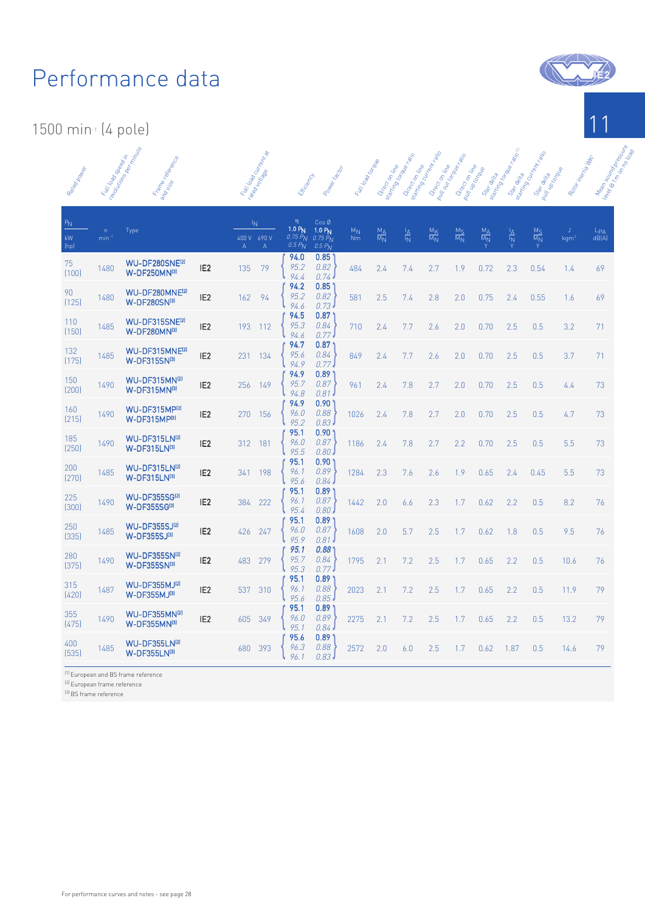# Performance data

## 1500 min⁻¹ (4 pole)

| Rated power $P_N$ kW [hp] | Full load speed in revolutions per minute n min⁻¹ | Frame reference and size Type | | Full load current at rated voltage $I_N$ 400 V A | $I_N$ 690 V A | Efficiency η 1.0 $P_N$ / 0.75 $P_N$ / 0.5 $P_N$ | Power factor Cos Ø 1.0 $P_N$ / 0.75 $P_N$ / 0.5 $P_N$ | Full load torque $M_N$ Nm | Direct on line starting torque ratio $\frac{M_A}{M_N}$ | Direct on line starting current ratio $\frac{I_A}{I_N}$ | Direct on line pull out torque ratio $\frac{M_K}{M_N}$ | Direct on line pull up torque $\frac{M_S}{M_N}$ | Star delta starting torque ratio[1] $\frac{M_A}{M_N}$ Y | Star delta starting current ratio $\frac{I_A}{I_N}$ Y | Star delta pull up torque $\frac{M_S}{M_N}$ Y | Rotor inertia WK² J kgm² | Mean sound pressure level @ 1m on no load $L_{PA}$ dB(A) |
|---|---|---|---|---|---|---|---|---|---|---|---|---|---|---|---|---|---|
| 75 (100) | 1480 | WU-DF280SNE[2] W-DF250MN[3] | IE2 | 135 | 79 | 94.0 / 95.2 / 94.4 | 0.85 / 0.82 / 0.74 | 484 | 2.4 | 7.4 | 2.7 | 1.9 | 0.72 | 2.3 | 0.54 | 1.4 | 69 |
| 90 (125) | 1480 | WU-DF280MNE[2] W-DF280SN[3] | IE2 | 162 | 94 | 94.2 / 95.2 / 94.6 | 0.85 / 0.82 / 0.73 | 581 | 2.5 | 7.4 | 2.8 | 2.0 | 0.75 | 2.4 | 0.55 | 1.6 | 69 |
| 110 (150) | 1485 | WU-DF315SNE[2] W-DF280MN[3] | IE2 | 193 | 112 | 94.5 / 95.3 / 94.6 | 0.87 / 0.84 / 0.77 | 710 | 2.4 | 7.7 | 2.6 | 2.0 | 0.70 | 2.5 | 0.5 | 3.2 | 71 |
| 132 (175) | 1485 | WU-DF315MNE[2] W-DF315SN[3] | IE2 | 231 | 134 | 94.7 / 95.6 / 94.9 | 0.87 / 0.84 / 0.77 | 849 | 2.4 | 7.7 | 2.6 | 2.0 | 0.70 | 2.5 | 0.5 | 3.7 | 71 |
| 150 (200) | 1490 | WU-DF315MN[2] W-DF315MN[3] | IE2 | 256 | 149 | 94.9 / 95.7 / 94.8 | 0.89 / 0.87 / 0.81 | 961 | 2.4 | 7.8 | 2.7 | 2.0 | 0.70 | 2.5 | 0.5 | 4.4 | 73 |
| 160 (215) | 1490 | WU-DF315MP[2] W-DF315MP[3] | IE2 | 270 | 156 | 94.9 / 96.0 / 95.2 | 0.90 / 0.88 / 0.83 | 1026 | 2.4 | 7.8 | 2.7 | 2.0 | 0.70 | 2.5 | 0.5 | 4.7 | 73 |
| 185 (250) | 1490 | WU-DF315LN[2] W-DF315LN[3] | IE2 | 312 | 181 | 95.1 / 96.0 / 95.5 | 0.90 / 0.87 / 0.80 | 1186 | 2.4 | 7.8 | 2.7 | 2.2 | 0.70 | 2.5 | 0.5 | 5.5 | 73 |
| 200 (270) | 1485 | WU-DF315LN[2] W-DF315LN[3] | IE2 | 341 | 198 | 95.1 / 96.1 / 95.6 | 0.90 / 0.89 / 0.84 | 1284 | 2.3 | 7.6 | 2.6 | 1.9 | 0.65 | 2.4 | 0.45 | 5.5 | 73 |
| 225 (300) | 1490 | WU-DF355SG[2] W-DF355SG[3] | IE2 | 384 | 222 | 95.1 / 96.1 / 95.4 | 0.89 / 0.87 / 0.80 | 1442 | 2.0 | 6.6 | 2.3 | 1.7 | 0.62 | 2.2 | 0.5 | 8.2 | 76 |
| 250 (335) | 1485 | WU-DF355SJ[2] W-DF355SJ[3] | IE2 | 426 | 247 | 95.1 / 96.0 / 95.9 | 0.89 / 0.87 / 0.81 | 1608 | 2.0 | 5.7 | 2.5 | 1.7 | 0.62 | 1.8 | 0.5 | 9.5 | 76 |
| 280 (375) | 1490 | WU-DF355SN[2] W-DF355SN[3] | IE2 | 483 | 279 | 95.1 / 95.7 / 95.3 | 0.88 / 0.84 / 0.77 | 1795 | 2.1 | 7.2 | 2.5 | 1.7 | 0.65 | 2.2 | 0.5 | 10.6 | 76 |
| 315 (420) | 1487 | WU-DF355MJ[2] W-DF355MJ[3] | IE2 | 537 | 310 | 95.1 / 96.1 / 95.6 | 0.89 / 0.88 / 0.85 | 2023 | 2.1 | 7.2 | 2.5 | 1.7 | 0.65 | 2.2 | 0.5 | 11.9 | 79 |
| 355 (475) | 1490 | WU-DF355MN[2] W-DF355MN[3] | IE2 | 605 | 349 | 95.1 / 96.0 / 95.1 | 0.89 / 0.89 / 0.84 | 2275 | 2.1 | 7.2 | 2.5 | 1.7 | 0.65 | 2.2 | 0.5 | 13.2 | 79 |
| 400 (535) | 1485 | WU-DF355LN[2] W-DF355LN[3] | | 680 | 393 | 95.6 / 96.3 / 96.1 | 0.89 / 0.88 / 0.83 | 2572 | 2.0 | 6.0 | 2.5 | 1.7 | 0.62 | 1.87 | 0.5 | 14.6 | 79 |

[1] European and BS frame reference
[2] European frame reference
[3] BS frame reference

For performance curves and notes - see page 28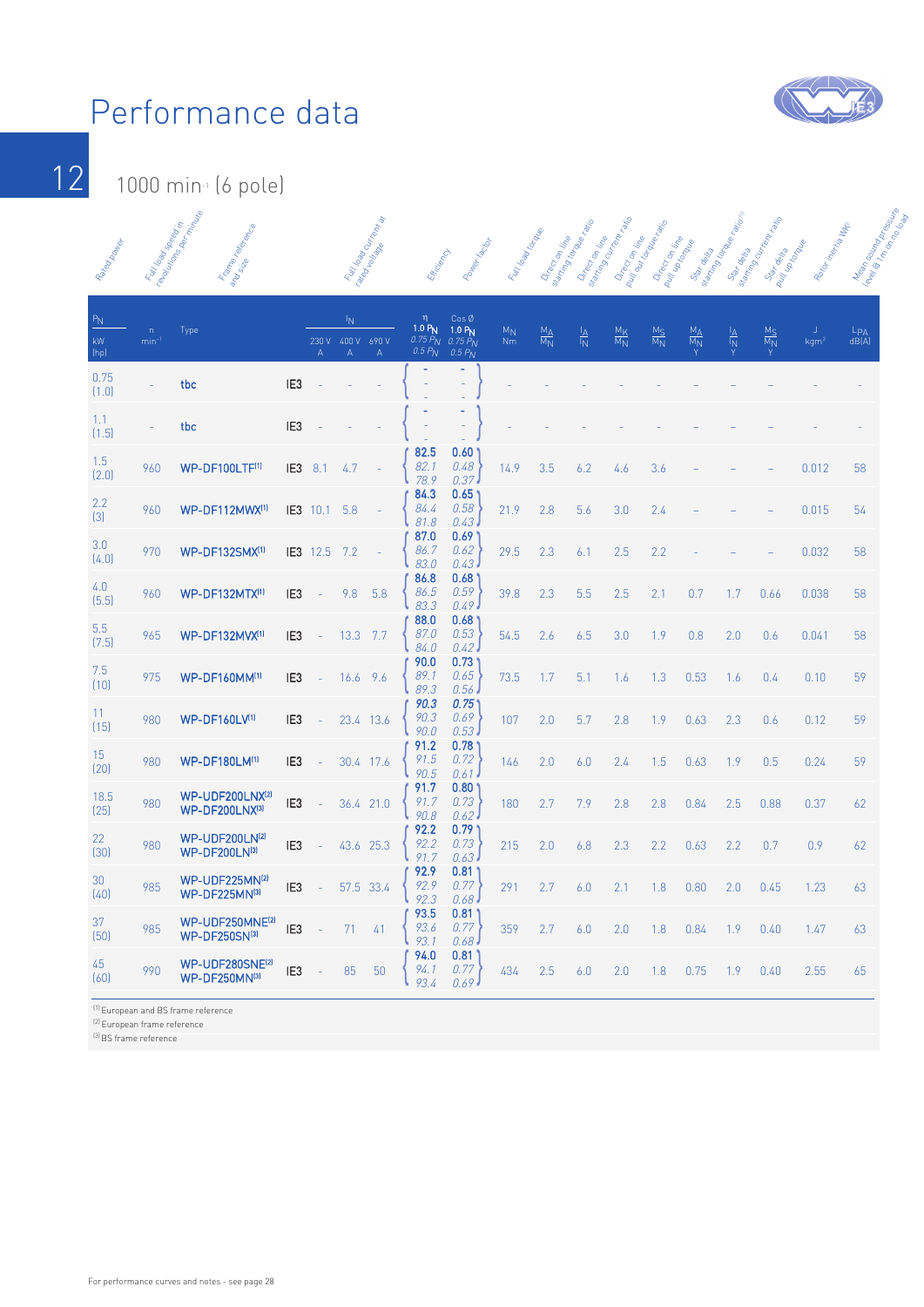# Performance data

## 1000 min-1 (6 pole)

| Rated power $P_N$ kW [hp] | Full load speed in revolutions per minute n min-1 | Frame reference and size Type | | Full load current at rated voltage $I_N$ 230 V A | 400 V A | 690 V A | Efficiency η 1.0 $P_N$ / 0.75 $P_N$ / 0.5 $P_N$ | Power factor Cos Ø 1.0 $P_N$ / 0.75 $P_N$ / 0.5 $P_N$ | Full load torque $M_N$ Nm | Direct on line starting torque ratio $M_A/M_N$ | Direct on line starting current ratio $I_A/I_N$ | Direct on line pull out torque ratio $M_K/M_N$ | Direct on line pull up torque $M_S/M_N$ | Star delta starting torque ratio[1] $M_A/M_N$ Y | Star delta starting current ratio $I_A/I_N$ Y | Star delta pull up torque $M_S/M_N$ Y | Rotor inertia WK² J kgm² | Mean sound pressure level @ 1m on no load $L_{PA}$ dB(A) |
|---|---|---|---|---|---|---|---|---|---|---|---|---|---|---|---|---|---|---|
| 0.75 (1.0) | – | tbc | IE3 | – | – | – | – / – / – | – / – / – | – | – | – | – | – | – | – | – | – | – |
| 1.1 (1.5) | – | tbc | IE3 | – | – | – | – / – / – | – / – / – | – | – | – | – | – | – | – | – | – | – |
| 1.5 (2.0) | 960 | WP-DF100LTF[1] | IE3 | 8.1 | 4.7 | – | 82.5 / 82.1 / 78.9 | 0.60 / 0.48 / 0.37 | 14.9 | 3.5 | 6.2 | 4.6 | 3.6 | – | – | – | 0.012 | 58 |
| 2.2 (3) | 960 | WP-DF112MWX[1] | IE3 | 10.1 | 5.8 | – | 84.3 / 84.4 / 81.8 | 0.65 / 0.58 / 0.43 | 21.9 | 2.8 | 5.6 | 3.0 | 2.4 | – | – | – | 0.015 | 54 |
| 3.0 (4.0) | 970 | WP-DF132SMX[1] | IE3 | 12.5 | 7.2 | – | 87.0 / 86.7 / 83.0 | 0.69 / 0.62 / 0.43 | 29.5 | 2.3 | 6.1 | 2.5 | 2.2 | – | – | – | 0.032 | 58 |
| 4.0 (5.5) | 960 | WP-DF132MTX[1] | IE3 | – | 9.8 | 5.8 | 86.8 / 86.5 / 83.3 | 0.68 / 0.59 / 0.49 | 39.8 | 2.3 | 5.5 | 2.5 | 2.1 | 0.7 | 1.7 | 0.66 | 0.038 | 58 |
| 5.5 (7.5) | 965 | WP-DF132MVX[1] | IE3 | – | 13.3 | 7.7 | 88.0 / 87.0 / 84.0 | 0.68 / 0.53 / 0.42 | 54.5 | 2.6 | 6.5 | 3.0 | 1.9 | 0.8 | 2.0 | 0.6 | 0.041 | 58 |
| 7.5 (10) | 975 | WP-DF160MM[1] | IE3 | – | 16.6 | 9.6 | 90.0 / 89.1 / 89.3 | 0.73 / 0.65 / 0.56 | 73.5 | 1.7 | 5.1 | 1.6 | 1.3 | 0.53 | 1.6 | 0.4 | 0.10 | 59 |
| 11 (15) | 980 | WP-DF160LV[1] | IE3 | – | 23.4 | 13.6 | 90.3 / 90.3 / 90.0 | 0.75 / 0.69 / 0.53 | 107 | 2.0 | 5.7 | 2.8 | 1.9 | 0.63 | 2.3 | 0.6 | 0.12 | 59 |
| 15 (20) | 980 | WP-DF180LM[1] | IE3 | – | 30.4 | 17.6 | 91.2 / 91.5 / 90.5 | 0.78 / 0.72 / 0.61 | 146 | 2.0 | 6.0 | 2.4 | 1.5 | 0.63 | 1.9 | 0.5 | 0.24 | 59 |
| 18.5 (25) | 980 | WP-UDF200LNX[2] WP-DF200LNX[3] | IE3 | – | 36.4 | 21.0 | 91.7 / 91.7 / 90.8 | 0.80 / 0.73 / 0.62 | 180 | 2.7 | 7.9 | 2.8 | 2.8 | 0.84 | 2.5 | 0.88 | 0.37 | 62 |
| 22 (30) | 980 | WP-UDF200LN[2] WP-DF200LN[3] | IE3 | – | 43.6 | 25.3 | 92.2 / 92.2 / 91.7 | 0.79 / 0.73 / 0.63 | 215 | 2.0 | 6.8 | 2.3 | 2.2 | 0.63 | 2.2 | 0.7 | 0.9 | 62 |
| 30 (40) | 985 | WP-UDF225MN[2] WP-DF225MN[3] | IE3 | – | 57.5 | 33.4 | 92.9 / 92.9 / 92.3 | 0.81 / 0.77 / 0.68 | 291 | 2.7 | 6.0 | 2.1 | 1.8 | 0.80 | 2.0 | 0.45 | 1.23 | 63 |
| 37 (50) | 985 | WP-UDF250MNE[2] WP-DF250SN[3] | IE3 | – | 71 | 41 | 93.5 / 93.6 / 93.1 | 0.81 / 0.77 / 0.68 | 359 | 2.7 | 6.0 | 2.0 | 1.8 | 0.84 | 1.9 | 0.40 | 1.47 | 63 |
| 45 (60) | 990 | WP-UDF280SNE[2] WP-DF250MN[3] | IE3 | – | 85 | 50 | 94.0 / 94.1 / 93.4 | 0.81 / 0.77 / 0.69 | 434 | 2.5 | 6.0 | 2.0 | 1.8 | 0.75 | 1.9 | 0.40 | 2.55 | 65 |

[1] European and BS frame reference
[2] European frame reference
[3] BS frame reference

For performance curves and notes - see page 28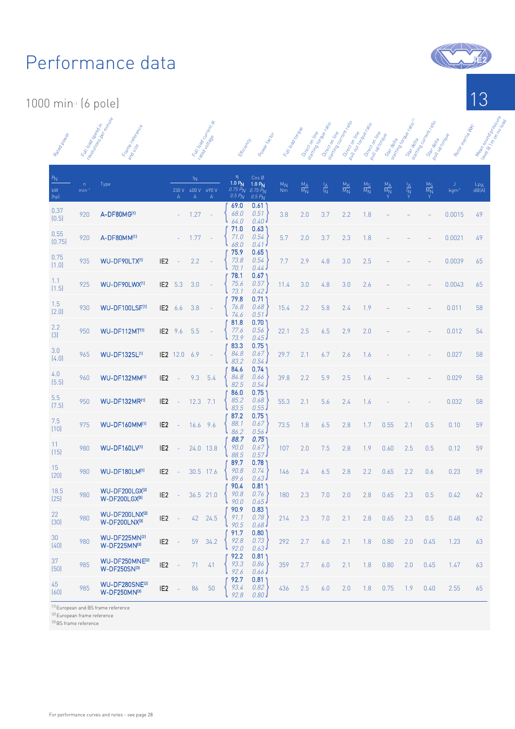# Performance data

## 1000 min⁻¹ (6 pole)

| Rated power $P_N$ kW (hp) | Full load speed in revolutions per minute n $min^{-1}$ | Frame reference and size Type | | Full load current at rated voltage $I_N$ 230 V A | 400 V A | 690 V A | Efficiency η 1.0 $P_N$ / 0.75 $P_N$ / 0.5 $P_N$ | Power factor Cos Ø 1.0 $P_N$ / 0.75 $P_N$ / 0.5 $P_N$ | Full load torque $M_N$ Nm | Direct on line starting torque ratio $\frac{M_A}{M_N}$ | Direct on line starting current ratio $\frac{I_A}{I_N}$ | Direct on line pull out torque ratio $\frac{M_K}{M_N}$ | Direct on line pull up torque $\frac{M_S}{M_N}$ | Star delta starting torque ratio $\frac{M_A}{M_N}$ Y | Star delta starting current ratio $\frac{I_A}{I_N}$ Y | Star delta pull up torque $\frac{M_S}{M_N}$ Y | Rotor inertia J $kgm^2$ | Mean sound pressure level @ 1m on no load $L_{PA}$ dB(A) |
|---|---|---|---|---|---|---|---|---|---|---|---|---|---|---|---|---|---|---|
| 0.37 (0.5) | 920 | A-DF80MG[1] | | - | 1.27 | - | 69.0 / 68.0 / 64.0 | 0.61 / 0.51 / 0.40 | 3.8 | 2.0 | 3.7 | 2.2 | 1.8 | – | – | – | 0.0015 | 49 |
| 0.55 (0.75) | 920 | A-DF80MM[1] | | - | 1.77 | - | 71.0 / 71.0 / 68.0 | 0.63 / 0.54 / 0.41 | 5.7 | 2.0 | 3.7 | 2.3 | 1.8 | – | – | – | 0.0021 | 49 |
| 0.75 (1.0) | 935 | WU-DF90LTX[1] | IE2 | - | 2.2 | - | 75.9 / 73.8 / 70.1 | 0.65 / 0.54 / 0.44 | 7.7 | 2.9 | 4.8 | 3.0 | 2.5 | – | – | – | 0.0039 | 65 |
| 1.1 (1.5) | 925 | WU-DF90LWX[1] | IE2 | 5.3 | 3.0 | - | 78.1 / 75.6 / 73.1 | 0.67 / 0.57 / 0.42 | 11.4 | 3.0 | 4.8 | 3.0 | 2.6 | – | – | – | 0.0043 | 65 |
| 1.5 (2.0) | 930 | WU-DF100LSF[1] | IE2 | 6.6 | 3.8 | - | 79.8 / 76.8 / 74.6 | 0.71 / 0.68 / 0.51 | 15.4 | 2.2 | 5.8 | 2.4 | 1.9 | – | – | – | 0.011 | 58 |
| 2.2 (3) | 950 | WU-DF112MT[1] | IE2 | 9.6 | 5.5 | - | 81.8 / 77.6 / 73.9 | 0.70 / 0.56 / 0.45 | 22.1 | 2.5 | 6.5 | 2.9 | 2.0 | – | – | – | 0.012 | 54 |
| 3.0 (4.0) | 965 | WU-DF132SL[1] | IE2 | 12.0 | 6.9 | - | 83.3 / 84.8 / 83.2 | 0.75 / 0.67 / 0.54 | 29.7 | 2.1 | 6.7 | 2.6 | 1.6 | – | – | – | 0.027 | 58 |
| 4.0 (5.5) | 960 | WU-DF132MM[1] | IE2 | - | 9.3 | 5.4 | 84.6 / 84.8 / 82.5 | 0.74 / 0.66 / 0.54 | 39.8 | 2.2 | 5.9 | 2.5 | 1.6 | – | – | – | 0.029 | 58 |
| 5.5 (7.5) | 950 | WU-DF132MR[1] | IE2 | - | 12.3 | 7.1 | 86.0 / 85.2 / 83.5 | 0.75 / 0.68 / 0.55 | 55.3 | 2.1 | 5.6 | 2.4 | 1.6 | – | – | – | 0.032 | 58 |
| 7.5 (10) | 975 | WU-DF160MM[1] | IE2 | - | 16.6 | 9.6 | 87.2 / 88.1 / 86.2 | 0.75 / 0.67 / 0.56 | 73.5 | 1.8 | 6.5 | 2.8 | 1.7 | 0.55 | 2.1 | 0.5 | 0.10 | 59 |
| 11 (15) | 980 | WU-DF160LV[1] | IE2 | - | 24.0 | 13.8 | 88.7 / 90.0 / 88.5 | 0.75 / 0.67 / 0.57 | 107 | 2.0 | 7.5 | 2.8 | 1.9 | 0.60 | 2.5 | 0.5 | 0.12 | 59 |
| 15 (20) | 980 | WU-DF180LM[1] | IE2 | - | 30.5 | 17.6 | 89.7 / 90.8 / 89.6 | 0.78 / 0.74 / 0.63 | 146 | 2.4 | 6.5 | 2.8 | 2.2 | 0.65 | 2.2 | 0.6 | 0.23 | 59 |
| 18.5 (25) | 980 | WU-DF200LGX[2] W-DF200LGX[3] | IE2 | - | 36.5 | 21.0 | 90.4 / 90.8 / 90.0 | 0.81 / 0.76 / 0.65 | 180 | 2.3 | 7.0 | 2.0 | 2.8 | 0.65 | 2.3 | 0.5 | 0.42 | 62 |
| 22 (30) | 980 | WU-DF200LNX[2] W-DF200LNX[3] | IE2 | - | 42 | 24.5 | 90.9 / 91.1 / 90.5 | 0.83 / 0.78 / 0.68 | 214 | 2.3 | 7.0 | 2.1 | 2.8 | 0.65 | 2.3 | 0.5 | 0.48 | 62 |
| 30 (40) | 980 | WU-DF225MN[2] W-DF225MN[3] | IE2 | - | 59 | 34.2 | 91.7 / 92.8 / 92.0 | 0.80 / 0.73 / 0.63 | 292 | 2.7 | 6.0 | 2.1 | 1.8 | 0.80 | 2.0 | 0.45 | 1.23 | 63 |
| 37 (50) | 985 | WU-DF250MNE[2] W-DF250SN[3] | IE2 | - | 71 | 41 | 92.2 / 93.3 / 92.6 | 0.81 / 0.86 / 0.66 | 359 | 2.7 | 6.0 | 2.1 | 1.8 | 0.80 | 2.0 | 0.45 | 1.47 | 63 |
| 45 (60) | 985 | WU-DF280SNE[2] W-DF250MN[3] | IE2 | - | 86 | 50 | 92.7 / 93.4 / 92.8 | 0.81 / 0.82 / 0.80 | 436 | 2.5 | 6.0 | 2.0 | 1.8 | 0.75 | 1.9 | 0.40 | 2.55 | 65 |

[1] European and BS frame reference
[2] European frame reference
[3] BS frame reference

For performance curves and notes - see page 28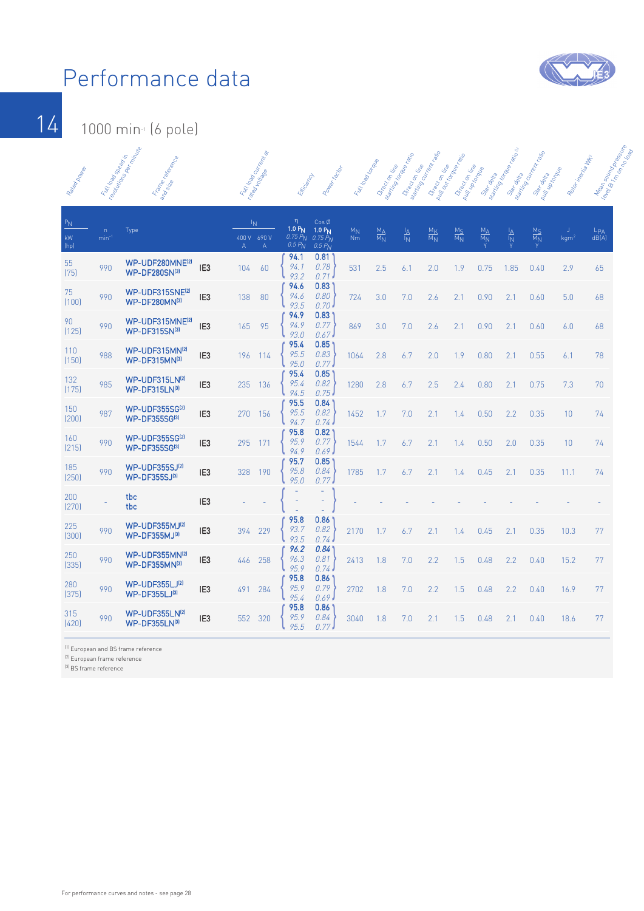# Performance data

## 1000 min-1 (6 pole)

| Rated power | Full load speed in revolutions per minute | Frame reference and size | | Full load current at rated voltage | | Efficiency | Power factor | Full load torque | Direct on line starting torque ratio | Direct on line starting current ratio | Direct on line pull out torque ratio | Direct on line pull up torque | Star delta starting torque ratio [1] | Star delta starting current ratio | Star delta pull up torque | Rotor inertia WK² | Mean sound pressure level @ 1m on no load |
|---|---|---|---|---|---|---|---|---|---|---|---|---|---|---|---|---|---|
| $P_N$ kW (hp) | n $min^{-1}$ | Type | | $I_N$ 400 V A | $I_N$ 690 V A | η 1.0 $P_N$ / 0.75 $P_N$ / 0.5 $P_N$ | Cos Ø 1.0 $P_N$ / 0.75 $P_N$ / 0.5 $P_N$ | $M_N$ Nm | $\frac{M_A}{M_N}$ | $\frac{I_A}{I_N}$ | $\frac{M_K}{M_N}$ | $\frac{M_S}{M_N}$ | $\frac{M_A}{M_N}$ Y | $\frac{I_A}{I_N}$ Y | $\frac{M_S}{M_N}$ Y | J $kgm^2$ | $L_{PA}$ dB(A) |
| 55 (75) | 990 | WP-UDF280MNE[2] WP-DF280SN[3] | IE3 | 104 | 60 | 94.1 / 94.1 / 93.2 | 0.81 / 0.78 / 0.71 | 531 | 2.5 | 6.1 | 2.0 | 1.9 | 0.75 | 1.85 | 0.40 | 2.9 | 65 |
| 75 (100) | 990 | WP-UDF315SNE[2] WP-DF280MN[3] | IE3 | 138 | 80 | 94.6 / 94.6 / 93.5 | 0.83 / 0.80 / 0.70 | 724 | 3.0 | 7.0 | 2.6 | 2.1 | 0.90 | 2.1 | 0.60 | 5.0 | 68 |
| 90 (125) | 990 | WP-UDF315MNE[2] WP-DF315SN[3] | IE3 | 165 | 95 | 94.9 / 94.9 / 93.0 | 0.83 / 0.77 / 0.67 | 869 | 3.0 | 7.0 | 2.6 | 2.1 | 0.90 | 2.1 | 0.60 | 6.0 | 68 |
| 110 (150) | 988 | WP-UDF315MN[2] WP-DF315MN[3] | IE3 | 196 | 114 | 95.4 / 95.5 / 95.0 | 0.85 / 0.83 / 0.77 | 1064 | 2.8 | 6.7 | 2.0 | 1.9 | 0.80 | 2.1 | 0.55 | 6.1 | 78 |
| 132 (175) | 985 | WP-UDF315LN[2] WP-DF315LN[3] | IE3 | 235 | 136 | 95.4 / 95.4 / 94.5 | 0.85 / 0.82 / 0.75 | 1280 | 2.8 | 6.7 | 2.5 | 2.4 | 0.80 | 2.1 | 0.75 | 7.3 | 70 |
| 150 (200) | 987 | WP-UDF355SG[2] WP-DF355SG[3] | IE3 | 270 | 156 | 95.5 / 95.5 / 94.7 | 0.84 / 0.82 / 0.74 | 1452 | 1.7 | 7.0 | 2.1 | 1.4 | 0.50 | 2.2 | 0.35 | 10 | 74 |
| 160 (215) | 990 | WP-UDF355SG[2] WP-DF355SG[3] | IE3 | 295 | 171 | 95.8 / 95.9 / 94.9 | 0.82 / 0.77 / 0.69 | 1544 | 1.7 | 6.7 | 2.1 | 1.4 | 0.50 | 2.0 | 0.35 | 10 | 74 |
| 185 (250) | 990 | WP-UDF355SJ[2] WP-DF355SJ[3] | IE3 | 328 | 190 | 95.7 / 95.8 / 95.0 | 0.85 / 0.84 / 0.77 | 1785 | 1.7 | 6.7 | 2.1 | 1.4 | 0.45 | 2.1 | 0.35 | 11.1 | 74 |
| 200 (270) | - | tbc tbc | IE3 | - | - | - / - / - | - / - / - | - | - | - | - | - | - | - | - | - | - |
| 225 (300) | 990 | WP-UDF355MJ[2] WP-DF355MJ[3] | IE3 | 394 | 229 | 95.8 / 93.7 / 93.5 | 0.86 / 0.82 / 0.74 | 2170 | 1.7 | 6.7 | 2.1 | 1.4 | 0.45 | 2.1 | 0.35 | 10.3 | 77 |
| 250 (335) | 990 | WP-UDF355MN[2] WP-DF355MN[3] | IE3 | 446 | 258 | 96.2 / 96.3 / 95.9 | 0.84 / 0.81 / 0.74 | 2413 | 1.8 | 7.0 | 2.2 | 1.5 | 0.48 | 2.2 | 0.40 | 15.2 | 77 |
| 280 (375) | 990 | WP-UDF355LJ[2] WP-DF355LJ[3] | IE3 | 491 | 284 | 95.8 / 95.9 / 95.4 | 0.86 / 0.79 / 0.69 | 2702 | 1.8 | 7.0 | 2.2 | 1.5 | 0.48 | 2.2 | 0.40 | 16.9 | 77 |
| 315 (420) | 990 | WP-UDF355LN[2] WP-DF355LN[3] | IE3 | 552 | 320 | 95.8 / 95.9 / 95.5 | 0.86 / 0.84 / 0.77 | 3040 | 1.8 | 7.0 | 2.1 | 1.5 | 0.48 | 2.1 | 0.40 | 18.6 | 77 |

[1] European and BS frame reference
[2] European frame reference
[3] BS frame reference

For performance curves and notes - see page 28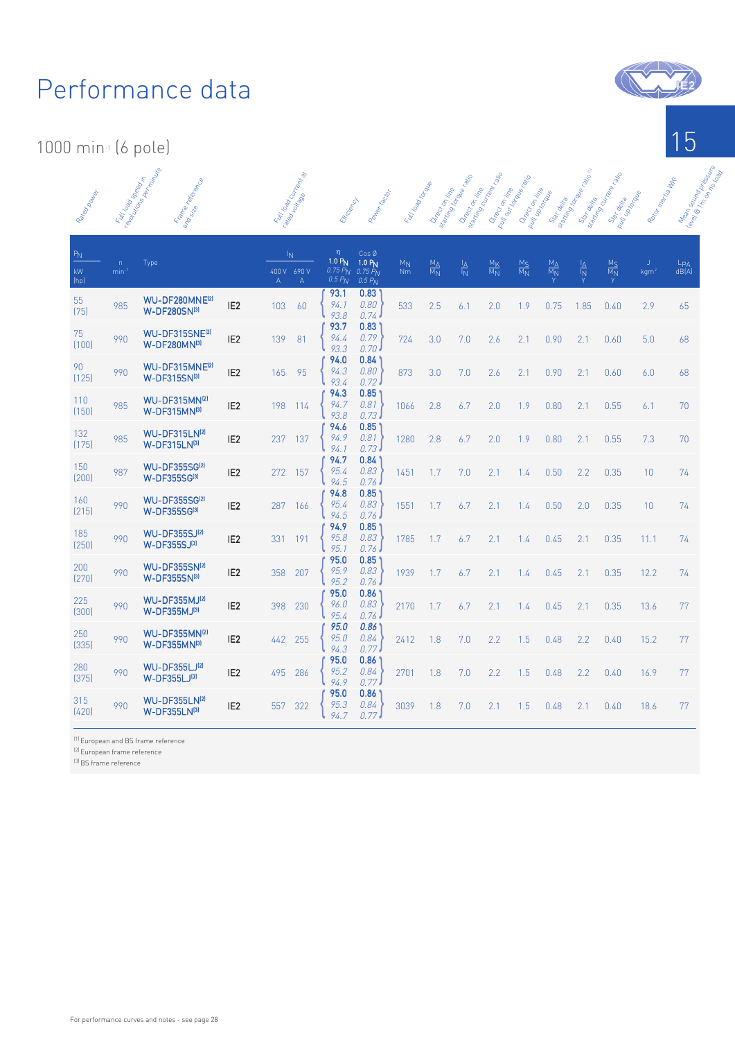# Performance data

## 1000 min⁻¹ (6 pole)

| Rated power $P_N$ kW (hp) | Full load speed in revolutions per minute n min⁻¹ | Frame reference and size Type | | Full load current at rated voltage $I_N$ 400 V A | $I_N$ 690 V A | Efficiency η 1.0 $P_N$ / 0.75 $P_N$ / 0.5 $P_N$ | Power factor Cos Ø 1.0 $P_N$ / 0.75 $P_N$ / 0.5 $P_N$ | Full load torque $M_N$ Nm | Direct on line starting torque ratio $\frac{M_A}{M_N}$ | Direct on line starting current ratio $\frac{I_A}{I_N}$ | Direct on line pull out torque ratio $\frac{M_K}{M_N}$ | Direct on line pull up torque $\frac{M_S}{M_N}$ | Star delta starting torque ratio[1] $\frac{M_A}{M_N}$ Y | Star delta starting current ratio $\frac{I_A}{I_N}$ Y | Star delta pull up torque $\frac{M_S}{M_N}$ Y | Rotor inertia WK² J kgm² | Mean sound pressure level @ 1m on no load $L_{PA}$ dB(A) |
|---|---|---|---|---|---|---|---|---|---|---|---|---|---|---|---|---|---|
| 55 (75) | 985 | WU-DF280MNE[2] W-DF280SN[3] | IE2 | 103 | 60 | 93.1 / 94.1 / 93.8 | 0.83 / 0.80 / 0.74 | 533 | 2.5 | 6.1 | 2.0 | 1.9 | 0.75 | 1.85 | 0.40 | 2.9 | 65 |
| 75 (100) | 990 | WU-DF315SNE[2] W-DF280MN[3] | IE2 | 139 | 81 | 93.7 / 94.4 / 93.3 | 0.83 / 0.79 / 0.70 | 724 | 3.0 | 7.0 | 2.6 | 2.1 | 0.90 | 2.1 | 0.60 | 5.0 | 68 |
| 90 (125) | 990 | WU-DF315MNE[2] W-DF315SN[3] | IE2 | 165 | 95 | 94.0 / 94.3 / 93.4 | 0.84 / 0.80 / 0.72 | 873 | 3.0 | 7.0 | 2.6 | 2.1 | 0.90 | 2.1 | 0.60 | 6.0 | 68 |
| 110 (150) | 985 | WU-DF315MN[2] W-DF315MN[3] | IE2 | 198 | 114 | 94.3 / 94.7 / 93.8 | 0.85 / 0.81 / 0.73 | 1066 | 2.8 | 6.7 | 2.0 | 1.9 | 0.80 | 2.1 | 0.55 | 6.1 | 70 |
| 132 (175) | 985 | WU-DF315LN[2] W-DF315LN[3] | IE2 | 237 | 137 | 94.6 / 94.9 / 94.1 | 0.85 / 0.81 / 0.73 | 1280 | 2.8 | 6.7 | 2.0 | 1.9 | 0.80 | 2.1 | 0.55 | 7.3 | 70 |
| 150 (200) | 987 | WU-DF355SG[2] W-DF355SG[3] | IE2 | 272 | 157 | 94.7 / 95.4 / 94.5 | 0.84 / 0.83 / 0.76 | 1451 | 1.7 | 7.0 | 2.1 | 1.4 | 0.50 | 2.2 | 0.35 | 10 | 74 |
| 160 (215) | 990 | WU-DF355SG[2] W-DF355SG[3] | IE2 | 287 | 166 | 94.8 / 95.4 / 94.5 | 0.85 / 0.83 / 0.76 | 1551 | 1.7 | 6.7 | 2.1 | 1.4 | 0.50 | 2.0 | 0.35 | 10 | 74 |
| 185 (250) | 990 | WU-DF355SJ[2] W-DF355SJ[3] | IE2 | 331 | 191 | 94.9 / 95.8 / 95.1 | 0.85 / 0.83 / 0.76 | 1785 | 1.7 | 6.7 | 2.1 | 1.4 | 0.45 | 2.1 | 0.35 | 11.1 | 74 |
| 200 (270) | 990 | WU-DF355SN[2] W-DF355SN[3] | IE2 | 358 | 207 | 95.0 / 95.9 / 95.2 | 0.85 / 0.83 / 0.76 | 1939 | 1.7 | 6.7 | 2.1 | 1.4 | 0.45 | 2.1 | 0.35 | 12.2 | 74 |
| 225 (300) | 990 | WU-DF355MJ[2] W-DF355MJ[3] | IE2 | 398 | 230 | 95.0 / 96.0 / 95.4 | 0.86 / 0.83 / 0.76 | 2170 | 1.7 | 6.7 | 2.1 | 1.4 | 0.45 | 2.1 | 0.35 | 13.6 | 77 |
| 250 (335) | 990 | WU-DF355MN[2] W-DF355MN[3] | IE2 | 442 | 255 | 95.0 / 95.0 / 94.3 | 0.86 / 0.84 / 0.77 | 2412 | 1.8 | 7.0 | 2.2 | 1.5 | 0.48 | 2.2 | 0.40 | 15.2 | 77 |
| 280 (375) | 990 | WU-DF355LJ[2] W-DF355LJ[3] | IE2 | 495 | 286 | 95.0 / 95.2 / 94.9 | 0.86 / 0.84 / 0.77 | 2701 | 1.8 | 7.0 | 2.2 | 1.5 | 0.48 | 2.2 | 0.40 | 16.9 | 77 |
| 315 (420) | 990 | WU-DF355LN[2] W-DF355LN[3] | IE2 | 557 | 322 | 95.0 / 95.3 / 94.7 | 0.86 / 0.84 / 0.77 | 3039 | 1.8 | 7.0 | 2.1 | 1.5 | 0.48 | 2.1 | 0.40 | 18.6 | 77 |

[1] European and BS frame reference
[2] European frame reference
[3] BS frame reference

For performance curves and notes - see page 28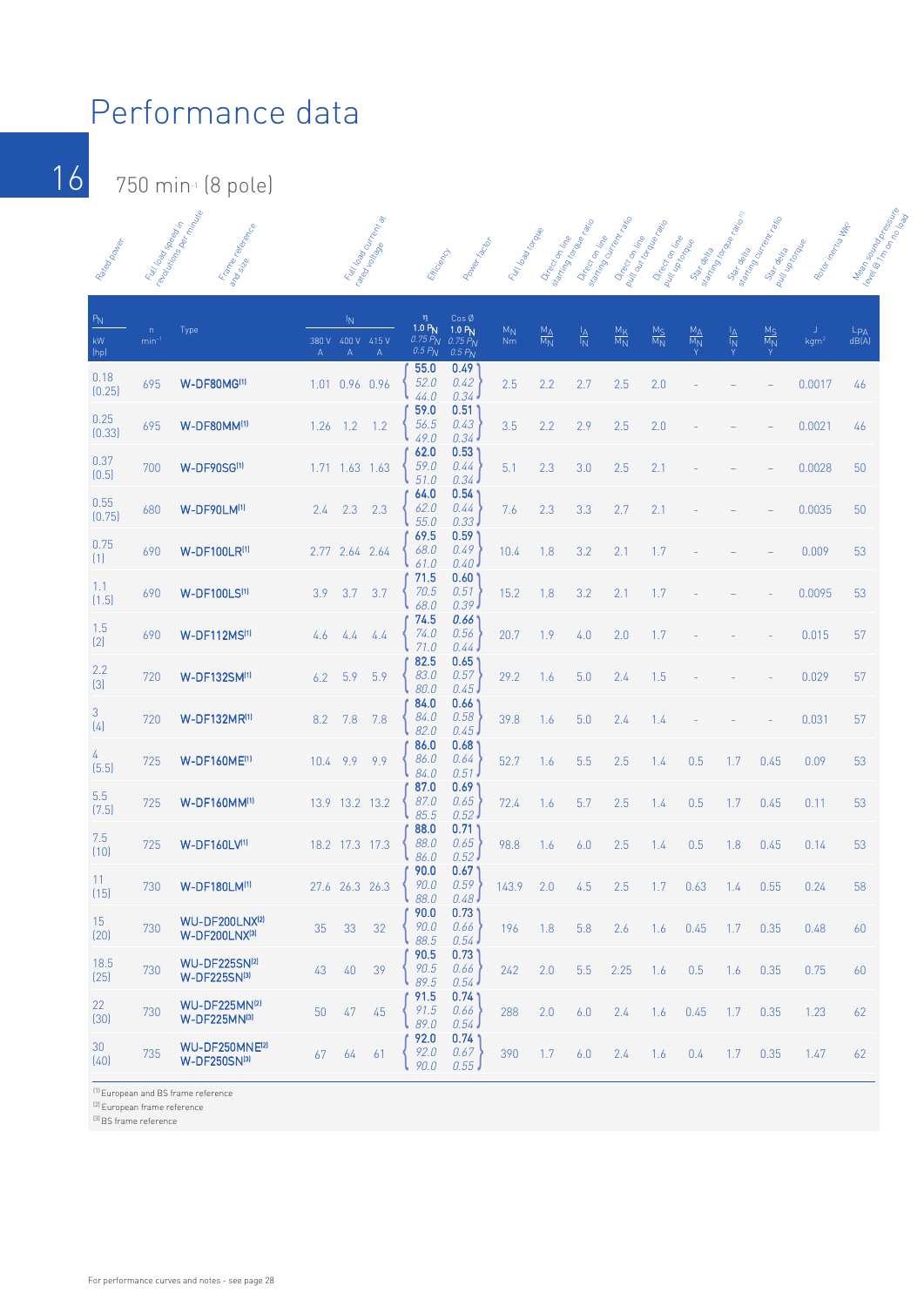# Performance data

## 750 min⁻¹ (8 pole)

| Rated power $P_N$ kW (hp) | Full load speed in revolutions per minute n min⁻¹ | Frame reference and size Type | Full load current at rated voltage $I_N$ 380 V A | $I_N$ 400 V A | $I_N$ 415 V A | Efficiency η 1.0 $P_N$ / 0.75 $P_N$ / 0.5 $P_N$ | Power factor Cos Ø 1.0 $P_N$ / 0.75 $P_N$ / 0.5 $P_N$ | Full load torque $M_N$ Nm | Direct on line starting torque ratio $\frac{M_A}{M_N}$ | Direct on line starting current ratio $\frac{I_A}{I_N}$ | Direct on line pull out torque ratio $\frac{M_K}{M_N}$ | Direct on line pull up torque $\frac{M_S}{M_N}$ | Star delta starting torque ratio $\frac{M_A}{M_N}$ Y | Star delta starting current ratio $\frac{I_A}{I_N}$ Y | Star delta pull up torque $\frac{M_S}{M_N}$ Y | Rotor inertia J kgm² | Mean sound pressure level @ 1m on no load $L_{PA}$ dB(A) |
|---|---|---|---|---|---|---|---|---|---|---|---|---|---|---|---|---|---|
| 0.18 (0.25) | 695 | W-DF80MG[1] | 1.01 | 0.96 | 0.96 | 55.0 / 52.0 / 44.0 | 0.49 / 0.42 / 0.34 | 2.5 | 2.2 | 2.7 | 2.5 | 2.0 | – | – | – | 0.0017 | 46 |
| 0.25 (0.33) | 695 | W-DF80MM[1] | 1.26 | 1.2 | 1.2 | 59.0 / 56.5 / 49.0 | 0.51 / 0.43 / 0.34 | 3.5 | 2.2 | 2.9 | 2.5 | 2.0 | – | – | – | 0.0021 | 46 |
| 0.37 (0.5) | 700 | W-DF90SG[1] | 1.71 | 1.63 | 1.63 | 62.0 / 59.0 / 51.0 | 0.53 / 0.44 / 0.34 | 5.1 | 2.3 | 3.0 | 2.5 | 2.1 | – | – | – | 0.0028 | 50 |
| 0.55 (0.75) | 680 | W-DF90LM[1] | 2.4 | 2.3 | 2.3 | 64.0 / 62.0 / 55.0 | 0.54 / 0.44 / 0.33 | 7.6 | 2.3 | 3.3 | 2.7 | 2.1 | – | – | – | 0.0035 | 50 |
| 0.75 (1) | 690 | W-DF100LR[1] | 2.77 | 2.64 | 2.64 | 69.5 / 68.0 / 61.0 | 0.59 / 0.49 / 0.40 | 10.4 | 1.8 | 3.2 | 2.1 | 1.7 | – | – | – | 0.009 | 53 |
| 1.1 (1.5) | 690 | W-DF100LS[1] | 3.9 | 3.7 | 3.7 | 71.5 / 70.5 / 68.0 | 0.60 / 0.51 / 0.39 | 15.2 | 1.8 | 3.2 | 2.1 | 1.7 | – | – | – | 0.0095 | 53 |
| 1.5 (2) | 690 | W-DF112MS[1] | 4.6 | 4.4 | 4.4 | 74.5 / 74.0 / 71.0 | 0.66 / 0.56 / 0.44 | 20.7 | 1.9 | 4.0 | 2.0 | 1.7 | – | – | – | 0.015 | 57 |
| 2.2 (3) | 720 | W-DF132SM[1] | 6.2 | 5.9 | 5.9 | 82.5 / 83.0 / 80.0 | 0.65 / 0.57 / 0.45 | 29.2 | 1.6 | 5.0 | 2.4 | 1.5 | – | – | – | 0.029 | 57 |
| 3 (4) | 720 | W-DF132MR[1] | 8.2 | 7.8 | 7.8 | 84.0 / 84.0 / 82.0 | 0.66 / 0.58 / 0.45 | 39.8 | 1.6 | 5.0 | 2.4 | 1.4 | – | – | – | 0.031 | 57 |
| 4 (5.5) | 725 | W-DF160ME[1] | 10.4 | 9.9 | 9.9 | 86.0 / 86.0 / 84.0 | 0.68 / 0.64 / 0.51 | 52.7 | 1.6 | 5.5 | 2.5 | 1.4 | 0.5 | 1.7 | 0.45 | 0.09 | 53 |
| 5.5 (7.5) | 725 | W-DF160MM[1] | 13.9 | 13.2 | 13.2 | 87.0 / 87.0 / 85.5 | 0.69 / 0.65 / 0.52 | 72.4 | 1.6 | 5.7 | 2.5 | 1.4 | 0.5 | 1.7 | 0.45 | 0.11 | 53 |
| 7.5 (10) | 725 | W-DF160LV[1] | 18.2 | 17.3 | 17.3 | 88.0 / 88.0 / 86.0 | 0.71 / 0.65 / 0.52 | 98.8 | 1.6 | 6.0 | 2.5 | 1.4 | 0.5 | 1.8 | 0.45 | 0.14 | 53 |
| 11 (15) | 730 | W-DF180LM[1] | 27.6 | 26.3 | 26.3 | 90.0 / 90.0 / 88.0 | 0.67 / 0.59 / 0.48 | 143.9 | 2.0 | 4.5 | 2.5 | 1.7 | 0.63 | 1.4 | 0.55 | 0.24 | 58 |
| 15 (20) | 730 | WU-DF200LNX[2] W-DF200LNX[3] | 35 | 33 | 32 | 90.0 / 90.0 / 88.5 | 0.73 / 0.66 / 0.54 | 196 | 1.8 | 5.8 | 2.6 | 1.6 | 0.45 | 1.7 | 0.35 | 0.48 | 60 |
| 18.5 (25) | 730 | WU-DF225SN[2] W-DF225SN[3] | 43 | 40 | 39 | 90.5 / 90.5 / 89.5 | 0.73 / 0.66 / 0.54 | 242 | 2.0 | 5.5 | 2.25 | 1.6 | 0.5 | 1.6 | 0.35 | 0.75 | 60 |
| 22 (30) | 730 | WU-DF225MN[2] W-DF225MN[3] | 50 | 47 | 45 | 91.5 / 91.5 / 89.0 | 0.74 / 0.66 / 0.54 | 288 | 2.0 | 6.0 | 2.4 | 1.6 | 0.45 | 1.7 | 0.35 | 1.23 | 62 |
| 30 (40) | 735 | WU-DF250MNE[2] W-DF250SN[3] | 67 | 64 | 61 | 92.0 / 92.0 / 90.0 | 0.74 / 0.67 / 0.55 | 390 | 1.7 | 6.0 | 2.4 | 1.6 | 0.4 | 1.7 | 0.35 | 1.47 | 62 |

[1] European and BS frame reference
[2] European frame reference
[3] BS frame reference

For performance curves and notes - see page 28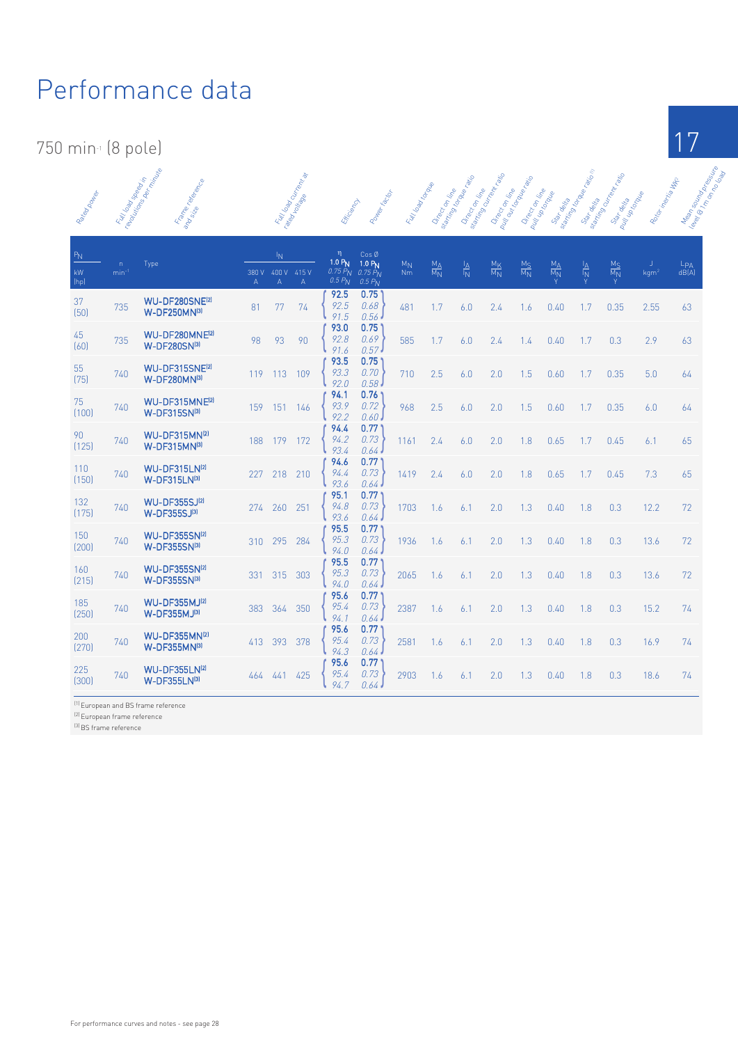# Performance data

## 750 min-1 (8 pole)

| Rated power $P_N$ kW (hp) | Full load speed in revolutions per minute n $min^{-1}$ | Frame reference and size Type | Full load current at rated voltage $I_N$ 380 V A | $I_N$ 400 V A | $I_N$ 415 V A | Efficiency η 1.0 $P_N$ / 0.75 $P_N$ / 0.5 $P_N$ | Power factor Cos Ø 1.0 $P_N$ / 0.75 $P_N$ / 0.5 $P_N$ | Full load torque $M_N$ Nm | Direct on line starting torque ratio $\frac{M_A}{M_N}$ | Direct on line starting current ratio $\frac{I_A}{I_N}$ | Direct on line pull out torque ratio $\frac{M_K}{M_N}$ | Direct on line pull up torque $\frac{M_S}{M_N}$ | Star delta starting torque ratio [1] $\frac{M_A}{M_N}$ Y | Star delta starting current ratio $\frac{I_A}{I_N}$ Y | Star delta pull up torque $\frac{M_S}{M_N}$ Y | Rotor inertia WK² J $kgm^2$ | Mean sound pressure level (@ 1m) on no load $L_{PA}$ dB(A) |
|---|---|---|---|---|---|---|---|---|---|---|---|---|---|---|---|---|---|
| 37 (50) | 735 | WU-DF280SNE[2] W-DF250MN[3] | 81 | 77 | 74 | 92.5 / 92.5 / 91.5 | 0.75 / 0.68 / 0.56 | 481 | 1.7 | 6.0 | 2.4 | 1.6 | 0.40 | 1.7 | 0.35 | 2.55 | 63 |
| 45 (60) | 735 | WU-DF280MNE[2] W-DF280SN[3] | 98 | 93 | 90 | 93.0 / 92.8 / 91.6 | 0.75 / 0.69 / 0.57 | 585 | 1.7 | 6.0 | 2.4 | 1.4 | 0.40 | 1.7 | 0.3 | 2.9 | 63 |
| 55 (75) | 740 | WU-DF315SNE[2] W-DF280MN[3] | 119 | 113 | 109 | 93.5 / 93.3 / 92.0 | 0.75 / 0.70 / 0.58 | 710 | 2.5 | 6.0 | 2.0 | 1.5 | 0.60 | 1.7 | 0.35 | 5.0 | 64 |
| 75 (100) | 740 | WU-DF315MNE[2] W-DF315SN[3] | 159 | 151 | 146 | 94.1 / 93.9 / 92.2 | 0.76 / 0.72 / 0.60 | 968 | 2.5 | 6.0 | 2.0 | 1.5 | 0.60 | 1.7 | 0.35 | 6.0 | 64 |
| 90 (125) | 740 | WU-DF315MN[2] W-DF315MN[3] | 188 | 179 | 172 | 94.4 / 94.2 / 93.4 | 0.77 / 0.73 / 0.64 | 1161 | 2.4 | 6.0 | 2.0 | 1.8 | 0.65 | 1.7 | 0.45 | 6.1 | 65 |
| 110 (150) | 740 | WU-DF315LN[2] W-DF315LN[3] | 227 | 218 | 210 | 94.6 / 94.4 / 93.6 | 0.77 / 0.73 / 0.64 | 1419 | 2.4 | 6.0 | 2.0 | 1.8 | 0.65 | 1.7 | 0.45 | 7.3 | 65 |
| 132 (175) | 740 | WU-DF355SJ[2] W-DF355SJ[3] | 274 | 260 | 251 | 95.1 / 94.8 / 93.6 | 0.77 / 0.73 / 0.64 | 1703 | 1.6 | 6.1 | 2.0 | 1.3 | 0.40 | 1.8 | 0.3 | 12.2 | 72 |
| 150 (200) | 740 | WU-DF355SN[2] W-DF355SN[3] | 310 | 295 | 284 | 95.5 / 95.3 / 94.0 | 0.77 / 0.73 / 0.64 | 1936 | 1.6 | 6.1 | 2.0 | 1.3 | 0.40 | 1.8 | 0.3 | 13.6 | 72 |
| 160 (215) | 740 | WU-DF355SN[2] W-DF355SN[3] | 331 | 315 | 303 | 95.5 / 95.3 / 94.0 | 0.77 / 0.73 / 0.64 | 2065 | 1.6 | 6.1 | 2.0 | 1.3 | 0.40 | 1.8 | 0.3 | 13.6 | 72 |
| 185 (250) | 740 | WU-DF355MJ[2] W-DF355MJ[3] | 383 | 364 | 350 | 95.6 / 95.4 / 94.1 | 0.77 / 0.73 / 0.64 | 2387 | 1.6 | 6.1 | 2.0 | 1.3 | 0.40 | 1.8 | 0.3 | 15.2 | 74 |
| 200 (270) | 740 | WU-DF355MN[2] W-DF355MN[3] | 413 | 393 | 378 | 95.6 / 95.4 / 94.3 | 0.77 / 0.73 / 0.64 | 2581 | 1.6 | 6.1 | 2.0 | 1.3 | 0.40 | 1.8 | 0.3 | 16.9 | 74 |
| 225 (300) | 740 | WU-DF355LN[2] W-DF355LN[3] | 464 | 441 | 425 | 95.6 / 95.4 / 94.7 | 0.77 / 0.73 / 0.64 | 2903 | 1.6 | 6.1 | 2.0 | 1.3 | 0.40 | 1.8 | 0.3 | 18.6 | 74 |

[1] European and BS frame reference
[2] European frame reference
[3] BS frame reference

For performance curves and notes - see page 28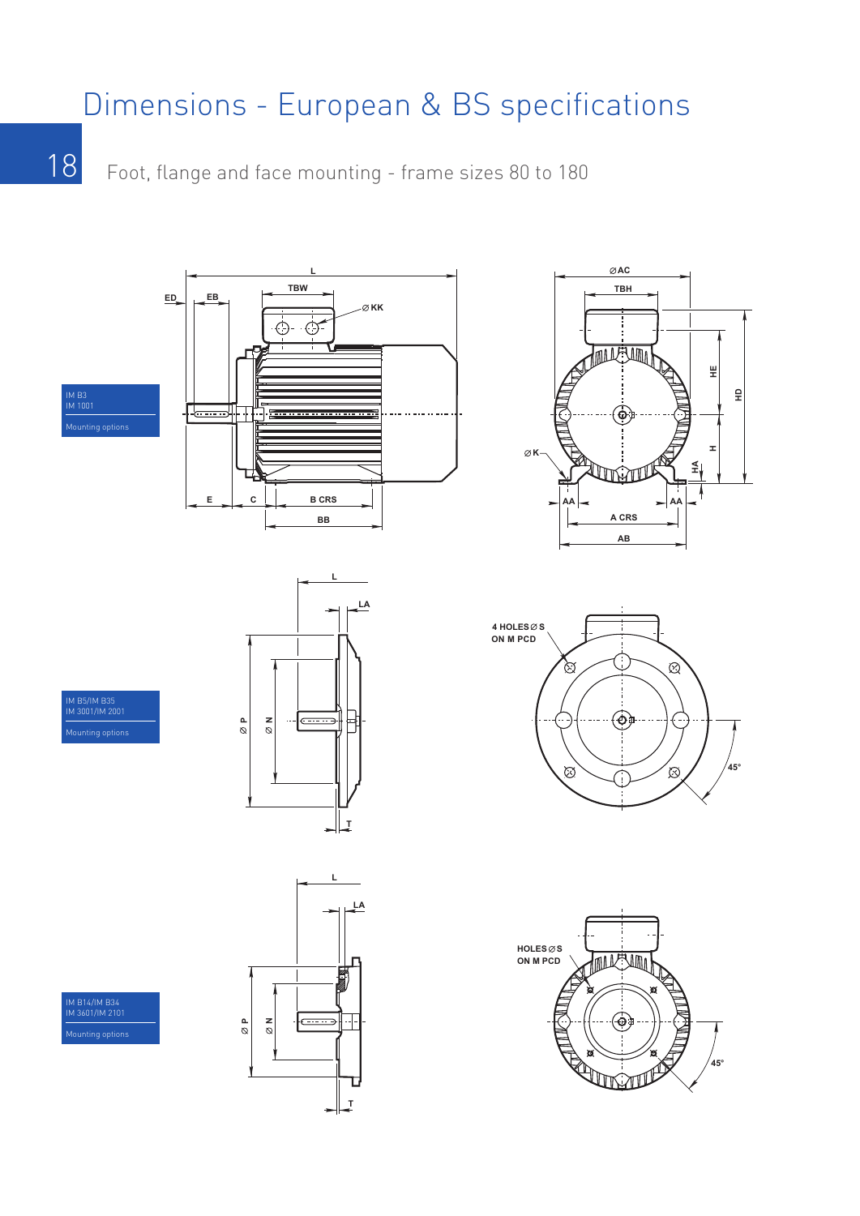# Dimensions - European & BS specifications

Foot, flange and face mounting - frame sizes 80 to 180

IM B3
IM 1001

Mounting options

L
ED
EB
TBW
⌀ KK
E
C
B CRS
BB

⌀AC
TBH
HE
HD
H
HA
⌀ K
AA
AA
A CRS
AB

IM B5/IM B35
IM 3001/IM 2001

Mounting options

L
LA
⌀ P
⌀ N
T

4 HOLES ⌀ S
ON M PCD

45°

IM B14/IM B34
IM 3601/IM 2101

Mounting options

L
LA
⌀ P
⌀ N
T

HOLES ⌀ S
ON M PCD

45°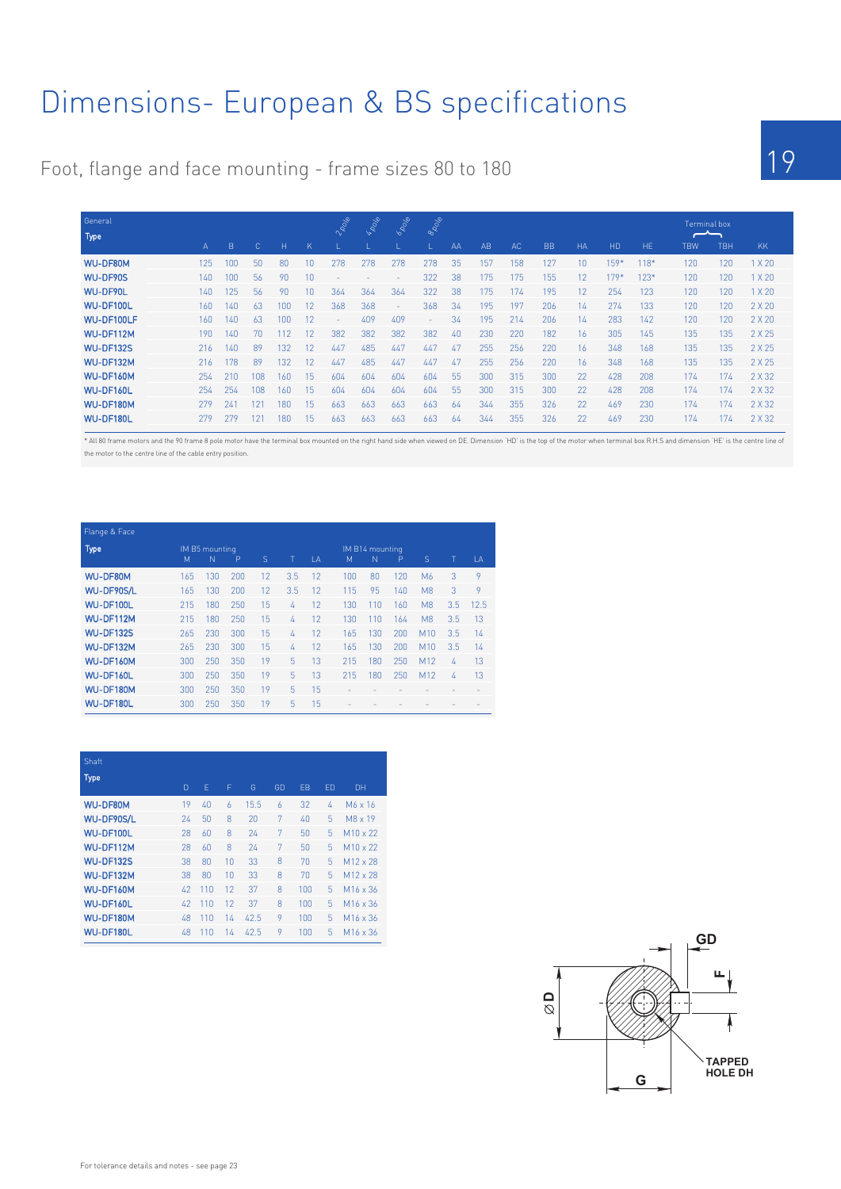# Dimensions- European & BS specifications

## Foot, flange and face mounting - frame sizes 80 to 180

| General Type | A | B | C | H | K | L 2 pole | L 4 pole | L 6 pole | L 8 pole | AA | AB | AC | BB | HA | HD | HE | Terminal box TBW | Terminal box TBH | KK |
|---|---|---|---|---|---|---|---|---|---|---|---|---|---|---|---|---|---|---|---|
| WU-DF80M | 125 | 100 | 50 | 80 | 10 | 278 | 278 | 278 | 278 | 35 | 157 | 158 | 127 | 10 | 159* | 118* | 120 | 120 | 1 X 20 |
| WU-DF90S | 140 | 100 | 56 | 90 | 10 | - | - | - | 322 | 38 | 175 | 175 | 155 | 12 | 179* | 123* | 120 | 120 | 1 X 20 |
| WU-DF90L | 140 | 125 | 56 | 90 | 10 | 364 | 364 | 364 | 322 | 38 | 175 | 174 | 195 | 12 | 254 | 123 | 120 | 120 | 1 X 20 |
| WU-DF100L | 160 | 140 | 63 | 100 | 12 | 368 | 368 | - | 368 | 34 | 195 | 197 | 206 | 14 | 274 | 133 | 120 | 120 | 2 X 20 |
| WU-DF100LF | 160 | 140 | 63 | 100 | 12 | - | 409 | 409 | - | 34 | 195 | 214 | 206 | 14 | 283 | 142 | 120 | 120 | 2 X 20 |
| WU-DF112M | 190 | 140 | 70 | 112 | 12 | 382 | 382 | 382 | 382 | 40 | 230 | 220 | 182 | 16 | 305 | 145 | 135 | 135 | 2 X 25 |
| WU-DF132S | 216 | 140 | 89 | 132 | 12 | 447 | 485 | 447 | 447 | 47 | 255 | 256 | 220 | 16 | 348 | 168 | 135 | 135 | 2 X 25 |
| WU-DF132M | 216 | 178 | 89 | 132 | 12 | 447 | 485 | 447 | 447 | 47 | 255 | 256 | 220 | 16 | 348 | 168 | 135 | 135 | 2 X 25 |
| WU-DF160M | 254 | 210 | 108 | 160 | 15 | 604 | 604 | 604 | 604 | 55 | 300 | 315 | 300 | 22 | 428 | 208 | 174 | 174 | 2 X 32 |
| WU-DF160L | 254 | 254 | 108 | 160 | 15 | 604 | 604 | 604 | 604 | 55 | 300 | 315 | 300 | 22 | 428 | 208 | 174 | 174 | 2 X 32 |
| WU-DF180M | 279 | 241 | 121 | 180 | 15 | 663 | 663 | 663 | 663 | 64 | 344 | 355 | 326 | 22 | 469 | 230 | 174 | 174 | 2 X 32 |
| WU-DF180L | 279 | 279 | 121 | 180 | 15 | 663 | 663 | 663 | 663 | 64 | 344 | 355 | 326 | 22 | 469 | 230 | 174 | 174 | 2 X 32 |

* All 80 frame motors and the 90 frame 8 pole motor have the terminal box mounted on the right hand side when viewed on DE. Dimension 'HD' is the top of the motor when terminal box R.H.S and dimension 'HE' is the centre line of the motor to the centre line of the cable entry position.

| Flange & Face Type | IM B5 mounting M | N | P | S | T | LA | IM B14 mounting M | N | P | S | T | LA |
|---|---|---|---|---|---|---|---|---|---|---|---|---|
| WU-DF80M | 165 | 130 | 200 | 12 | 3.5 | 12 | 100 | 80 | 120 | M6 | 3 | 9 |
| WU-DF90S/L | 165 | 130 | 200 | 12 | 3.5 | 12 | 115 | 95 | 140 | M8 | 3 | 9 |
| WU-DF100L | 215 | 180 | 250 | 15 | 4 | 12 | 130 | 110 | 160 | M8 | 3.5 | 12.5 |
| WU-DF112M | 215 | 180 | 250 | 15 | 4 | 12 | 130 | 110 | 164 | M8 | 3.5 | 13 |
| WU-DF132S | 265 | 230 | 300 | 15 | 4 | 12 | 165 | 130 | 200 | M10 | 3.5 | 14 |
| WU-DF132M | 265 | 230 | 300 | 15 | 4 | 12 | 165 | 130 | 200 | M10 | 3.5 | 14 |
| WU-DF160M | 300 | 250 | 350 | 19 | 5 | 13 | 215 | 180 | 250 | M12 | 4 | 13 |
| WU-DF160L | 300 | 250 | 350 | 19 | 5 | 13 | 215 | 180 | 250 | M12 | 4 | 13 |
| WU-DF180M | 300 | 250 | 350 | 19 | 5 | 15 | - | - | - | - | - | - |
| WU-DF180L | 300 | 250 | 350 | 19 | 5 | 15 | - | - | - | - | - | - |

| Shaft Type | D | E | F | G | GD | EB | ED | DH |
|---|---|---|---|---|---|---|---|---|
| WU-DF80M | 19 | 40 | 6 | 15.5 | 6 | 32 | 4 | M6 x 16 |
| WU-DF90S/L | 24 | 50 | 8 | 20 | 7 | 40 | 5 | M8 x 19 |
| WU-DF100L | 28 | 60 | 8 | 24 | 7 | 50 | 5 | M10 x 22 |
| WU-DF112M | 28 | 60 | 8 | 24 | 7 | 50 | 5 | M10 x 22 |
| WU-DF132S | 38 | 80 | 10 | 33 | 8 | 70 | 5 | M12 x 28 |
| WU-DF132M | 38 | 80 | 10 | 33 | 8 | 70 | 5 | M12 x 28 |
| WU-DF160M | 42 | 110 | 12 | 37 | 8 | 100 | 5 | M16 x 36 |
| WU-DF160L | 42 | 110 | 12 | 37 | 8 | 100 | 5 | M16 x 36 |
| WU-DF180M | 48 | 110 | 14 | 42.5 | 9 | 100 | 5 | M16 x 36 |
| WU-DF180L | 48 | 110 | 14 | 42.5 | 9 | 100 | 5 | M16 x 36 |

GD  F  ØD  TAPPED HOLE DH  G

For tolerance details and notes - see page 23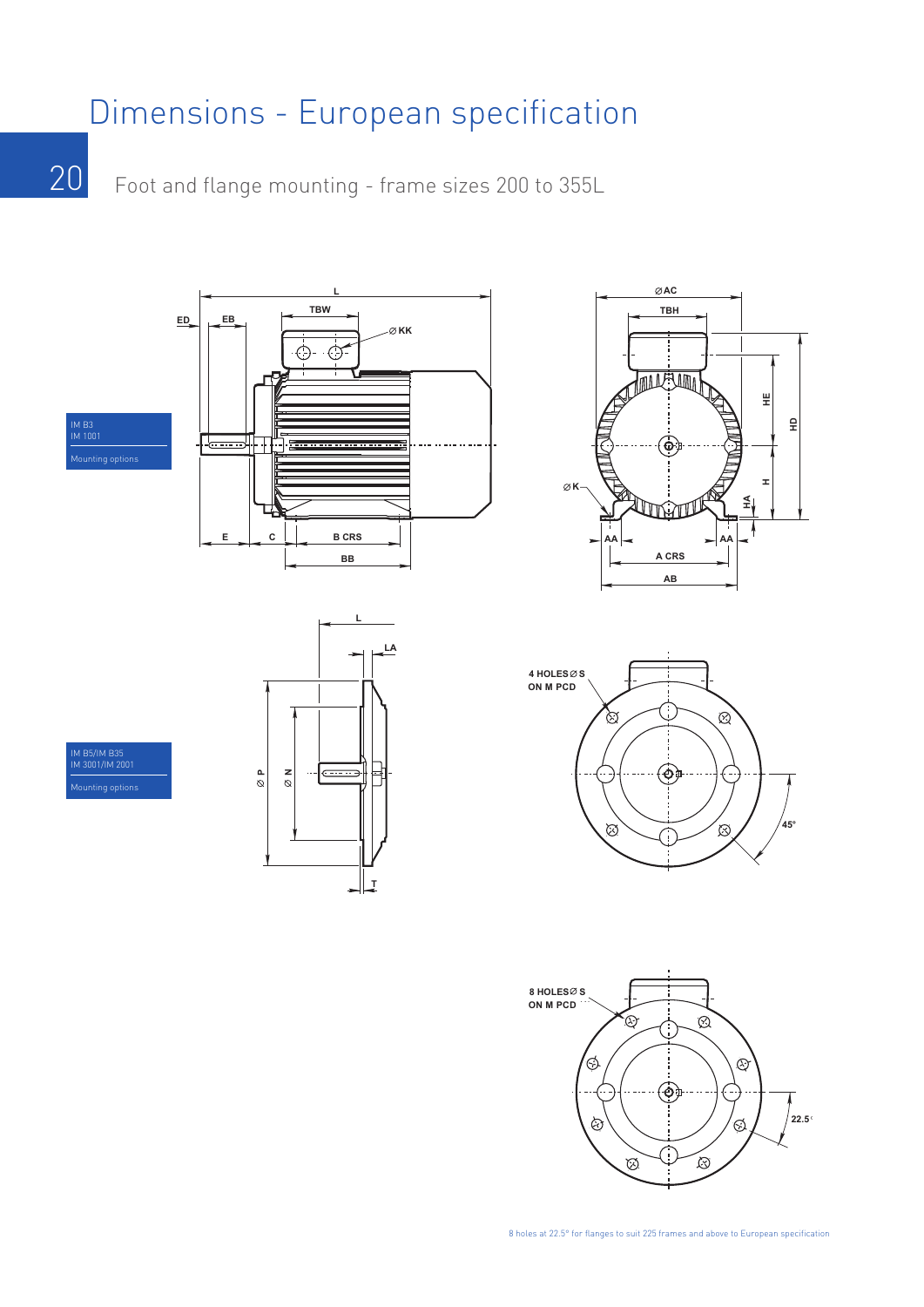# Dimensions - European specification

## Foot and flange mounting - frame sizes 200 to 355L

IM B3
IM 1001
Mounting options

IM B5/IM B35
IM 3001/IM 2001
Mounting options

8 holes at 22.5° for flanges to suit 225 frames and above to European specification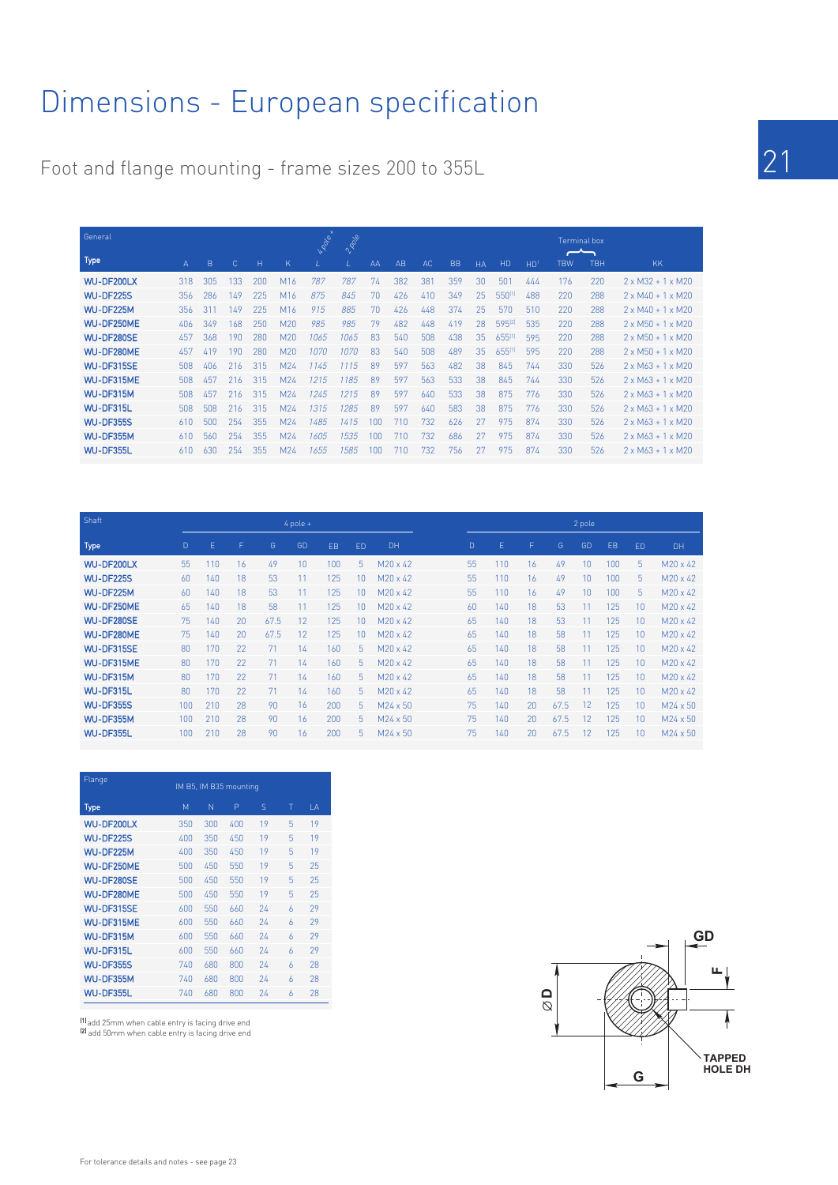# Dimensions - European specification

## Foot and flange mounting - frame sizes 200 to 355L

| General | | | | | | 4 pole + | 2 pole | | | | | | | | Terminal box | | |
|---|---|---|---|---|---|---|---|---|---|---|---|---|---|---|---|---|---|
| Type | A | B | C | H | K | L | L | AA | AB | AC | BB | HA | HD | HD[1] | TBW | TBH | KK |
| WU-DF200LX | 318 | 305 | 133 | 200 | M16 | 787 | 787 | 74 | 382 | 381 | 359 | 30 | 501 | 444 | 176 | 220 | 2 x M32 + 1 x M20 |
| WU-DF225S | 356 | 286 | 149 | 225 | M16 | 875 | 845 | 70 | 426 | 410 | 349 | 25 | 550[1] | 488 | 220 | 288 | 2 x M40 + 1 x M20 |
| WU-DF225M | 356 | 311 | 149 | 225 | M16 | 915 | 885 | 70 | 426 | 448 | 374 | 25 | 570 | 510 | 220 | 288 | 2 x M40 + 1 x M20 |
| WU-DF250ME | 406 | 349 | 168 | 250 | M20 | 985 | 985 | 79 | 482 | 448 | 419 | 28 | 595[2] | 535 | 220 | 288 | 2 x M50 + 1 x M20 |
| WU-DF280SE | 457 | 368 | 190 | 280 | M20 | 1065 | 1065 | 83 | 540 | 508 | 438 | 35 | 655[1] | 595 | 220 | 288 | 2 x M50 + 1 x M20 |
| WU-DF280ME | 457 | 419 | 190 | 280 | M20 | 1070 | 1070 | 83 | 540 | 508 | 489 | 35 | 655[1] | 595 | 220 | 288 | 2 x M50 + 1 x M20 |
| WU-DF315SE | 508 | 406 | 216 | 315 | M24 | 1145 | 1115 | 89 | 597 | 563 | 482 | 38 | 845 | 744 | 330 | 526 | 2 x M63 + 1 x M20 |
| WU-DF315ME | 508 | 457 | 216 | 315 | M24 | 1215 | 1185 | 89 | 597 | 563 | 533 | 38 | 845 | 744 | 330 | 526 | 2 x M63 + 1 x M20 |
| WU-DF315M | 508 | 457 | 216 | 315 | M24 | 1245 | 1215 | 89 | 597 | 640 | 533 | 38 | 875 | 776 | 330 | 526 | 2 x M63 + 1 x M20 |
| WU-DF315L | 508 | 508 | 216 | 315 | M24 | 1315 | 1285 | 89 | 597 | 640 | 583 | 38 | 875 | 776 | 330 | 526 | 2 x M63 + 1 x M20 |
| WU-DF355S | 610 | 500 | 254 | 355 | M24 | 1485 | 1415 | 100 | 710 | 732 | 626 | 27 | 975 | 874 | 330 | 526 | 2 x M63 + 1 x M20 |
| WU-DF355M | 610 | 560 | 254 | 355 | M24 | 1605 | 1535 | 100 | 710 | 732 | 686 | 27 | 975 | 874 | 330 | 526 | 2 x M63 + 1 x M20 |
| WU-DF355L | 610 | 630 | 254 | 355 | M24 | 1655 | 1585 | 100 | 710 | 732 | 756 | 27 | 975 | 874 | 330 | 526 | 2 x M63 + 1 x M20 |

| Shaft | 4 pole + | | | | | | | | 2 pole | | | | | | | |
|---|---|---|---|---|---|---|---|---|---|---|---|---|---|---|---|---|
| Type | D | E | F | G | GD | EB | ED | DH | D | E | F | G | GD | EB | ED | DH |
| WU-DF200LX | 55 | 110 | 16 | 49 | 10 | 100 | 5 | M20 x 42 | 55 | 110 | 16 | 49 | 10 | 100 | 5 | M20 x 42 |
| WU-DF225S | 60 | 140 | 18 | 53 | 11 | 125 | 10 | M20 x 42 | 55 | 110 | 16 | 49 | 10 | 100 | 5 | M20 x 42 |
| WU-DF225M | 60 | 140 | 18 | 53 | 11 | 125 | 10 | M20 x 42 | 55 | 110 | 16 | 49 | 10 | 100 | 5 | M20 x 42 |
| WU-DF250ME | 65 | 140 | 18 | 58 | 11 | 125 | 10 | M20 x 42 | 60 | 140 | 18 | 53 | 11 | 125 | 10 | M20 x 42 |
| WU-DF280SE | 75 | 140 | 20 | 67.5 | 12 | 125 | 10 | M20 x 42 | 65 | 140 | 18 | 58 | 11 | 125 | 10 | M20 x 42 |
| WU-DF280ME | 75 | 140 | 20 | 67.5 | 12 | 125 | 10 | M20 x 42 | 65 | 140 | 18 | 58 | 11 | 125 | 10 | M20 x 42 |
| WU-DF315SE | 80 | 170 | 22 | 71 | 14 | 160 | 5 | M20 x 42 | 65 | 140 | 18 | 58 | 11 | 125 | 10 | M20 x 42 |
| WU-DF315ME | 80 | 170 | 22 | 71 | 14 | 160 | 5 | M20 x 42 | 65 | 140 | 18 | 58 | 11 | 125 | 10 | M20 x 42 |
| WU-DF315M | 80 | 170 | 22 | 71 | 14 | 160 | 5 | M20 x 42 | 65 | 140 | 18 | 58 | 11 | 125 | 10 | M20 x 42 |
| WU-DF315L | 80 | 170 | 22 | 71 | 14 | 160 | 5 | M20 x 42 | 65 | 140 | 18 | 58 | 11 | 125 | 10 | M20 x 42 |
| WU-DF355S | 100 | 210 | 28 | 90 | 16 | 200 | 5 | M24 x 50 | 75 | 140 | 20 | 67.5 | 12 | 125 | 10 | M24 x 50 |
| WU-DF355M | 100 | 210 | 28 | 90 | 16 | 200 | 5 | M24 x 50 | 75 | 140 | 20 | 67.5 | 12 | 125 | 10 | M24 x 50 |
| WU-DF355L | 100 | 210 | 28 | 90 | 16 | 200 | 5 | M24 x 50 | 75 | 140 | 20 | 67.5 | 12 | 125 | 10 | M24 x 50 |

| Flange | IM B5, IM B35 mounting | | | | | |
|---|---|---|---|---|---|---|
| Type | M | N | P | S | T | LA |
| WU-DF200LX | 350 | 300 | 400 | 19 | 5 | 19 |
| WU-DF225S | 400 | 350 | 450 | 19 | 5 | 19 |
| WU-DF225M | 400 | 350 | 450 | 19 | 5 | 19 |
| WU-DF250ME | 500 | 450 | 550 | 19 | 5 | 25 |
| WU-DF280SE | 500 | 450 | 550 | 19 | 5 | 25 |
| WU-DF280ME | 500 | 450 | 550 | 19 | 5 | 25 |
| WU-DF315SE | 600 | 550 | 660 | 24 | 6 | 29 |
| WU-DF315ME | 600 | 550 | 660 | 24 | 6 | 29 |
| WU-DF315M | 600 | 550 | 660 | 24 | 6 | 29 |
| WU-DF315L | 600 | 550 | 660 | 24 | 6 | 29 |
| WU-DF355S | 740 | 680 | 800 | 24 | 6 | 28 |
| WU-DF355M | 740 | 680 | 800 | 24 | 6 | 28 |
| WU-DF355L | 740 | 680 | 800 | 24 | 6 | 28 |

[1] add 25mm when cable entry is facing drive end
[2] add 50mm when cable entry is facing drive end

GD, F, ØD, G, TAPPED HOLE DH

For tolerance details and notes - see page 23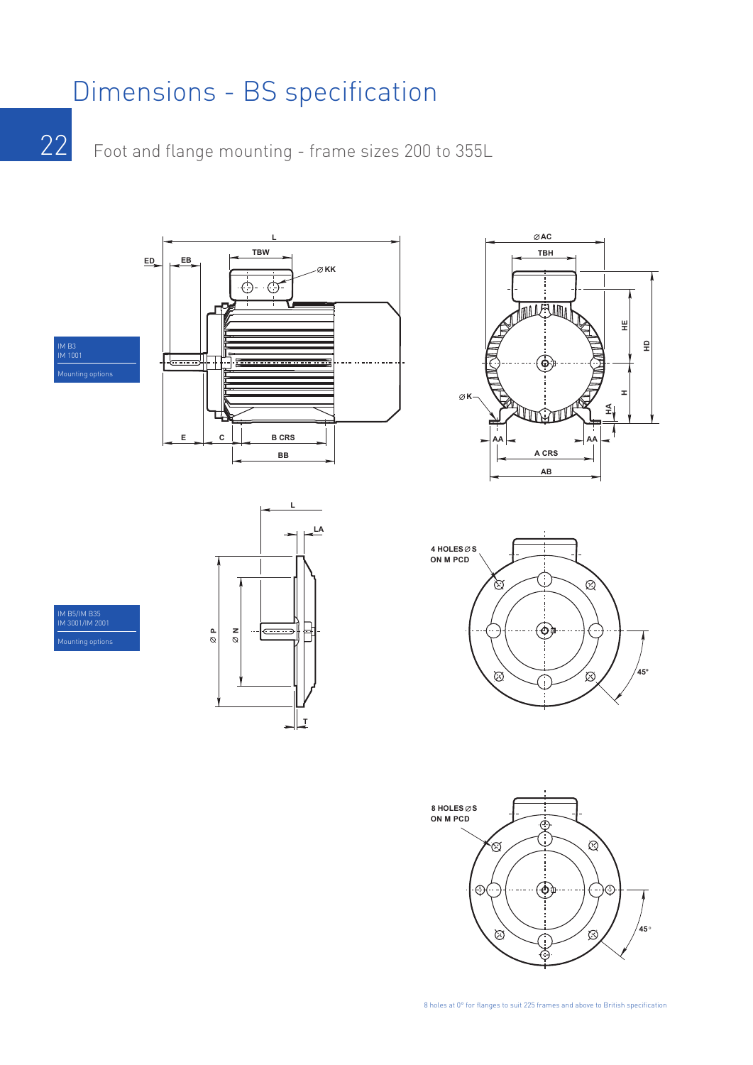# Dimensions - BS specification

## Foot and flange mounting - frame sizes 200 to 355L

IM B3
IM 1001
Mounting options

L
TBW
ED
EB
⌀ KK
E
C
B CRS
BB

⌀AC
TBH
HE
HD
⌀ K
H
HA
AA
AA
A CRS
AB

IM B5/IM B35
IM 3001/IM 2001
Mounting options

L
LA
⌀ P
⌀ N
T

4 HOLES ⌀ S
ON M PCD
45°

8 HOLES ⌀ S
ON M PCD
45°

8 holes at 0° for flanges to suit 225 frames and above to British specification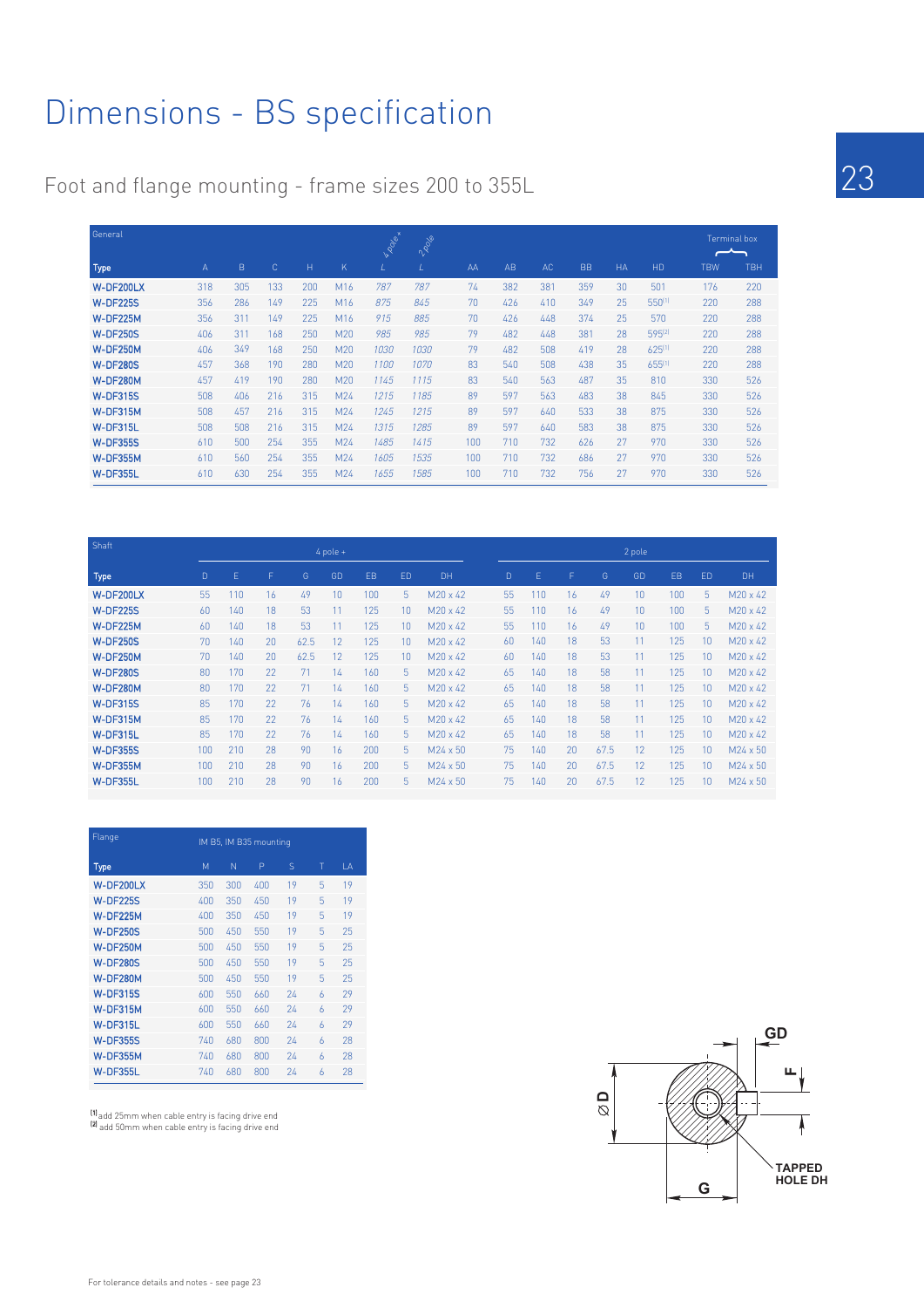# Dimensions - BS specification

## Foot and flange mounting - frame sizes 200 to 355L

| General | | | | | | 4 pole + | 2 pole | | | | | | | Terminal box | |
|---|---|---|---|---|---|---|---|---|---|---|---|---|---|---|---|
| Type | A | B | C | H | K | L | L | AA | AB | AC | BB | HA | HD | TBW | TBH |
| W-DF200LX | 318 | 305 | 133 | 200 | M16 | 787 | 787 | 74 | 382 | 381 | 359 | 30 | 501 | 176 | 220 |
| W-DF225S | 356 | 286 | 149 | 225 | M16 | 875 | 845 | 70 | 426 | 410 | 349 | 25 | 550[1] | 220 | 288 |
| W-DF225M | 356 | 311 | 149 | 225 | M16 | 915 | 885 | 70 | 426 | 448 | 374 | 25 | 570 | 220 | 288 |
| W-DF250S | 406 | 311 | 168 | 250 | M20 | 985 | 985 | 79 | 482 | 448 | 381 | 28 | 595[2] | 220 | 288 |
| W-DF250M | 406 | 349 | 168 | 250 | M20 | 1030 | 1030 | 79 | 482 | 508 | 419 | 28 | 625[1] | 220 | 288 |
| W-DF280S | 457 | 368 | 190 | 280 | M20 | 1100 | 1070 | 83 | 540 | 508 | 438 | 35 | 655[1] | 220 | 288 |
| W-DF280M | 457 | 419 | 190 | 280 | M20 | 1145 | 1115 | 83 | 540 | 563 | 487 | 35 | 810 | 330 | 526 |
| W-DF315S | 508 | 406 | 216 | 315 | M24 | 1215 | 1185 | 89 | 597 | 563 | 483 | 38 | 845 | 330 | 526 |
| W-DF315M | 508 | 457 | 216 | 315 | M24 | 1245 | 1215 | 89 | 597 | 640 | 533 | 38 | 875 | 330 | 526 |
| W-DF315L | 508 | 508 | 216 | 315 | M24 | 1315 | 1285 | 89 | 597 | 640 | 583 | 38 | 875 | 330 | 526 |
| W-DF355S | 610 | 500 | 254 | 355 | M24 | 1485 | 1415 | 100 | 710 | 732 | 626 | 27 | 970 | 330 | 526 |
| W-DF355M | 610 | 560 | 254 | 355 | M24 | 1605 | 1535 | 100 | 710 | 732 | 686 | 27 | 970 | 330 | 526 |
| W-DF355L | 610 | 630 | 254 | 355 | M24 | 1655 | 1585 | 100 | 710 | 732 | 756 | 27 | 970 | 330 | 526 |

| Shaft | 4 pole + | | | | | | | | 2 pole | | | | | | | |
|---|---|---|---|---|---|---|---|---|---|---|---|---|---|---|---|---|
| Type | D | E | F | G | GD | EB | ED | DH | D | E | F | G | GD | EB | ED | DH |
| W-DF200LX | 55 | 110 | 16 | 49 | 10 | 100 | 5 | M20 x 42 | 55 | 110 | 16 | 49 | 10 | 100 | 5 | M20 x 42 |
| W-DF225S | 60 | 140 | 18 | 53 | 11 | 125 | 10 | M20 x 42 | 55 | 110 | 16 | 49 | 10 | 100 | 5 | M20 x 42 |
| W-DF225M | 60 | 140 | 18 | 53 | 11 | 125 | 10 | M20 x 42 | 55 | 110 | 16 | 49 | 10 | 100 | 5 | M20 x 42 |
| W-DF250S | 70 | 140 | 20 | 62.5 | 12 | 125 | 10 | M20 x 42 | 60 | 140 | 18 | 53 | 11 | 125 | 10 | M20 x 42 |
| W-DF250M | 70 | 140 | 20 | 62.5 | 12 | 125 | 10 | M20 x 42 | 60 | 140 | 18 | 53 | 11 | 125 | 10 | M20 x 42 |
| W-DF280S | 80 | 170 | 22 | 71 | 14 | 160 | 5 | M20 x 42 | 65 | 140 | 18 | 58 | 11 | 125 | 10 | M20 x 42 |
| W-DF280M | 80 | 170 | 22 | 71 | 14 | 160 | 5 | M20 x 42 | 65 | 140 | 18 | 58 | 11 | 125 | 10 | M20 x 42 |
| W-DF315S | 85 | 170 | 22 | 76 | 14 | 160 | 5 | M20 x 42 | 65 | 140 | 18 | 58 | 11 | 125 | 10 | M20 x 42 |
| W-DF315M | 85 | 170 | 22 | 76 | 14 | 160 | 5 | M20 x 42 | 65 | 140 | 18 | 58 | 11 | 125 | 10 | M20 x 42 |
| W-DF315L | 85 | 170 | 22 | 76 | 14 | 160 | 5 | M20 x 42 | 65 | 140 | 18 | 58 | 11 | 125 | 10 | M20 x 42 |
| W-DF355S | 100 | 210 | 28 | 90 | 16 | 200 | 5 | M24 x 50 | 75 | 140 | 20 | 67.5 | 12 | 125 | 10 | M24 x 50 |
| W-DF355M | 100 | 210 | 28 | 90 | 16 | 200 | 5 | M24 x 50 | 75 | 140 | 20 | 67.5 | 12 | 125 | 10 | M24 x 50 |
| W-DF355L | 100 | 210 | 28 | 90 | 16 | 200 | 5 | M24 x 50 | 75 | 140 | 20 | 67.5 | 12 | 125 | 10 | M24 x 50 |

| Flange | IM B5, IM B35 mounting | | | | | |
|---|---|---|---|---|---|---|
| Type | M | N | P | S | T | LA |
| W-DF200LX | 350 | 300 | 400 | 19 | 5 | 19 |
| W-DF225S | 400 | 350 | 450 | 19 | 5 | 19 |
| W-DF225M | 400 | 350 | 450 | 19 | 5 | 19 |
| W-DF250S | 500 | 450 | 550 | 19 | 5 | 25 |
| W-DF250M | 500 | 450 | 550 | 19 | 5 | 25 |
| W-DF280S | 500 | 450 | 550 | 19 | 5 | 25 |
| W-DF280M | 500 | 450 | 550 | 19 | 5 | 25 |
| W-DF315S | 600 | 550 | 660 | 24 | 6 | 29 |
| W-DF315M | 600 | 550 | 660 | 24 | 6 | 29 |
| W-DF315L | 600 | 550 | 660 | 24 | 6 | 29 |
| W-DF355S | 740 | 680 | 800 | 24 | 6 | 28 |
| W-DF355M | 740 | 680 | 800 | 24 | 6 | 28 |
| W-DF355L | 740 | 680 | 800 | 24 | 6 | 28 |

[1] add 25mm when cable entry is facing drive end
[2] add 50mm when cable entry is facing drive end

GD F ∅D G TAPPED HOLE DH

For tolerance details and notes - see page 23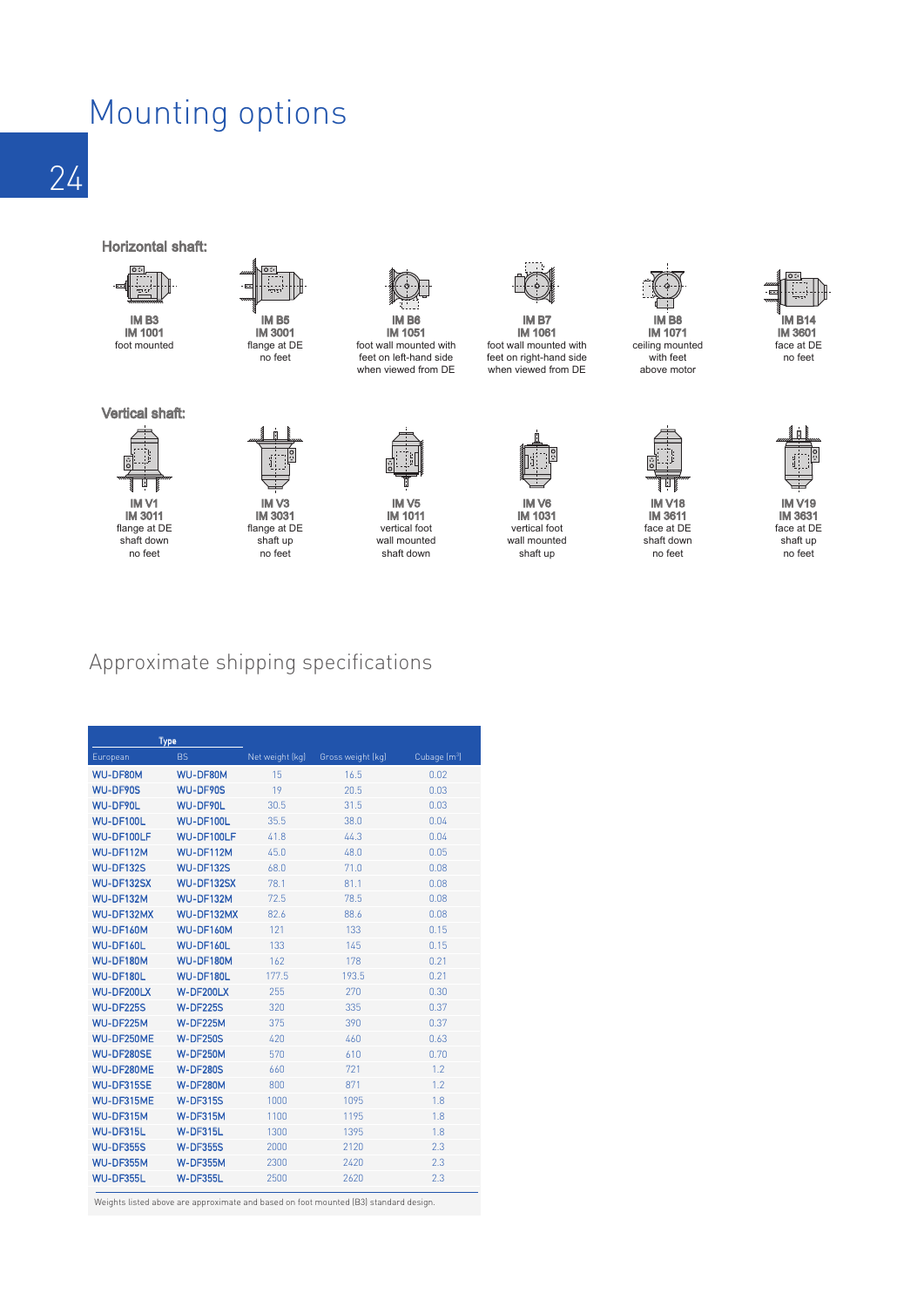# Mounting options

### Horizontal shaft:

**IM B3**
**IM 1001**
foot mounted

**IM B5**
**IM 3001**
flange at DE
no feet

**IM B6**
**IM 1051**
foot wall mounted with feet on left-hand side when viewed from DE

**IM B7**
**IM 1061**
foot wall mounted with feet on right-hand side when viewed from DE

**IM B8**
**IM 1071**
ceiling mounted with feet above motor

**IM B14**
**IM 3601**
face at DE
no feet

### Vertical shaft:

**IM V1**
**IM 3011**
flange at DE
shaft down
no feet

**IM V3**
**IM 3031**
flange at DE
shaft up
no feet

**IM V5**
**IM 1011**
vertical foot
wall mounted
shaft down

**IM V6**
**IM 1031**
vertical foot
wall mounted
shaft up

**IM V18**
**IM 3611**
face at DE
shaft down
no feet

**IM V19**
**IM 3631**
face at DE
shaft up
no feet

## Approximate shipping specifications

| Type | | | | |
|---|---|---|---|---|
| European | BS | Net weight [kg] | Gross weight [kg] | Cubage [m³] |
| WU-DF80M | WU-DF80M | 15 | 16.5 | 0.02 |
| WU-DF90S | WU-DF90S | 19 | 20.5 | 0.03 |
| WU-DF90L | WU-DF90L | 30.5 | 31.5 | 0.03 |
| WU-DF100L | WU-DF100L | 35.5 | 38.0 | 0.04 |
| WU-DF100LF | WU-DF100LF | 41.8 | 44.3 | 0.04 |
| WU-DF112M | WU-DF112M | 45.0 | 48.0 | 0.05 |
| WU-DF132S | WU-DF132S | 68.0 | 71.0 | 0.08 |
| WU-DF132SX | WU-DF132SX | 78.1 | 81.1 | 0.08 |
| WU-DF132M | WU-DF132M | 72.5 | 78.5 | 0.08 |
| WU-DF132MX | WU-DF132MX | 82.6 | 88.6 | 0.08 |
| WU-DF160M | WU-DF160M | 121 | 133 | 0.15 |
| WU-DF160L | WU-DF160L | 133 | 145 | 0.15 |
| WU-DF180M | WU-DF180M | 162 | 178 | 0.21 |
| WU-DF180L | WU-DF180L | 177.5 | 193.5 | 0.21 |
| WU-DF200LX | W-DF200LX | 255 | 270 | 0.30 |
| WU-DF225S | W-DF225S | 320 | 335 | 0.37 |
| WU-DF225M | W-DF225M | 375 | 390 | 0.37 |
| WU-DF250ME | W-DF250S | 420 | 460 | 0.63 |
| WU-DF280SE | W-DF250M | 570 | 610 | 0.70 |
| WU-DF280ME | W-DF280S | 660 | 721 | 1.2 |
| WU-DF315SE | W-DF280M | 800 | 871 | 1.2 |
| WU-DF315ME | W-DF315S | 1000 | 1095 | 1.8 |
| WU-DF315M | W-DF315M | 1100 | 1195 | 1.8 |
| WU-DF315L | W-DF315L | 1300 | 1395 | 1.8 |
| WU-DF355S | W-DF355S | 2000 | 2120 | 2.3 |
| WU-DF355M | W-DF355M | 2300 | 2420 | 2.3 |
| WU-DF355L | W-DF355L | 2500 | 2620 | 2.3 |

Weights listed above are approximate and based on foot mounted (B3) standard design.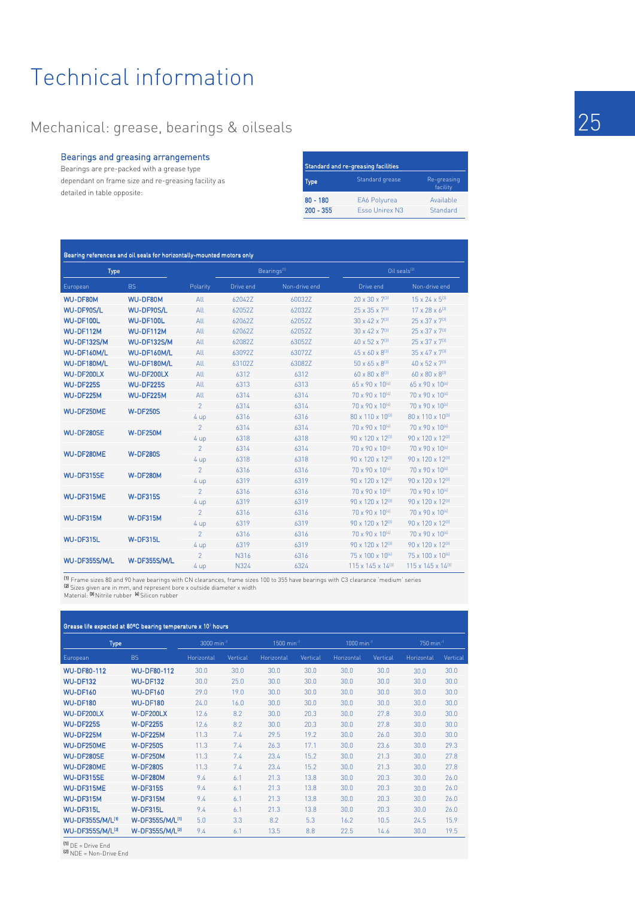# Technical information

## Mechanical: grease, bearings & oilseals

### Bearings and greasing arrangements

Bearings are pre-packed with a grease type dependant on frame size and re-greasing facility as detailed in table opposite:

| Standard and re-greasing facilities | | |
|---|---|---|
| **Type** | Standard grease | Re-greasing facility |
| **80 - 180** | EA6 Polyurea | Available |
| **200 - 355** | Esso Unirex N3 | Standard |

**Bearing references and oil seals for horizontally-mounted motors only**

| Type | | | Bearings[1] | | Oil seals[2] | |
|---|---|---|---|---|---|---|
| European | BS | Polarity | Drive end | Non-drive end | Drive end | Non-drive end |
| WU-DF80M | WU-DF80M | All | 6204 2Z | 6003 2Z | 20 x 30 x 7[3] | 15 x 24 x 5[3] |
| WU-DF90S/L | WU-DF90S/L | All | 6205 2Z | 6203 2Z | 25 x 35 x 7[3] | 17 x 28 x 6[3] |
| WU-DF100L | WU-DF100L | All | 6206 2Z | 6205 2Z | 30 x 42 x 7[3] | 25 x 37 x 7[3] |
| WU-DF112M | WU-DF112M | All | 6206 2Z | 6205 2Z | 30 x 42 x 7[3] | 25 x 37 x 7[3] |
| WU-DF132S/M | WU-DF132S/M | All | 6208 2Z | 6305 2Z | 40 x 52 x 7[3] | 25 x 37 x 7[3] |
| WU-DF160M/L | WU-DF160M/L | All | 6309 2Z | 6307 2Z | 45 x 60 x 8[3] | 35 x 47 x 7[3] |
| WU-DF180M/L | WU-DF180M/L | All | 6310 2Z | 6308 2Z | 50 x 65 x 8[3] | 40 x 52 x 7[3] |
| WU-DF200LX | WU-DF200LX | All | 6312 | 6312 | 60 x 80 x 8[3] | 60 x 80 x 8[3] |
| WU-DF225S | WU-DF225S | All | 6313 | 6313 | 65 x 90 x 10[4] | 65 x 90 x 10[4] |
| WU-DF225M | WU-DF225M | All | 6314 | 6314 | 70 x 90 x 10[4] | 70 x 90 x 10[4] |
| WU-DF250ME | W-DF250S | 2 | 6314 | 6314 | 70 x 90 x 10[4] | 70 x 90 x 10[4] |
| | | 4 up | 6316 | 6316 | 80 x 110 x 10[3] | 80 x 110 x 10[3] |
| WU-DF280SE | W-DF250M | 2 | 6314 | 6314 | 70 x 90 x 10[4] | 70 x 90 x 10[4] |
| | | 4 up | 6318 | 6318 | 90 x 120 x 12[3] | 90 x 120 x 12[3] |
| WU-DF280ME | W-DF280S | 2 | 6314 | 6314 | 70 x 90 x 10[4] | 70 x 90 x 10[4] |
| | | 4 up | 6318 | 6318 | 90 x 120 x 12[3] | 90 x 120 x 12[3] |
| WU-DF315SE | W-DF280M | 2 | 6316 | 6316 | 70 x 90 x 10[4] | 70 x 90 x 10[4] |
| | | 4 up | 6319 | 6319 | 90 x 120 x 12[3] | 90 x 120 x 12[3] |
| WU-DF315ME | W-DF315S | 2 | 6316 | 6316 | 70 x 90 x 10[4] | 70 x 90 x 10[4] |
| | | 4 up | 6319 | 6319 | 90 x 120 x 12[3] | 90 x 120 x 12[3] |
| WU-DF315M | W-DF315M | 2 | 6316 | 6316 | 70 x 90 x 10[4] | 70 x 90 x 10[4] |
| | | 4 up | 6319 | 6319 | 90 x 120 x 12[3] | 90 x 120 x 12[3] |
| WU-DF315L | W-DF315L | 2 | 6316 | 6316 | 70 x 90 x 10[4] | 70 x 90 x 10[4] |
| | | 4 up | 6319 | 6319 | 90 x 120 x 12[3] | 90 x 120 x 12[3] |
| WU-DF355S/M/L | W-DF355S/M/L | 2 | N316 | 6316 | 75 x 100 x 10[4] | 75 x 100 x 10[4] |
| | | 4 up | N324 | 6324 | 115 x 145 x 14[3] | 115 x 145 x 14[3] |

[1] Frame sizes 80 and 90 have bearings with CN clearances, frame sizes 100 to 355 have bearings with C3 clearance 'medium' series
[2] Sizes given are in mm, and represent bore x outside diameter x width
Material: [3] Nitrile rubber [4] Silicon rubber

**Grease life expected at 80°C bearing temperature x $10^3$ hours**

| Type | | 3000 $min^{-1}$ | | 1500 $min^{-1}$ | | 1000 $min^{-1}$ | | 750 $min^{-1}$ | |
|---|---|---|---|---|---|---|---|---|---|
| European | BS | Horizontal | Vertical | Horizontal | Vertical | Horizontal | Vertical | Horizontal | Vertical |
| WU-DF80-112 | WU-DF80-112 | 30.0 | 30.0 | 30.0 | 30.0 | 30.0 | 30.0 | 30.0 | 30.0 |
| WU-DF132 | WU-DF132 | 30.0 | 25.0 | 30.0 | 30.0 | 30.0 | 30.0 | 30.0 | 30.0 |
| WU-DF160 | WU-DF160 | 29.0 | 19.0 | 30.0 | 30.0 | 30.0 | 30.0 | 30.0 | 30.0 |
| WU-DF180 | WU-DF180 | 24.0 | 16.0 | 30.0 | 30.0 | 30.0 | 30.0 | 30.0 | 30.0 |
| WU-DF200LX | W-DF200LX | 12.6 | 8.2 | 30.0 | 20.3 | 30.0 | 27.8 | 30.0 | 30.0 |
| WU-DF225S | W-DF225S | 12.6 | 8.2 | 30.0 | 20.3 | 30.0 | 27.8 | 30.0 | 30.0 |
| WU-DF225M | W-DF225M | 11.3 | 7.4 | 29.5 | 19.2 | 30.0 | 26.0 | 30.0 | 30.0 |
| WU-DF250ME | W-DF250S | 11.3 | 7.4 | 26.3 | 17.1 | 30.0 | 23.6 | 30.0 | 29.3 |
| WU-DF280SE | W-DF250M | 11.3 | 7.4 | 23.4 | 15.2 | 30.0 | 21.3 | 30.0 | 27.8 |
| WU-DF280ME | W-DF280S | 11.3 | 7.4 | 23.4 | 15.2 | 30.0 | 21.3 | 30.0 | 27.8 |
| WU-DF315SE | W-DF280M | 9.4 | 6.1 | 21.3 | 13.8 | 30.0 | 20.3 | 30.0 | 26.0 |
| WU-DF315ME | W-DF315S | 9.4 | 6.1 | 21.3 | 13.8 | 30.0 | 20.3 | 30.0 | 26.0 |
| WU-DF315M | W-DF315M | 9.4 | 6.1 | 21.3 | 13.8 | 30.0 | 20.3 | 30.0 | 26.0 |
| WU-DF315L | W-DF315L | 9.4 | 6.1 | 21.3 | 13.8 | 30.0 | 20.3 | 30.0 | 26.0 |
| WU-DF355S/M/L[1] | W-DF355S/M/L[1] | 5.0 | 3.3 | 8.2 | 5.3 | 16.2 | 10.5 | 24.5 | 15.9 |
| WU-DF355S/M/L[2] | W-DF355S/M/L[2] | 9.4 | 6.1 | 13.5 | 8.8 | 22.5 | 14.6 | 30.0 | 19.5 |

[1] DE = Drive End
[2] NDE = Non-Drive End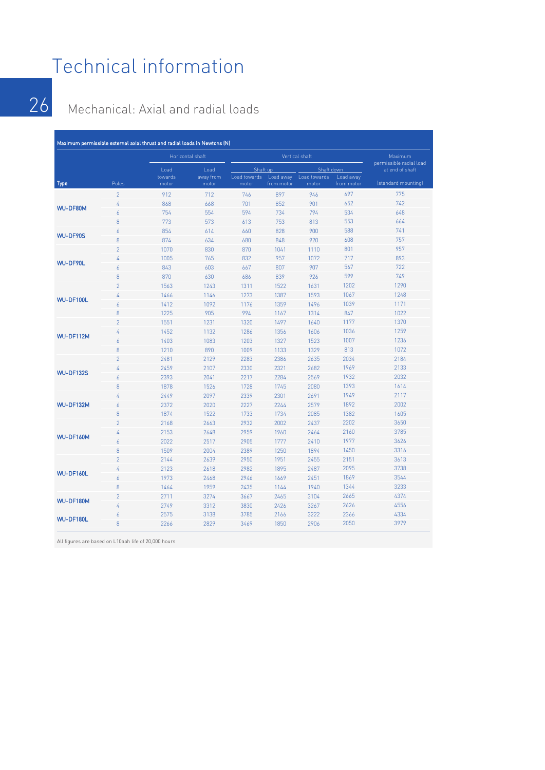# Technical information

## Mechanical: Axial and radial loads

| Maximum permissible external axial thrust and radial loads in Newtons (N) | | | | | | | | |
|---|---|---|---|---|---|---|---|---|
| | | Horizontal shaft | | Vertical shaft | | | | Maximum permissible radial load at end of shaft |
| | | | | Shaft up | | Shaft down | | |
| Type | Poles | Load towards motor | Load away from motor | Load towards motor | Load away from motor | Load towards motor | Load away from motor | (standard mounting) |
| WU-DF80M | 2 | 912 | 712 | 746 | 897 | 946 | 697 | 775 |
| | 4 | 868 | 668 | 701 | 852 | 901 | 652 | 742 |
| | 6 | 754 | 554 | 594 | 734 | 794 | 534 | 648 |
| | 8 | 773 | 573 | 613 | 753 | 813 | 553 | 664 |
| WU-DF90S | 6 | 854 | 614 | 660 | 828 | 900 | 588 | 741 |
| | 8 | 874 | 634 | 680 | 848 | 920 | 608 | 757 |
| WU-DF90L | 2 | 1070 | 830 | 870 | 1041 | 1110 | 801 | 957 |
| | 4 | 1005 | 765 | 832 | 957 | 1072 | 717 | 893 |
| | 6 | 843 | 603 | 667 | 807 | 907 | 567 | 722 |
| | 8 | 870 | 630 | 686 | 839 | 926 | 599 | 749 |
| WU-DF100L | 2 | 1563 | 1243 | 1311 | 1522 | 1631 | 1202 | 1290 |
| | 4 | 1466 | 1146 | 1273 | 1387 | 1593 | 1067 | 1248 |
| | 6 | 1412 | 1092 | 1176 | 1359 | 1496 | 1039 | 1171 |
| | 8 | 1225 | 905 | 994 | 1167 | 1314 | 847 | 1022 |
| WU-DF112M | 2 | 1551 | 1231 | 1320 | 1497 | 1640 | 1177 | 1370 |
| | 4 | 1452 | 1132 | 1286 | 1356 | 1606 | 1036 | 1259 |
| | 6 | 1403 | 1083 | 1203 | 1327 | 1523 | 1007 | 1236 |
| | 8 | 1210 | 890 | 1009 | 1133 | 1329 | 813 | 1072 |
| WU-DF132S | 2 | 2481 | 2129 | 2283 | 2386 | 2635 | 2034 | 2184 |
| | 4 | 2459 | 2107 | 2330 | 2321 | 2682 | 1969 | 2133 |
| | 6 | 2393 | 2041 | 2217 | 2284 | 2569 | 1932 | 2032 |
| | 8 | 1878 | 1526 | 1728 | 1745 | 2080 | 1393 | 1614 |
| WU-DF132M | 4 | 2449 | 2097 | 2339 | 2301 | 2691 | 1949 | 2117 |
| | 6 | 2372 | 2020 | 2227 | 2244 | 2579 | 1892 | 2002 |
| | 8 | 1874 | 1522 | 1733 | 1734 | 2085 | 1382 | 1605 |
| WU-DF160M | 2 | 2168 | 2663 | 2932 | 2002 | 2437 | 2202 | 3650 |
| | 4 | 2153 | 2648 | 2959 | 1960 | 2464 | 2160 | 3785 |
| | 6 | 2022 | 2517 | 2905 | 1777 | 2410 | 1977 | 3626 |
| | 8 | 1509 | 2004 | 2389 | 1250 | 1894 | 1450 | 3316 |
| WU-DF160L | 2 | 2144 | 2639 | 2950 | 1951 | 2455 | 2151 | 3613 |
| | 4 | 2123 | 2618 | 2982 | 1895 | 2487 | 2095 | 3738 |
| | 6 | 1973 | 2468 | 2946 | 1669 | 2451 | 1869 | 3544 |
| | 8 | 1464 | 1959 | 2435 | 1144 | 1940 | 1344 | 3233 |
| WU-DF180M | 2 | 2711 | 3274 | 3667 | 2465 | 3104 | 2665 | 4374 |
| | 4 | 2749 | 3312 | 3830 | 2426 | 3267 | 2626 | 4556 |
| WU-DF180L | 6 | 2575 | 3138 | 3785 | 2166 | 3222 | 2366 | 4334 |
| | 8 | 2266 | 2829 | 3469 | 1850 | 2906 | 2050 | 3979 |

All figures are based on L10aah life of 20,000 hours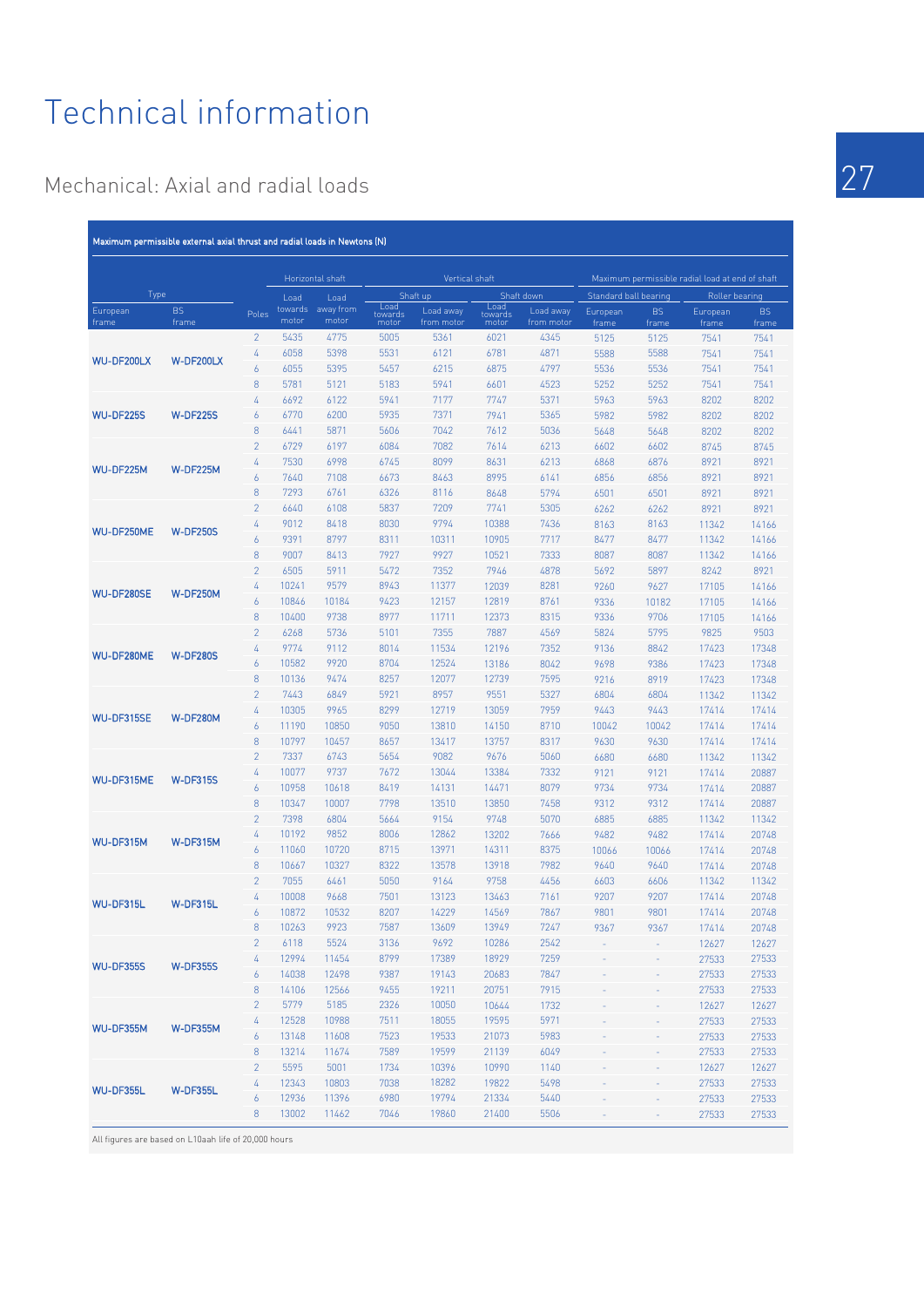# Technical information

## Mechanical: Axial and radial loads

**Maximum permissible external axial thrust and radial loads in Newtons (N)**

| Type | | Poles | Horizontal shaft | | Vertical shaft | | | | Maximum permissible radial load at end of shaft | | | |
|---|---|---|---|---|---|---|---|---|---|---|---|---|
| | | | | | Shaft up | | Shaft down | | Standard ball bearing | | Roller bearing | |
| European frame | BS frame | | Load towards motor | Load away from motor | Load towards motor | Load away from motor | Load towards motor | Load away from motor | European frame | BS frame | European frame | BS frame |
| **WU-DF200LX** | **W-DF200LX** | 2 | 5435 | 4775 | 5005 | 5361 | 6021 | 4345 | 5125 | 5125 | 7541 | 7541 |
| | | 4 | 6058 | 5398 | 5531 | 6121 | 6781 | 4871 | 5588 | 5588 | 7541 | 7541 |
| | | 6 | 6055 | 5395 | 5457 | 6215 | 6875 | 4797 | 5536 | 5536 | 7541 | 7541 |
| | | 8 | 5781 | 5121 | 5183 | 5941 | 6601 | 4523 | 5252 | 5252 | 7541 | 7541 |
| **WU-DF225S** | **W-DF225S** | 4 | 6692 | 6122 | 5941 | 7177 | 7747 | 5371 | 5963 | 5963 | 8202 | 8202 |
| | | 6 | 6770 | 6200 | 5935 | 7371 | 7941 | 5365 | 5982 | 5982 | 8202 | 8202 |
| | | 8 | 6441 | 5871 | 5606 | 7042 | 7612 | 5036 | 5648 | 5648 | 8202 | 8202 |
| **WU-DF225M** | **W-DF225M** | 2 | 6729 | 6197 | 6084 | 7082 | 7614 | 6213 | 6602 | 6602 | 8745 | 8745 |
| | | 4 | 7530 | 6998 | 6745 | 8099 | 8631 | 6213 | 6868 | 6876 | 8921 | 8921 |
| | | 6 | 7640 | 7108 | 6673 | 8463 | 8995 | 6141 | 6856 | 6856 | 8921 | 8921 |
| | | 8 | 7293 | 6761 | 6326 | 8116 | 8648 | 5794 | 6501 | 6501 | 8921 | 8921 |
| **WU-DF250ME** | **W-DF250S** | 2 | 6640 | 6108 | 5837 | 7209 | 7741 | 5305 | 6262 | 6262 | 8921 | 8921 |
| | | 4 | 9012 | 8418 | 8030 | 9794 | 10388 | 7436 | 8163 | 8163 | 11342 | 14166 |
| | | 6 | 9391 | 8797 | 8311 | 10311 | 10905 | 7717 | 8477 | 8477 | 11342 | 14166 |
| | | 8 | 9007 | 8413 | 7927 | 9927 | 10521 | 7333 | 8087 | 8087 | 11342 | 14166 |
| **WU-DF280SE** | **W-DF250M** | 2 | 6505 | 5911 | 5472 | 7352 | 7946 | 4878 | 5692 | 5897 | 8242 | 8921 |
| | | 4 | 10241 | 9579 | 8943 | 11377 | 12039 | 8281 | 9260 | 9627 | 17105 | 14166 |
| | | 6 | 10846 | 10184 | 9423 | 12157 | 12819 | 8761 | 9336 | 10182 | 17105 | 14166 |
| | | 8 | 10400 | 9738 | 8977 | 11711 | 12373 | 8315 | 9336 | 9706 | 17105 | 14166 |
| **WU-DF280ME** | **W-DF280S** | 2 | 6268 | 5736 | 5101 | 7355 | 7887 | 4569 | 5824 | 5795 | 9825 | 9503 |
| | | 4 | 9774 | 9112 | 8014 | 11534 | 12196 | 7352 | 9136 | 8842 | 17423 | 17348 |
| | | 6 | 10582 | 9920 | 8704 | 12524 | 13186 | 8042 | 9698 | 9386 | 17423 | 17348 |
| | | 8 | 10136 | 9474 | 8257 | 12077 | 12739 | 7595 | 9216 | 8919 | 17423 | 17348 |
| **WU-DF315SE** | **W-DF280M** | 2 | 7443 | 6849 | 5921 | 8957 | 9551 | 5327 | 6804 | 6804 | 11342 | 11342 |
| | | 4 | 10305 | 9965 | 8299 | 12719 | 13059 | 7959 | 9443 | 9443 | 17414 | 17414 |
| | | 6 | 11190 | 10850 | 9050 | 13810 | 14150 | 8710 | 10042 | 10042 | 17414 | 17414 |
| | | 8 | 10797 | 10457 | 8657 | 13417 | 13757 | 8317 | 9630 | 9630 | 17414 | 17414 |
| **WU-DF315ME** | **W-DF315S** | 2 | 7337 | 6743 | 5654 | 9082 | 9676 | 5060 | 6680 | 6680 | 11342 | 11342 |
| | | 4 | 10077 | 9737 | 7672 | 13044 | 13384 | 7332 | 9121 | 9121 | 17414 | 20887 |
| | | 6 | 10958 | 10618 | 8419 | 14131 | 14471 | 8079 | 9734 | 9734 | 17414 | 20887 |
| | | 8 | 10347 | 10007 | 7798 | 13510 | 13850 | 7458 | 9312 | 9312 | 17414 | 20887 |
| **WU-DF315M** | **W-DF315M** | 2 | 7398 | 6804 | 5664 | 9154 | 9748 | 5070 | 6885 | 6885 | 11342 | 11342 |
| | | 4 | 10192 | 9852 | 8006 | 12862 | 13202 | 7666 | 9482 | 9482 | 17414 | 20748 |
| | | 6 | 11060 | 10720 | 8715 | 13971 | 14311 | 8375 | 10066 | 10066 | 17414 | 20748 |
| | | 8 | 10667 | 10327 | 8322 | 13578 | 13918 | 7982 | 9640 | 9640 | 17414 | 20748 |
| **WU-DF315L** | **W-DF315L** | 2 | 7055 | 6461 | 5050 | 9164 | 9758 | 4456 | 6603 | 6606 | 11342 | 11342 |
| | | 4 | 10008 | 9668 | 7501 | 13123 | 13463 | 7161 | 9207 | 9207 | 17414 | 20748 |
| | | 6 | 10872 | 10532 | 8207 | 14229 | 14569 | 7867 | 9801 | 9801 | 17414 | 20748 |
| | | 8 | 10263 | 9923 | 7587 | 13609 | 13949 | 7247 | 9367 | 9367 | 17414 | 20748 |
| **WU-DF355S** | **W-DF355S** | 2 | 6118 | 5524 | 3136 | 9692 | 10286 | 2542 | - | - | 12627 | 12627 |
| | | 4 | 12994 | 11454 | 8799 | 17389 | 18929 | 7259 | - | - | 27533 | 27533 |
| | | 6 | 14038 | 12498 | 9387 | 19143 | 20683 | 7847 | - | - | 27533 | 27533 |
| | | 8 | 14106 | 12566 | 9455 | 19211 | 20751 | 7915 | - | - | 27533 | 27533 |
| **WU-DF355M** | **W-DF355M** | 2 | 5779 | 5185 | 2326 | 10050 | 10644 | 1732 | - | - | 12627 | 12627 |
| | | 4 | 12528 | 10988 | 7511 | 18055 | 19595 | 5971 | - | - | 27533 | 27533 |
| | | 6 | 13148 | 11608 | 7523 | 19533 | 21073 | 5983 | - | - | 27533 | 27533 |
| | | 8 | 13214 | 11674 | 7589 | 19599 | 21139 | 6049 | - | - | 27533 | 27533 |
| **WU-DF355L** | **W-DF355L** | 2 | 5595 | 5001 | 1734 | 10396 | 10990 | 1140 | - | - | 12627 | 12627 |
| | | 4 | 12343 | 10803 | 7038 | 18282 | 19822 | 5498 | - | - | 27533 | 27533 |
| | | 6 | 12936 | 11396 | 6980 | 19794 | 21334 | 5440 | - | - | 27533 | 27533 |
| | | 8 | 13002 | 11462 | 7046 | 19860 | 21400 | 5506 | - | - | 27533 | 27533 |

All figures are based on L10aah life of 20,000 hours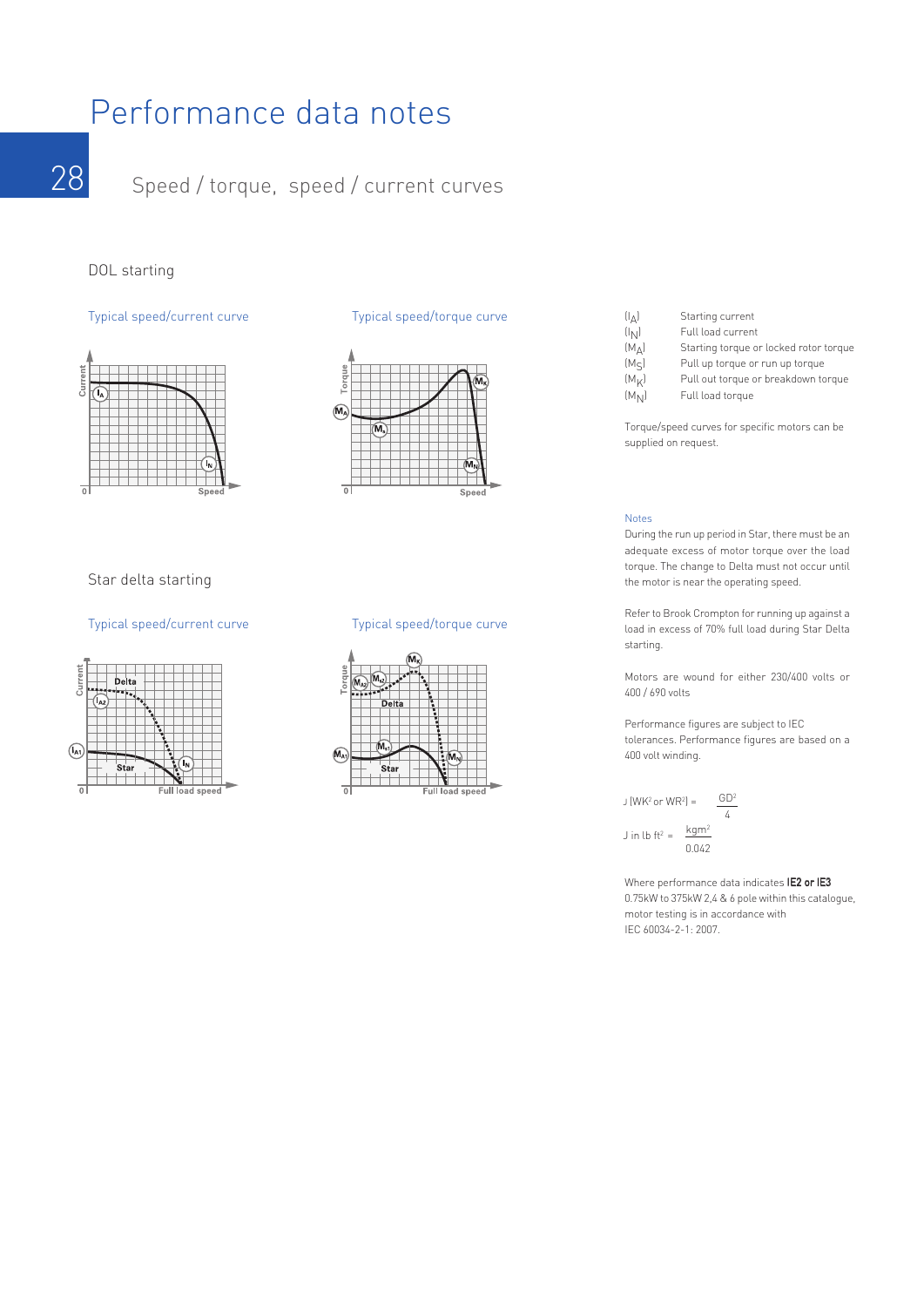# Performance data notes

## Speed / torque, speed / current curves

### DOL starting

Typical speed/current curve

Typical speed/torque curve

### Star delta starting

Typical speed/current curve

Typical speed/torque curve

| | |
|---|---|
| $(I_A)$ | Starting current |
| $(I_N)$ | Full load current |
| $(M_A)$ | Starting torque or locked rotor torque |
| $(M_S)$ | Pull up torque or run up torque |
| $(M_K)$ | Pull out torque or breakdown torque |
| $(M_N)$ | Full load torque |

Torque/speed curves for specific motors can be supplied on request.

**Notes**

During the run up period in Star, there must be an adequate excess of motor torque over the load torque. The change to Delta must not occur until the motor is near the operating speed.

Refer to Brook Crompton for running up against a load in excess of 70% full load during Star Delta starting.

Motors are wound for either 230/400 volts or 400 / 690 volts

Performance figures are subject to IEC tolerances. Performance figures are based on a 400 volt winding.

$$J\ (WK^2 \text{ or } WR^2) = \frac{GD^2}{4}$$

$$J \text{ in lb ft}^2 = \frac{kgm^2}{0.042}$$

Where performance data indicates **IE2 or IE3** 0.75kW to 375kW 2,4 & 6 pole within this catalogue, motor testing is in accordance with IEC 60034-2-1: 2007.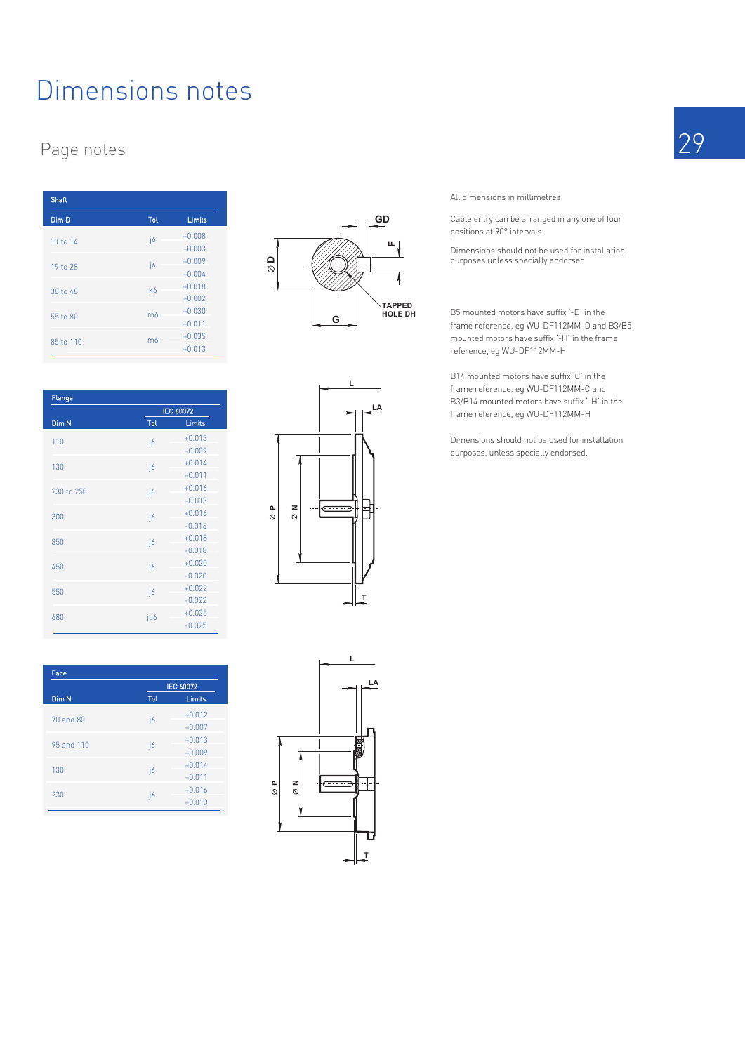# Dimensions notes

## Page notes

| Shaft | | |
|---|---|---|
| Dim D | Tol | Limits |
| 11 to 14 | j6 | +0.008<br>–0.003 |
| 19 to 28 | j6 | +0.009<br>–0.004 |
| 38 to 48 | k6 | +0.018<br>+0.002 |
| 55 to 80 | m6 | +0.030<br>+0.011 |
| 85 to 110 | m6 | +0.035<br>+0.013 |

| Flange | | |
|---|---|---|
| | IEC 60072 | |
| Dim N | Tol | Limits |
| 110 | j6 | +0.013<br>–0.009 |
| 130 | j6 | +0.014<br>–0.011 |
| 230 to 250 | j6 | +0.016<br>–0.013 |
| 300 | j6 | +0.016<br>-0.016 |
| 350 | j6 | +0.018<br>-0.018 |
| 450 | j6 | +0.020<br>-0.020 |
| 550 | j6 | +0.022<br>-0.022 |
| 680 | js6 | +0.025<br>-0.025 |

| Face | | |
|---|---|---|
| | IEC 60072 | |
| Dim N | Tol | Limits |
| 70 and 80 | j6 | +0.012<br>–0.007 |
| 95 and 110 | j6 | +0.013<br>–0.009 |
| 130 | j6 | +0.014<br>–0.011 |
| 230 | j6 | +0.016<br>–0.013 |

GD, F, Ø D, G, TAPPED HOLE DH

L, LA, Ø P, Ø N, T

L, LA, Ø P, Ø N, T

All dimensions in millimetres

Cable entry can be arranged in any one of four positions at 90° intervals

Dimensions should not be used for installation purposes unless specially endorsed

B5 mounted motors have suffix '-D' in the frame reference, eg WU-DF112MM-D and B3/B5 mounted motors have suffix '-H' in the frame reference, eg WU-DF112MM-H

B14 mounted motors have suffix 'C' in the frame reference, eg WU-DF112MM-C and B3/B14 mounted motors have suffix '-H' in the frame reference, eg WU-DF112MM-H

Dimensions should not be used for installation purposes, unless specially endorsed.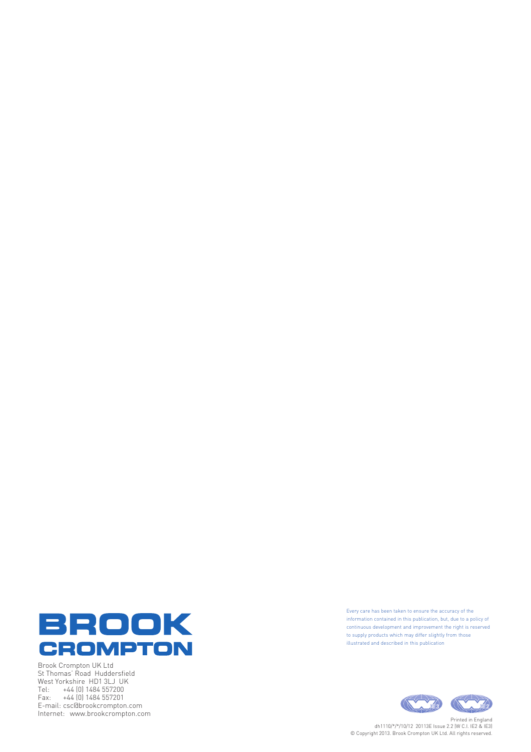**BROOK CROMPTON**

Brook Crompton UK Ltd
St Thomas' Road Huddersfield
West Yorkshire HD1 3LJ UK
Tel: +44 (0) 1484 557200
Fax: +44 (0) 1484 557201
E-mail: csc@brookcrompton.com
Internet: www.brookcrompton.com

Every care has been taken to ensure the accuracy of the information contained in this publication, but, due to a policy of continuous development and improvement the right is reserved to supply products which may differ slightly from those illustrated and described in this publication

IE3 IE2

Printed in England
dh1110/*/*/10/12 20113E Issue 2.2 (W C.I. IE2 & IE3)
© Copyright 2013. Brook Crompton UK Ltd. All rights reserved.